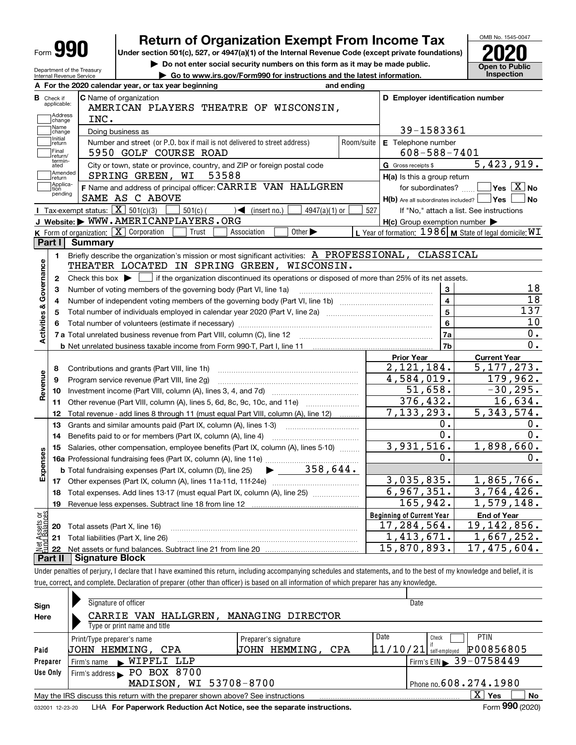# Form 990 — Return of Organization Exempt From Income Tax (2020)

Under section 501(c), 527, or 4947(a)(1) of the Internal Revenue Code (except private foundations)

▶ Do not enter social security numbers on this form as it may be made public.

▶ Go to www.irs.gov/Form990 for instructions and the latest information.

Department of the Treasury, Internal Revenue Service

OMB No. 1545-0047 — **Open to Public Inspection**

**A** For the 2020 calendar year, or tax year beginning and ending

**B** Check if applicable: Address change, Name change, Initial return, Final return/terminated, Amended return, Application pending

**C** Name of organization: AMERICAN PLAYERS THEATRE OF WISCONSIN, INC.

Doing business as

Number and street (or P.O. box if mail is not delivered to street address): 5950 GOLF COURSE ROAD — Room/suite

City or town, state or province, country, and ZIP or foreign postal code: SPRING GREEN, WI 53588

**D** Employer identification number: 39-1583361

**E** Telephone number: 608-588-7401

**G** Gross receipts $ 5,423,919.

**F** Name and address of principal officer: CARRIE VAN HALLGREN, SAME AS C ABOVE

**H(a)** Is this a group return for subordinates? ☐ Yes ☒ No

**H(b)** Are all subordinates included? ☐ Yes ☐ No — If "No," attach a list. See instructions

**H(c)** Group exemption number ▶

**I** Tax-exempt status: ☒ 501(c)(3) ☐ 501(c) ( ) ◀ (insert no.) ☐ 4947(a)(1) or ☐ 527

**J** Website: ▶ WWW.AMERICANPLAYERS.ORG

**K** Form of organization: ☒ Corporation ☐ Trust ☐ Association ☐ Other ▶

**L** Year of formation: 1986 **M** State of legal domicile: WI

## Part I Summary

**Activities & Governance**

1. Briefly describe the organization's mission or most significant activities: A PROFESSIONAL, CLASSICAL THEATER LOCATED IN SPRING GREEN, WISCONSIN.
2. Check this box ▶ ☐ if the organization discontinued its operations or disposed of more than 25% of its net assets.

| | | | |
|---|---|---|---|
| 3 | Number of voting members of the governing body (Part VI, line 1a) | 3 | 18 |
| 4 | Number of independent voting members of the governing body (Part VI, line 1b) | 4 | 18 |
| 5 | Total number of individuals employed in calendar year 2020 (Part V, line 2a) | 5 | 137 |
| 6 | Total number of volunteers (estimate if necessary) | 6 | 10 |
| 7a | Total unrelated business revenue from Part VIII, column (C), line 12 | 7a | 0. |
| b | Net unrelated business taxable income from Form 990-T, Part I, line 11 | 7b | 0. |

| | | | Prior Year | Current Year |
|---|---|---|---|---|
| **Revenue** | 8 | Contributions and grants (Part VIII, line 1h) | 2,121,184. | 5,177,273. |
| | 9 | Program service revenue (Part VIII, line 2g) | 4,584,019. | 179,962. |
| | 10 | Investment income (Part VIII, column (A), lines 3, 4, and 7d) | 51,658. | -30,295. |
| | 11 | Other revenue (Part VIII, column (A), lines 5, 6d, 8c, 9c, 10c, and 11e) | 376,432. | 16,634. |
| | 12 | Total revenue - add lines 8 through 11 (must equal Part VIII, column (A), line 12) | 7,133,293. | 5,343,574. |
| **Expenses** | 13 | Grants and similar amounts paid (Part IX, column (A), lines 1-3) | 0. | 0. |
| | 14 | Benefits paid to or for members (Part IX, column (A), line 4) | 0. | 0. |
| | 15 | Salaries, other compensation, employee benefits (Part IX, column (A), lines 5-10) | 3,931,516. | 1,898,660. |
| | 16a | Professional fundraising fees (Part IX, column (A), line 11e) | 0. | 0. |
| | b | Total fundraising expenses (Part IX, column (D), line 25) ▶ 358,644. | | |
| | 17 | Other expenses (Part IX, column (A), lines 11a-11d, 11f-24e) | 3,035,835. | 1,865,766. |
| | 18 | Total expenses. Add lines 13-17 (must equal Part IX, column (A), line 25) | 6,967,351. | 3,764,426. |
| | 19 | Revenue less expenses. Subtract line 18 from line 12 | 165,942. | 1,579,148. |
| | | | **Beginning of Current Year** | **End of Year** |
| **Net Assets or Fund Balances** | 20 | Total assets (Part X, line 16) | 17,284,564. | 19,142,856. |
| | 21 | Total liabilities (Part X, line 26) | 1,413,671. | 1,667,252. |
| | 22 | Net assets or fund balances. Subtract line 21 from line 20 | 15,870,893. | 17,475,604. |

## Part II Signature Block

Under penalties of perjury, I declare that I have examined this return, including accompanying schedules and statements, and to the best of my knowledge and belief, it is true, correct, and complete. Declaration of preparer (other than officer) is based on all information of which preparer has any knowledge.

**Sign Here**

Signature of officer — Date

CARRIE VAN HALLGREN, MANAGING DIRECTOR
Type or print name and title

**Paid Preparer Use Only**

| Print/Type preparer's name | Preparer's signature | Date | Check ☐ if self-employed | PTIN |
|---|---|---|---|---|
| JOHN HEMMING, CPA | JOHN HEMMING, CPA | 11/10/21 | | P00856805 |

Firm's name ▶ WIPFLI LLP — Firm's EIN ▶ 39-0758449

Firm's address ▶ PO BOX 8700, MADISON, WI 53708-8700 — Phone no. 608.274.1980

May the IRS discuss this return with the preparer shown above? See instructions ☒ Yes ☐ No

032001 12-23-20 LHA For Paperwork Reduction Act Notice, see the separate instructions. Form **990** (2020)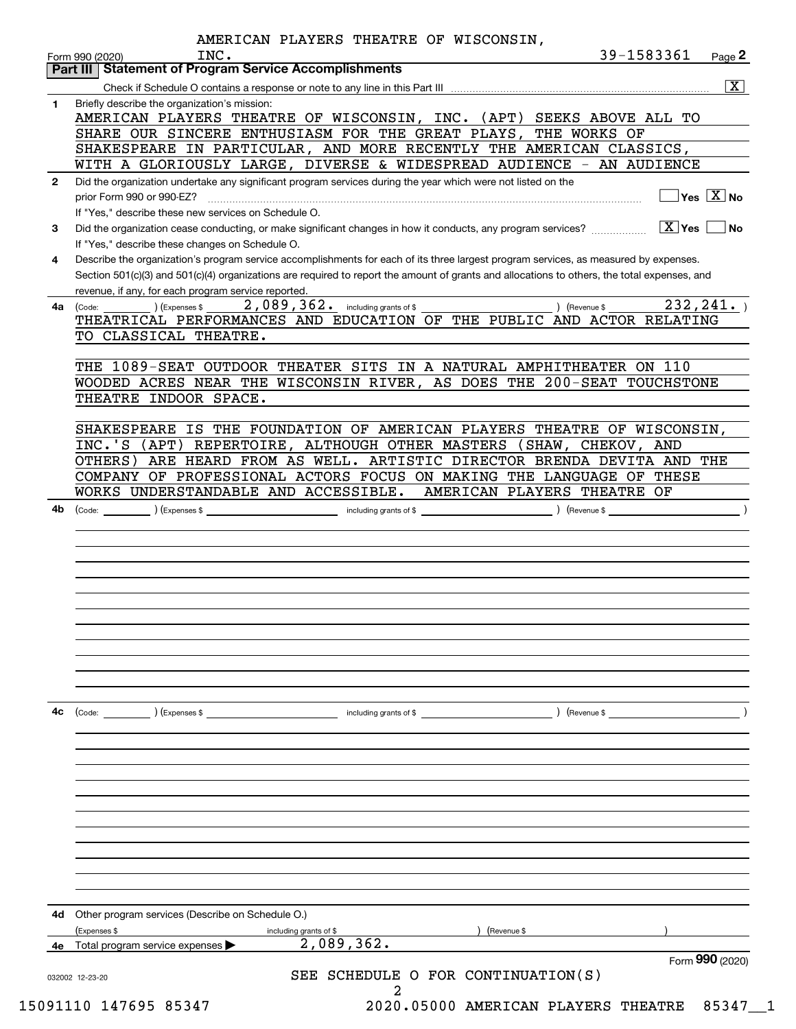AMERICAN PLAYERS THEATRE OF WISCONSIN, INC. 39-1583361

Form 990 (2020)

## Part III Statement of Program Service Accomplishments

Check if Schedule O contains a response or note to any line in this Part III [X]

**1** Briefly describe the organization's mission:

AMERICAN PLAYERS THEATRE OF WISCONSIN, INC. (APT) SEEKS ABOVE ALL TO SHARE OUR SINCERE ENTHUSIASM FOR THE GREAT PLAYS, THE WORKS OF SHAKESPEARE IN PARTICULAR, AND MORE RECENTLY THE AMERICAN CLASSICS, WITH A GLORIOUSLY LARGE, DIVERSE & WIDESPREAD AUDIENCE - AN AUDIENCE

**2** Did the organization undertake any significant program services during the year which were not listed on the prior Form 990 or 990-EZ? [ ] Yes [X] No

If "Yes," describe these new services on Schedule O.

**3** Did the organization cease conducting, or make significant changes in how it conducts, any program services? [X] Yes [ ] No

If "Yes," describe these changes on Schedule O.

**4** Describe the organization's program service accomplishments for each of its three largest program services, as measured by expenses. Section 501(c)(3) and 501(c)(4) organizations are required to report the amount of grants and allocations to others, the total expenses, and revenue, if any, for each program service reported.

**4a** (Code: ) (Expenses $ 2,089,362. including grants of $ ) (Revenue $ 232,241. )

THEATRICAL PERFORMANCES AND EDUCATION OF THE PUBLIC AND ACTOR RELATING TO CLASSICAL THEATRE.

THE 1089-SEAT OUTDOOR THEATER SITS IN A NATURAL AMPHITHEATER ON 110 WOODED ACRES NEAR THE WISCONSIN RIVER, AS DOES THE 200-SEAT TOUCHSTONE THEATRE INDOOR SPACE.

SHAKESPEARE IS THE FOUNDATION OF AMERICAN PLAYERS THEATRE OF WISCONSIN, INC.'S (APT) REPERTOIRE, ALTHOUGH OTHER MASTERS (SHAW, CHEKOV, AND OTHERS) ARE HEARD FROM AS WELL. ARTISTIC DIRECTOR BRENDA DEVITA AND THE COMPANY OF PROFESSIONAL ACTORS FOCUS ON MAKING THE LANGUAGE OF THESE WORKS UNDERSTANDABLE AND ACCESSIBLE. AMERICAN PLAYERS THEATRE OF

**4b** (Code: ) (Expenses $ including grants of $ ) (Revenue $ )

**4c** (Code: ) (Expenses $ including grants of $ ) (Revenue $ )

**4d** Other program services (Describe on Schedule O.)

(Expenses $ including grants of $ ) (Revenue $ )

**4e** Total program service expenses ▶ 2,089,362.

Form **990** (2020)

SEE SCHEDULE O FOR CONTINUATION(S)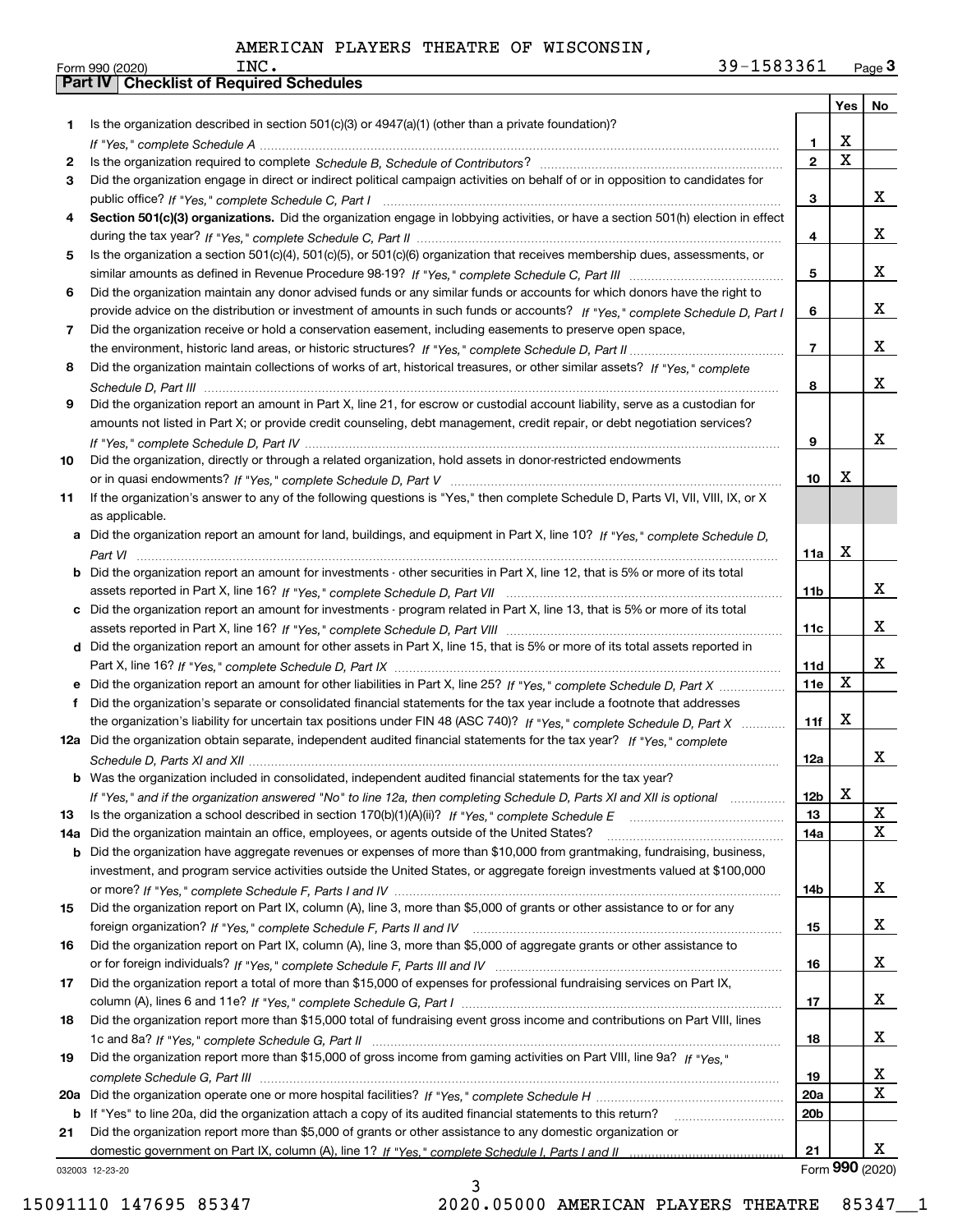AMERICAN PLAYERS THEATRE OF WISCONSIN, INC. 39-1583361

Form 990 (2020) Page **3**

## Part IV Checklist of Required Schedules

| | | | Yes | No |
|---|---|---|---|---|
| 1 | Is the organization described in section 501(c)(3) or 4947(a)(1) (other than a private foundation)? *If "Yes," complete Schedule A* | 1 | X | |
| 2 | Is the organization required to complete *Schedule B, Schedule of Contributors*? | 2 | X | |
| 3 | Did the organization engage in direct or indirect political campaign activities on behalf of or in opposition to candidates for public office? *If "Yes," complete Schedule C, Part I* | 3 | | X |
| 4 | **Section 501(c)(3) organizations.** Did the organization engage in lobbying activities, or have a section 501(h) election in effect during the tax year? *If "Yes," complete Schedule C, Part II* | 4 | | X |
| 5 | Is the organization a section 501(c)(4), 501(c)(5), or 501(c)(6) organization that receives membership dues, assessments, or similar amounts as defined in Revenue Procedure 98-19? *If "Yes," complete Schedule C, Part III* | 5 | | X |
| 6 | Did the organization maintain any donor advised funds or any similar funds or accounts for which donors have the right to provide advice on the distribution or investment of amounts in such funds or accounts? *If "Yes," complete Schedule D, Part I* | 6 | | X |
| 7 | Did the organization receive or hold a conservation easement, including easements to preserve open space, the environment, historic land areas, or historic structures? *If "Yes," complete Schedule D, Part II* | 7 | | X |
| 8 | Did the organization maintain collections of works of art, historical treasures, or other similar assets? *If "Yes," complete Schedule D, Part III* | 8 | | X |
| 9 | Did the organization report an amount in Part X, line 21, for escrow or custodial account liability, serve as a custodian for amounts not listed in Part X; or provide credit counseling, debt management, credit repair, or debt negotiation services? *If "Yes," complete Schedule D, Part IV* | 9 | | X |
| 10 | Did the organization, directly or through a related organization, hold assets in donor-restricted endowments or in quasi endowments? *If "Yes," complete Schedule D, Part V* | 10 | X | |
| 11 | If the organization's answer to any of the following questions is "Yes," then complete Schedule D, Parts VI, VII, VIII, IX, or X as applicable. | | | |
| a | Did the organization report an amount for land, buildings, and equipment in Part X, line 10? *If "Yes," complete Schedule D, Part VI* | 11a | X | |
| b | Did the organization report an amount for investments - other securities in Part X, line 12, that is 5% or more of its total assets reported in Part X, line 16? *If "Yes," complete Schedule D, Part VII* | 11b | | X |
| c | Did the organization report an amount for investments - program related in Part X, line 13, that is 5% or more of its total assets reported in Part X, line 16? *If "Yes," complete Schedule D, Part VIII* | 11c | | X |
| d | Did the organization report an amount for other assets in Part X, line 15, that is 5% or more of its total assets reported in Part X, line 16? *If "Yes," complete Schedule D, Part IX* | 11d | | X |
| e | Did the organization report an amount for other liabilities in Part X, line 25? *If "Yes," complete Schedule D, Part X* | 11e | X | |
| f | Did the organization's separate or consolidated financial statements for the tax year include a footnote that addresses the organization's liability for uncertain tax positions under FIN 48 (ASC 740)? *If "Yes," complete Schedule D, Part X* | 11f | X | |
| 12a | Did the organization obtain separate, independent audited financial statements for the tax year? *If "Yes," complete Schedule D, Parts XI and XII* | 12a | | X |
| b | Was the organization included in consolidated, independent audited financial statements for the tax year? *If "Yes," and if the organization answered "No" to line 12a, then completing Schedule D, Parts XI and XII is optional* | 12b | X | |
| 13 | Is the organization a school described in section 170(b)(1)(A)(ii)? *If "Yes," complete Schedule E* | 13 | | X |
| 14a | Did the organization maintain an office, employees, or agents outside of the United States? | 14a | | X |
| b | Did the organization have aggregate revenues or expenses of more than $10,000 from grantmaking, fundraising, business, investment, and program service activities outside the United States, or aggregate foreign investments valued at $100,000 or more? *If "Yes," complete Schedule F, Parts I and IV* | 14b | | X |
| 15 | Did the organization report on Part IX, column (A), line 3, more than $5,000 of grants or other assistance to or for any foreign organization? *If "Yes," complete Schedule F, Parts II and IV* | 15 | | X |
| 16 | Did the organization report on Part IX, column (A), line 3, more than $5,000 of aggregate grants or other assistance to or for foreign individuals? *If "Yes," complete Schedule F, Parts III and IV* | 16 | | X |
| 17 | Did the organization report a total of more than $15,000 of expenses for professional fundraising services on Part IX, column (A), lines 6 and 11e? *If "Yes," complete Schedule G, Part I* | 17 | | X |
| 18 | Did the organization report more than $15,000 total of fundraising event gross income and contributions on Part VIII, lines 1c and 8a? *If "Yes," complete Schedule G, Part II* | 18 | | X |
| 19 | Did the organization report more than $15,000 of gross income from gaming activities on Part VIII, line 9a? *If "Yes," complete Schedule G, Part III* | 19 | | X |
| 20a | Did the organization operate one or more hospital facilities? *If "Yes," complete Schedule H* | 20a | | X |
| b | If "Yes" to line 20a, did the organization attach a copy of its audited financial statements to this return? | 20b | | |
| 21 | Did the organization report more than $5,000 of grants or other assistance to any domestic organization or domestic government on Part IX, column (A), line 1? *If "Yes," complete Schedule I, Parts I and II* | 21 | | X |

032003 12-23-20 Form **990** (2020)

15091110 147695 85347 2020.05000 AMERICAN PLAYERS THEATRE 85347__1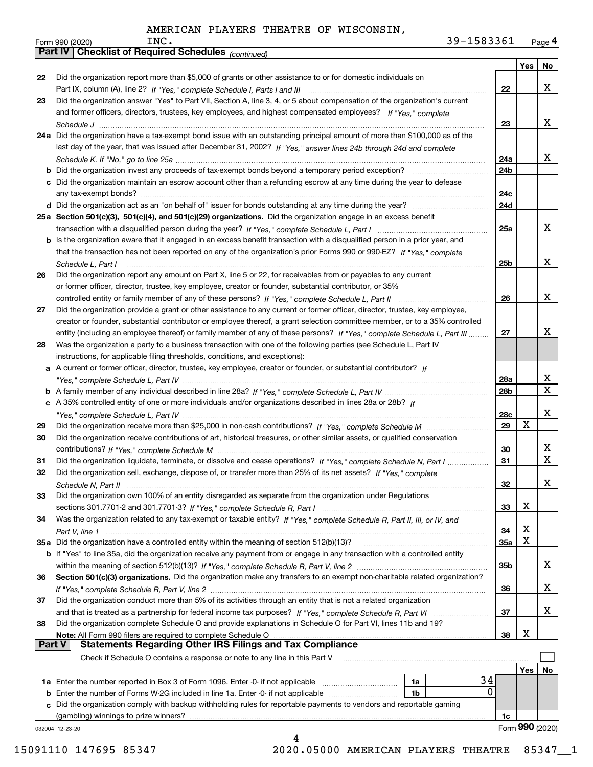AMERICAN PLAYERS THEATRE OF WISCONSIN, INC. 39-1583361

Form 990 (2020) Page 4

## Part IV Checklist of Required Schedules *(continued)*

| | | | Yes | No |
|---|---|---|---|---|
| 22 | Did the organization report more than $5,000 of grants or other assistance to or for domestic individuals on Part IX, column (A), line 2? *If "Yes," complete Schedule I, Parts I and III* | 22 | | X |
| 23 | Did the organization answer "Yes" to Part VII, Section A, line 3, 4, or 5 about compensation of the organization's current and former officers, directors, trustees, key employees, and highest compensated employees? *If "Yes," complete Schedule J* | 23 | | X |
| 24a | Did the organization have a tax-exempt bond issue with an outstanding principal amount of more than $100,000 as of the last day of the year, that was issued after December 31, 2002? *If "Yes," answer lines 24b through 24d and complete Schedule K. If "No," go to line 25a* | 24a | | X |
| b | Did the organization invest any proceeds of tax-exempt bonds beyond a temporary period exception? | 24b | | |
| c | Did the organization maintain an escrow account other than a refunding escrow at any time during the year to defease any tax-exempt bonds? | 24c | | |
| d | Did the organization act as an "on behalf of" issuer for bonds outstanding at any time during the year? | 24d | | |
| 25a | **Section 501(c)(3), 501(c)(4), and 501(c)(29) organizations.** Did the organization engage in an excess benefit transaction with a disqualified person during the year? *If "Yes," complete Schedule L, Part I* | 25a | | X |
| b | Is the organization aware that it engaged in an excess benefit transaction with a disqualified person in a prior year, and that the transaction has not been reported on any of the organization's prior Forms 990 or 990-EZ? *If "Yes," complete Schedule L, Part I* | 25b | | X |
| 26 | Did the organization report any amount on Part X, line 5 or 22, for receivables from or payables to any current or former officer, director, trustee, key employee, creator or founder, substantial contributor, or 35% controlled entity or family member of any of these persons? *If "Yes," complete Schedule L, Part II* | 26 | | X |
| 27 | Did the organization provide a grant or other assistance to any current or former officer, director, trustee, key employee, creator or founder, substantial contributor or employee thereof, a grant selection committee member, or to a 35% controlled entity (including an employee thereof) or family member of any of these persons? *If "Yes," complete Schedule L, Part III* | 27 | | X |
| 28 | Was the organization a party to a business transaction with one of the following parties (see Schedule L, Part IV instructions, for applicable filing thresholds, conditions, and exceptions): | | | |
| a | A current or former officer, director, trustee, key employee, creator or founder, or substantial contributor? *If "Yes," complete Schedule L, Part IV* | 28a | | X |
| b | A family member of any individual described in line 28a? *If "Yes," complete Schedule L, Part IV* | 28b | | X |
| c | A 35% controlled entity of one or more individuals and/or organizations described in lines 28a or 28b? *If "Yes," complete Schedule L, Part IV* | 28c | | X |
| 29 | Did the organization receive more than $25,000 in non-cash contributions? *If "Yes," complete Schedule M* | 29 | X | |
| 30 | Did the organization receive contributions of art, historical treasures, or other similar assets, or qualified conservation contributions? *If "Yes," complete Schedule M* | 30 | | X |
| 31 | Did the organization liquidate, terminate, or dissolve and cease operations? *If "Yes," complete Schedule N, Part I* | 31 | | X |
| 32 | Did the organization sell, exchange, dispose of, or transfer more than 25% of its net assets? *If "Yes," complete Schedule N, Part II* | 32 | | X |
| 33 | Did the organization own 100% of an entity disregarded as separate from the organization under Regulations sections 301.7701-2 and 301.7701-3? *If "Yes," complete Schedule R, Part I* | 33 | X | |
| 34 | Was the organization related to any tax-exempt or taxable entity? *If "Yes," complete Schedule R, Part II, III, or IV, and Part V, line 1* | 34 | X | |
| 35a | Did the organization have a controlled entity within the meaning of section 512(b)(13)? | 35a | X | |
| b | If "Yes" to line 35a, did the organization receive any payment from or engage in any transaction with a controlled entity within the meaning of section 512(b)(13)? *If "Yes," complete Schedule R, Part V, line 2* | 35b | | X |
| 36 | **Section 501(c)(3) organizations.** Did the organization make any transfers to an exempt non-charitable related organization? *If "Yes," complete Schedule R, Part V, line 2* | 36 | | X |
| 37 | Did the organization conduct more than 5% of its activities through an entity that is not a related organization and that is treated as a partnership for federal income tax purposes? *If "Yes," complete Schedule R, Part VI* | 37 | | X |
| 38 | Did the organization complete Schedule O and provide explanations in Schedule O for Part VI, lines 11b and 19? **Note:** All Form 990 filers are required to complete Schedule O | 38 | X | |

## Part V Statements Regarding Other IRS Filings and Tax Compliance

Check if Schedule O contains a response or note to any line in this Part V ☐

| | | | | | Yes | No |
|---|---|---|---|---|---|---|
| 1a | Enter the number reported in Box 3 of Form 1096. Enter -0- if not applicable | 1a | 34 | | | |
| b | Enter the number of Forms W-2G included in line 1a. Enter -0- if not applicable | 1b | 0 | | | |
| c | Did the organization comply with backup withholding rules for reportable payments to vendors and reportable gaming (gambling) winnings to prize winners? | | | 1c | | |

032004 12-23-20 Form **990** (2020)

15091110 147695 85347 2020.05000 AMERICAN PLAYERS THEATRE 85347__1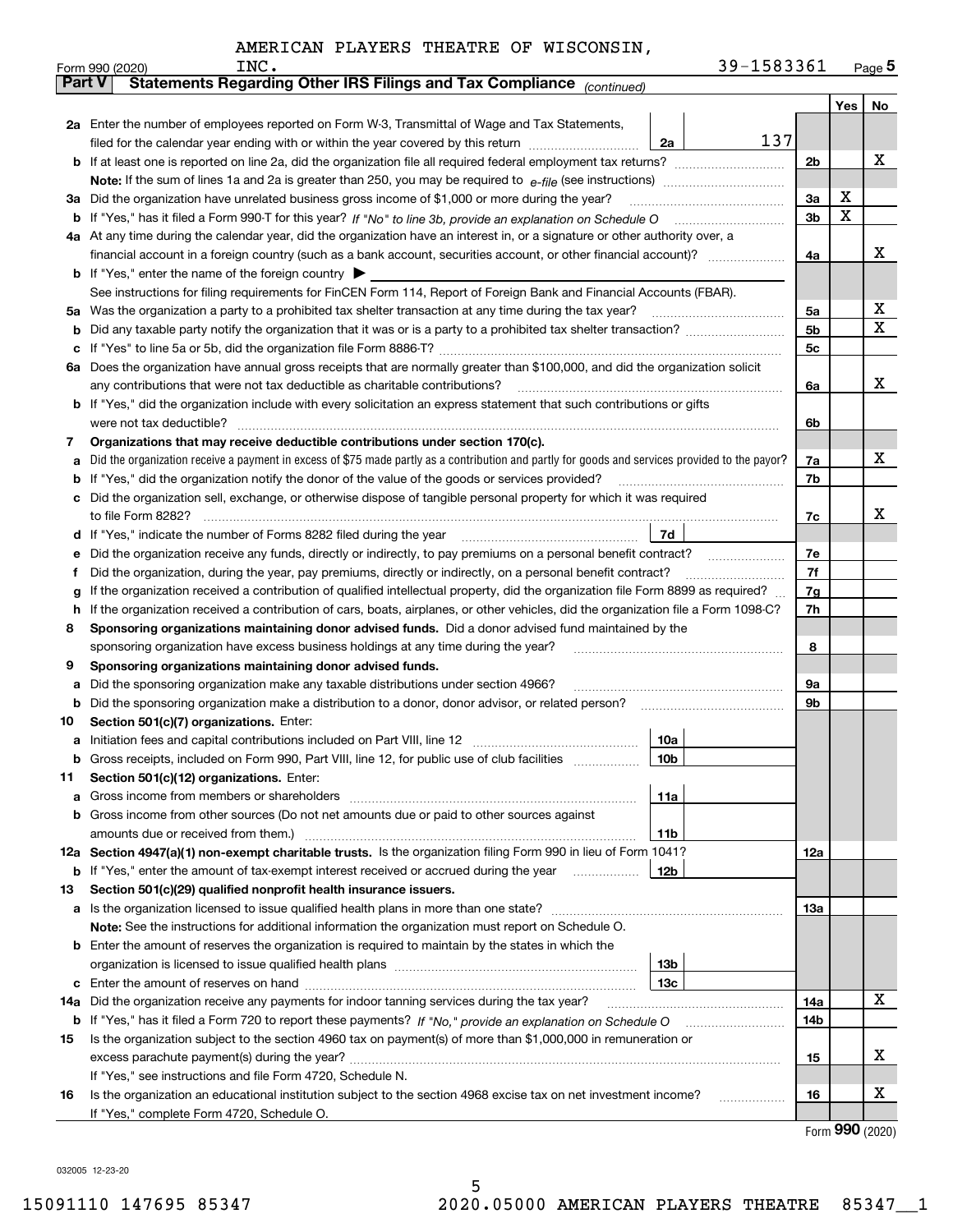AMERICAN PLAYERS THEATRE OF WISCONSIN, INC. 39-1583361

Form 990 (2020) Page **5**

## Part V Statements Regarding Other IRS Filings and Tax Compliance *(continued)*

| | | | | | Yes | No |
|---|---|---|---|---|---|---|
| **2a** | Enter the number of employees reported on Form W-3, Transmittal of Wage and Tax Statements, filed for the calendar year ending with or within the year covered by this return | 2a | 137 | | | |
| **b** | If at least one is reported on line 2a, did the organization file all required federal employment tax returns? | | | 2b | | X |
| | **Note:** If the sum of lines 1a and 2a is greater than 250, you may be required to *e-file* (see instructions) | | | | | |
| **3a** | Did the organization have unrelated business gross income of $1,000 or more during the year? | | | 3a | X | |
| **b** | If "Yes," has it filed a Form 990-T for this year? *If "No" to line 3b, provide an explanation on Schedule O* | | | 3b | X | |
| **4a** | At any time during the calendar year, did the organization have an interest in, or a signature or other authority over, a financial account in a foreign country (such as a bank account, securities account, or other financial account)? | | | 4a | | X |
| **b** | If "Yes," enter the name of the foreign country ▶ | | | | | |
| | See instructions for filing requirements for FinCEN Form 114, Report of Foreign Bank and Financial Accounts (FBAR). | | | | | |
| **5a** | Was the organization a party to a prohibited tax shelter transaction at any time during the tax year? | | | 5a | | X |
| **b** | Did any taxable party notify the organization that it was or is a party to a prohibited tax shelter transaction? | | | 5b | | X |
| **c** | If "Yes" to line 5a or 5b, did the organization file Form 8886-T? | | | 5c | | |
| **6a** | Does the organization have annual gross receipts that are normally greater than $100,000, and did the organization solicit any contributions that were not tax deductible as charitable contributions? | | | 6a | | X |
| **b** | If "Yes," did the organization include with every solicitation an express statement that such contributions or gifts were not tax deductible? | | | 6b | | |
| **7** | **Organizations that may receive deductible contributions under section 170(c).** | | | | | |
| **a** | Did the organization receive a payment in excess of $75 made partly as a contribution and partly for goods and services provided to the payor? | | | 7a | | X |
| **b** | If "Yes," did the organization notify the donor of the value of the goods or services provided? | | | 7b | | |
| **c** | Did the organization sell, exchange, or otherwise dispose of tangible personal property for which it was required to file Form 8282? | | | 7c | | X |
| **d** | If "Yes," indicate the number of Forms 8282 filed during the year | 7d | | | | |
| **e** | Did the organization receive any funds, directly or indirectly, to pay premiums on a personal benefit contract? | | | 7e | | |
| **f** | Did the organization, during the year, pay premiums, directly or indirectly, on a personal benefit contract? | | | 7f | | |
| **g** | If the organization received a contribution of qualified intellectual property, did the organization file Form 8899 as required? | | | 7g | | |
| **h** | If the organization received a contribution of cars, boats, airplanes, or other vehicles, did the organization file a Form 1098-C? | | | 7h | | |
| **8** | **Sponsoring organizations maintaining donor advised funds.** Did a donor advised fund maintained by the sponsoring organization have excess business holdings at any time during the year? | | | 8 | | |
| **9** | **Sponsoring organizations maintaining donor advised funds.** | | | | | |
| **a** | Did the sponsoring organization make any taxable distributions under section 4966? | | | 9a | | |
| **b** | Did the sponsoring organization make a distribution to a donor, donor advisor, or related person? | | | 9b | | |
| **10** | **Section 501(c)(7) organizations.** Enter: | | | | | |
| **a** | Initiation fees and capital contributions included on Part VIII, line 12 | 10a | | | | |
| **b** | Gross receipts, included on Form 990, Part VIII, line 12, for public use of club facilities | 10b | | | | |
| **11** | **Section 501(c)(12) organizations.** Enter: | | | | | |
| **a** | Gross income from members or shareholders | 11a | | | | |
| **b** | Gross income from other sources (Do not net amounts due or paid to other sources against amounts due or received from them.) | 11b | | | | |
| **12a** | **Section 4947(a)(1) non-exempt charitable trusts.** Is the organization filing Form 990 in lieu of Form 1041? | | | 12a | | |
| **b** | If "Yes," enter the amount of tax-exempt interest received or accrued during the year | 12b | | | | |
| **13** | **Section 501(c)(29) qualified nonprofit health insurance issuers.** | | | | | |
| **a** | Is the organization licensed to issue qualified health plans in more than one state? | | | 13a | | |
| | **Note:** See the instructions for additional information the organization must report on Schedule O. | | | | | |
| **b** | Enter the amount of reserves the organization is required to maintain by the states in which the organization is licensed to issue qualified health plans | 13b | | | | |
| **c** | Enter the amount of reserves on hand | 13c | | | | |
| **14a** | Did the organization receive any payments for indoor tanning services during the tax year? | | | 14a | | X |
| **b** | If "Yes," has it filed a Form 720 to report these payments? *If "No," provide an explanation on Schedule O* | | | 14b | | |
| **15** | Is the organization subject to the section 4960 tax on payment(s) of more than $1,000,000 in remuneration or excess parachute payment(s) during the year? | | | 15 | | X |
| | If "Yes," see instructions and file Form 4720, Schedule N. | | | | | |
| **16** | Is the organization an educational institution subject to the section 4968 excise tax on net investment income? | | | 16 | | X |
| | If "Yes," complete Form 4720, Schedule O. | | | | | |

Form **990** (2020)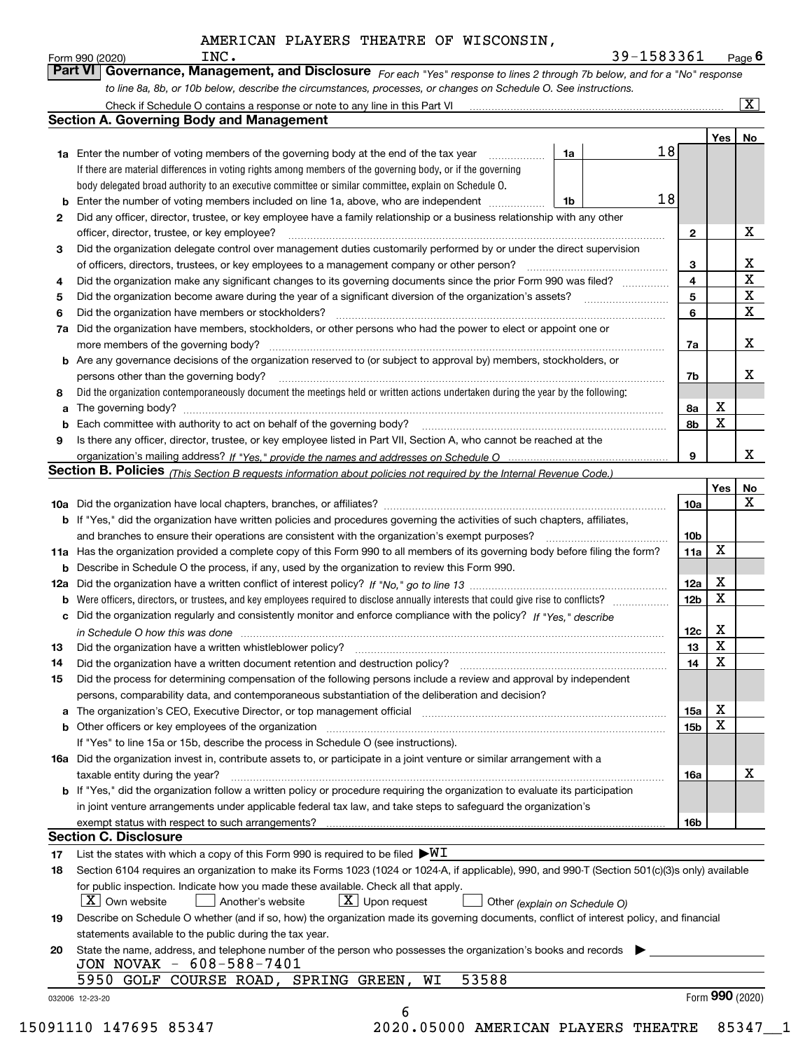AMERICAN PLAYERS THEATRE OF WISCONSIN, INC. 39-1583361

Form 990 (2020) Page 6

## Part VI Governance, Management, and Disclosure

*For each "Yes" response to lines 2 through 7b below, and for a "No" response to line 8a, 8b, or 10b below, describe the circumstances, processes, or changes on Schedule O. See instructions.*

Check if Schedule O contains a response or note to any line in this Part VI [X]

### Section A. Governing Body and Management

| | | | | Yes | No |
|---|---|---|---|---|---|
| 1a | Enter the number of voting members of the governing body at the end of the tax year. If there are material differences in voting rights among members of the governing body, or if the governing body delegated broad authority to an executive committee or similar committee, explain on Schedule O. | 1a | 18 | | |
| b | Enter the number of voting members included on line 1a, above, who are independent | 1b | 18 | | |
| 2 | Did any officer, director, trustee, or key employee have a family relationship or a business relationship with any other officer, director, trustee, or key employee? | 2 | | | X |
| 3 | Did the organization delegate control over management duties customarily performed by or under the direct supervision of officers, directors, trustees, or key employees to a management company or other person? | 3 | | | X |
| 4 | Did the organization make any significant changes to its governing documents since the prior Form 990 was filed? | 4 | | | X |
| 5 | Did the organization become aware during the year of a significant diversion of the organization's assets? | 5 | | | X |
| 6 | Did the organization have members or stockholders? | 6 | | | X |
| 7a | Did the organization have members, stockholders, or other persons who had the power to elect or appoint one or more members of the governing body? | 7a | | | X |
| b | Are any governance decisions of the organization reserved to (or subject to approval by) members, stockholders, or persons other than the governing body? | 7b | | | X |
| 8 | Did the organization contemporaneously document the meetings held or written actions undertaken during the year by the following: | | | | |
| a | The governing body? | 8a | | X | |
| b | Each committee with authority to act on behalf of the governing body? | 8b | | X | |
| 9 | Is there any officer, director, trustee, or key employee listed in Part VII, Section A, who cannot be reached at the organization's mailing address? *If "Yes," provide the names and addresses on Schedule O* | 9 | | | X |

### Section B. Policies *(This Section B requests information about policies not required by the Internal Revenue Code.)*

| | | | Yes | No |
|---|---|---|---|---|
| 10a | Did the organization have local chapters, branches, or affiliates? | 10a | | X |
| b | If "Yes," did the organization have written policies and procedures governing the activities of such chapters, affiliates, and branches to ensure their operations are consistent with the organization's exempt purposes? | 10b | | |
| 11a | Has the organization provided a complete copy of this Form 990 to all members of its governing body before filing the form? | 11a | X | |
| b | Describe in Schedule O the process, if any, used by the organization to review this Form 990. | | | |
| 12a | Did the organization have a written conflict of interest policy? *If "No," go to line 13* | 12a | X | |
| b | Were officers, directors, or trustees, and key employees required to disclose annually interests that could give rise to conflicts? | 12b | X | |
| c | Did the organization regularly and consistently monitor and enforce compliance with the policy? *If "Yes," describe in Schedule O how this was done* | 12c | X | |
| 13 | Did the organization have a written whistleblower policy? | 13 | X | |
| 14 | Did the organization have a written document retention and destruction policy? | 14 | X | |
| 15 | Did the process for determining compensation of the following persons include a review and approval by independent persons, comparability data, and contemporaneous substantiation of the deliberation and decision? | | | |
| a | The organization's CEO, Executive Director, or top management official | 15a | X | |
| b | Other officers or key employees of the organization | 15b | X | |
| | If "Yes" to line 15a or 15b, describe the process in Schedule O (see instructions). | | | |
| 16a | Did the organization invest in, contribute assets to, or participate in a joint venture or similar arrangement with a taxable entity during the year? | 16a | | X |
| b | If "Yes," did the organization follow a written policy or procedure requiring the organization to evaluate its participation in joint venture arrangements under applicable federal tax law, and take steps to safeguard the organization's exempt status with respect to such arrangements? | 16b | | |

### Section C. Disclosure

17 List the states with which a copy of this Form 990 is required to be filed ▶WI

18 Section 6104 requires an organization to make its Forms 1023 (1024 or 1024-A, if applicable), 990, and 990-T (Section 501(c)(3)s only) available for public inspection. Indicate how you made these available. Check all that apply.

[X] Own website [ ] Another's website [X] Upon request [ ] Other *(explain on Schedule O)*

19 Describe on Schedule O whether (and if so, how) the organization made its governing documents, conflict of interest policy, and financial statements available to the public during the tax year.

20 State the name, address, and telephone number of the person who possesses the organization's books and records ▶

JON NOVAK - 608-588-7401
5950 GOLF COURSE ROAD, SPRING GREEN, WI 53588

032006 12-23-20 Form 990 (2020)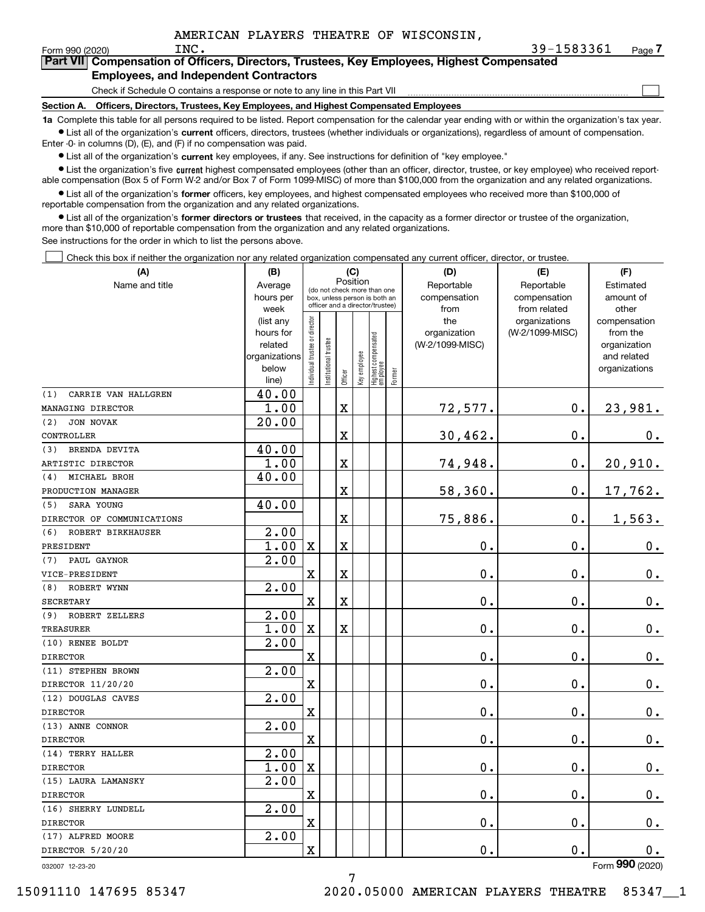AMERICAN PLAYERS THEATRE OF WISCONSIN, INC. 39-1583361

Form 990 (2020) Page 7

## Part VII Compensation of Officers, Directors, Trustees, Key Employees, Highest Compensated Employees, and Independent Contractors

Check if Schedule O contains a response or note to any line in this Part VII

### Section A. Officers, Directors, Trustees, Key Employees, and Highest Compensated Employees

**1a** Complete this table for all persons required to be listed. Report compensation for the calendar year ending with or within the organization's tax year.

- List all of the organization's **current** officers, directors, trustees (whether individuals or organizations), regardless of amount of compensation. Enter -0- in columns (D), (E), and (F) if no compensation was paid.
- List all of the organization's **current** key employees, if any. See instructions for definition of "key employee."
- List the organization's five **current** highest compensated employees (other than an officer, director, trustee, or key employee) who received reportable compensation (Box 5 of Form W-2 and/or Box 7 of Form 1099-MISC) of more than $100,000 from the organization and any related organizations.
- List all of the organization's **former** officers, key employees, and highest compensated employees who received more than $100,000 of reportable compensation from the organization and any related organizations.
- List all of the organization's **former directors or trustees** that received, in the capacity as a former director or trustee of the organization, more than $10,000 of reportable compensation from the organization and any related organizations.

See instructions for the order in which to list the persons above.

Check this box if neither the organization nor any related organization compensated any current officer, director, or trustee.

| (A) Name and title | (B) Average hours per week (list any hours for related organizations below line) | (C) Individual trustee or director | Institutional trustee | Officer | Key employee | Highest compensated employee | Former | (D) Reportable compensation from the organization (W-2/1099-MISC) | (E) Reportable compensation from related organizations (W-2/1099-MISC) | (F) Estimated amount of other compensation from the organization and related organizations |
|---|---|---|---|---|---|---|---|---|---|---|
| (1) CARRIE VAN HALLGREN<br>MANAGING DIRECTOR | 40.00<br>1.00 | | | X | | | | 72,577. | 0. | 23,981. |
| (2) JON NOVAK<br>CONTROLLER | 20.00 | | | X | | | | 30,462. | 0. | 0. |
| (3) BRENDA DEVITA<br>ARTISTIC DIRECTOR | 40.00<br>1.00 | | | X | | | | 74,948. | 0. | 20,910. |
| (4) MICHAEL BROH<br>PRODUCTION MANAGER | 40.00 | | | X | | | | 58,360. | 0. | 17,762. |
| (5) SARA YOUNG<br>DIRECTOR OF COMMUNICATIONS | 40.00 | | | X | | | | 75,886. | 0. | 1,563. |
| (6) ROBERT BIRKHAUSER<br>PRESIDENT | 2.00<br>1.00 | X | | X | | | | 0. | 0. | 0. |
| (7) PAUL GAYNOR<br>VICE-PRESIDENT | 2.00 | X | | X | | | | 0. | 0. | 0. |
| (8) ROBERT WYNN<br>SECRETARY | 2.00 | X | | X | | | | 0. | 0. | 0. |
| (9) ROBERT ZELLERS<br>TREASURER | 2.00<br>1.00 | X | | X | | | | 0. | 0. | 0. |
| (10) RENEE BOLDT<br>DIRECTOR | 2.00 | X | | | | | | 0. | 0. | 0. |
| (11) STEPHEN BROWN<br>DIRECTOR 11/20/20 | 2.00 | X | | | | | | 0. | 0. | 0. |
| (12) DOUGLAS CAVES<br>DIRECTOR | 2.00 | X | | | | | | 0. | 0. | 0. |
| (13) ANNE CONNOR<br>DIRECTOR | 2.00 | X | | | | | | 0. | 0. | 0. |
| (14) TERRY HALLER<br>DIRECTOR | 2.00<br>1.00 | X | | | | | | 0. | 0. | 0. |
| (15) LAURA LAMANSKY<br>DIRECTOR | 2.00 | X | | | | | | 0. | 0. | 0. |
| (16) SHERRY LUNDELL<br>DIRECTOR | 2.00 | X | | | | | | 0. | 0. | 0. |
| (17) ALFRED MOORE<br>DIRECTOR 5/20/20 | 2.00 | X | | | | | | 0. | 0. | 0. |

032007 12-23-20 Form 990 (2020)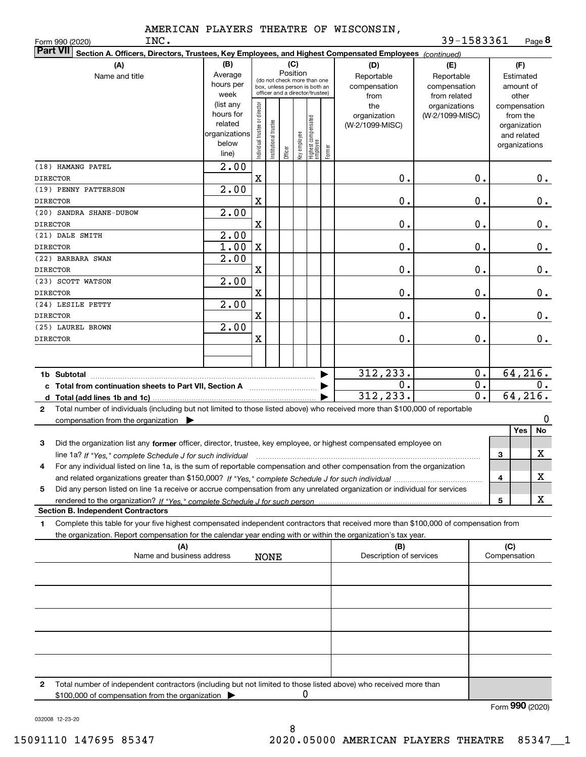AMERICAN PLAYERS THEATRE OF WISCONSIN, INC. 39-1583361

Form 990 (2020) Page 8

**Part VII Section A. Officers, Directors, Trustees, Key Employees, and Highest Compensated Employees** *(continued)*

| (A) Name and title | (B) Average hours per week (list any hours for related organizations below line) | (C) Position: Individual trustee or director | Institutional trustee | Officer | Key employee | Highest compensated employee | Former | (D) Reportable compensation from the organization (W-2/1099-MISC) | (E) Reportable compensation from related organizations (W-2/1099-MISC) | (F) Estimated amount of other compensation from the organization and related organizations |
|---|---|---|---|---|---|---|---|---|---|---|
| (18) HAMANG PATEL<br>DIRECTOR | 2.00 | X | | | | | | 0. | 0. | 0. |
| (19) PENNY PATTERSON<br>DIRECTOR | 2.00 | X | | | | | | 0. | 0. | 0. |
| (20) SANDRA SHANE-DUBOW<br>DIRECTOR | 2.00 | X | | | | | | 0. | 0. | 0. |
| (21) DALE SMITH<br>DIRECTOR | 2.00<br>1.00 | X | | | | | | 0. | 0. | 0. |
| (22) BARBARA SWAN<br>DIRECTOR | 2.00 | X | | | | | | 0. | 0. | 0. |
| (23) SCOTT WATSON<br>DIRECTOR | 2.00 | X | | | | | | 0. | 0. | 0. |
| (24) LESILE PETTY<br>DIRECTOR | 2.00 | X | | | | | | 0. | 0. | 0. |
| (25) LAUREL BROWN<br>DIRECTOR | 2.00 | X | | | | | | 0. | 0. | 0. |
| | | | | | | | | | | |
| **1b Subtotal** | | | | | | | | 312,233. | 0. | 64,216. |
| **c Total from continuation sheets to Part VII, Section A** | | | | | | | | 0. | 0. | 0. |
| **d Total (add lines 1b and 1c)** | | | | | | | | 312,233. | 0. | 64,216. |

**2** Total number of individuals (including but not limited to those listed above) who received more than $100,000 of reportable compensation from the organization ▶ 0

| | | Yes | No |
|---|---|---|---|
| **3** Did the organization list any **former** officer, director, trustee, key employee, or highest compensated employee on line 1a? *If "Yes," complete Schedule J for such individual* | 3 | | X |
| **4** For any individual listed on line 1a, is the sum of reportable compensation and other compensation from the organization and related organizations greater than $150,000? *If "Yes," complete Schedule J for such individual* | 4 | | X |
| **5** Did any person listed on line 1a receive or accrue compensation from any unrelated organization or individual for services rendered to the organization? *If "Yes," complete Schedule J for such person* | 5 | | X |

**Section B. Independent Contractors**

**1** Complete this table for your five highest compensated independent contractors that received more than $100,000 of compensation from the organization. Report compensation for the calendar year ending with or within the organization's tax year.

| (A) Name and business address | (B) Description of services | (C) Compensation |
|---|---|---|
| NONE | | |
| | | |
| | | |
| | | |
| | | |

**2** Total number of independent contractors (including but not limited to those listed above) who received more than $100,000 of compensation from the organization ▶ 0

Form **990** (2020)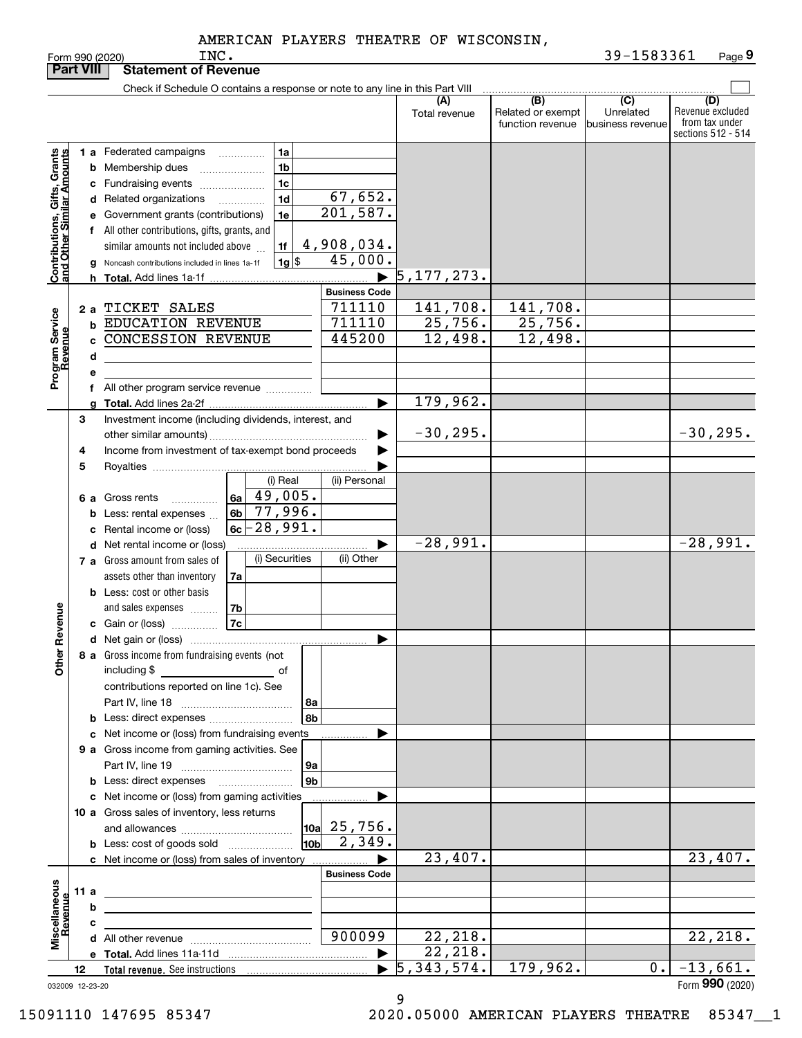AMERICAN PLAYERS THEATRE OF WISCONSIN, INC.

Form 990 (2020) — 39-1583361 — Page 9

## Part VIII Statement of Revenue

Check if Schedule O contains a response or note to any line in this Part VIII

| | | | | (A) Total revenue | (B) Related or exempt function revenue | (C) Unrelated business revenue | (D) Revenue excluded from tax under sections 512 - 514 |
|---|---|---|---|---|---|---|---|
| **Contributions, Gifts, Grants and Other Similar Amounts** | 1a Federated campaigns | 1a | | | | | |
| | b Membership dues | 1b | | | | | |
| | c Fundraising events | 1c | | | | | |
| | d Related organizations | 1d | 67,652. | | | | |
| | e Government grants (contributions) | 1e | 201,587. | | | | |
| | f All other contributions, gifts, grants, and similar amounts not included above | 1f | 4,908,034. | | | | |
| | g Noncash contributions included in lines 1a-1f | 1g $ | 45,000. | | | | |
| | h Total. Add lines 1a-1f | | | 5,177,273. | | | |
| | | | **Business Code** | | | | |
| **Program Service Revenue** | 2a TICKET SALES | | 711110 | 141,708. | 141,708. | | |
| | b EDUCATION REVENUE | | 711110 | 25,756. | 25,756. | | |
| | c CONCESSION REVENUE | | 445200 | 12,498. | 12,498. | | |
| | d | | | | | | |
| | e | | | | | | |
| | f All other program service revenue | | | | | | |
| | g Total. Add lines 2a-2f | | | 179,962. | | | |
| **Other Revenue** | 3 Investment income (including dividends, interest, and other similar amounts) | | | -30,295. | | | -30,295. |
| | 4 Income from investment of tax-exempt bond proceeds | | | | | | |
| | 5 Royalties | | | | | | |
| | | | (i) Real / (ii) Personal | | | | |
| | 6a Gross rents | 6a | 49,005. | | | | |
| | b Less: rental expenses | 6b | 77,996. | | | | |
| | c Rental income or (loss) | 6c | -28,991. | | | | |
| | d Net rental income or (loss) | | | -28,991. | | | -28,991. |
| | | | (i) Securities / (ii) Other | | | | |
| | 7a Gross amount from sales of assets other than inventory | 7a | | | | | |
| | b Less: cost or other basis and sales expenses | 7b | | | | | |
| | c Gain or (loss) | 7c | | | | | |
| | d Net gain or (loss) | | | | | | |
| | 8a Gross income from fundraising events (not including $ of contributions reported on line 1c). See Part IV, line 18 | 8a | | | | | |
| | b Less: direct expenses | 8b | | | | | |
| | c Net income or (loss) from fundraising events | | | | | | |
| | 9a Gross income from gaming activities. See Part IV, line 19 | 9a | | | | | |
| | b Less: direct expenses | 9b | | | | | |
| | c Net income or (loss) from gaming activities | | | | | | |
| | 10a Gross sales of inventory, less returns and allowances | 10a | 25,756. | | | | |
| | b Less: cost of goods sold | 10b | 2,349. | | | | |
| | c Net income or (loss) from sales of inventory | | | 23,407. | | | 23,407. |
| | | | **Business Code** | | | | |
| **Miscellaneous Revenue** | 11a | | | | | | |
| | b | | | | | | |
| | c | | | | | | |
| | d All other revenue | | 900099 | 22,218. | | | 22,218. |
| | e Total. Add lines 11a-11d | | | 22,218. | | | |
| | 12 **Total revenue.** See instructions | | | 5,343,574. | 179,962. | 0. | -13,661. |

032009 12-23-20

Form **990** (2020)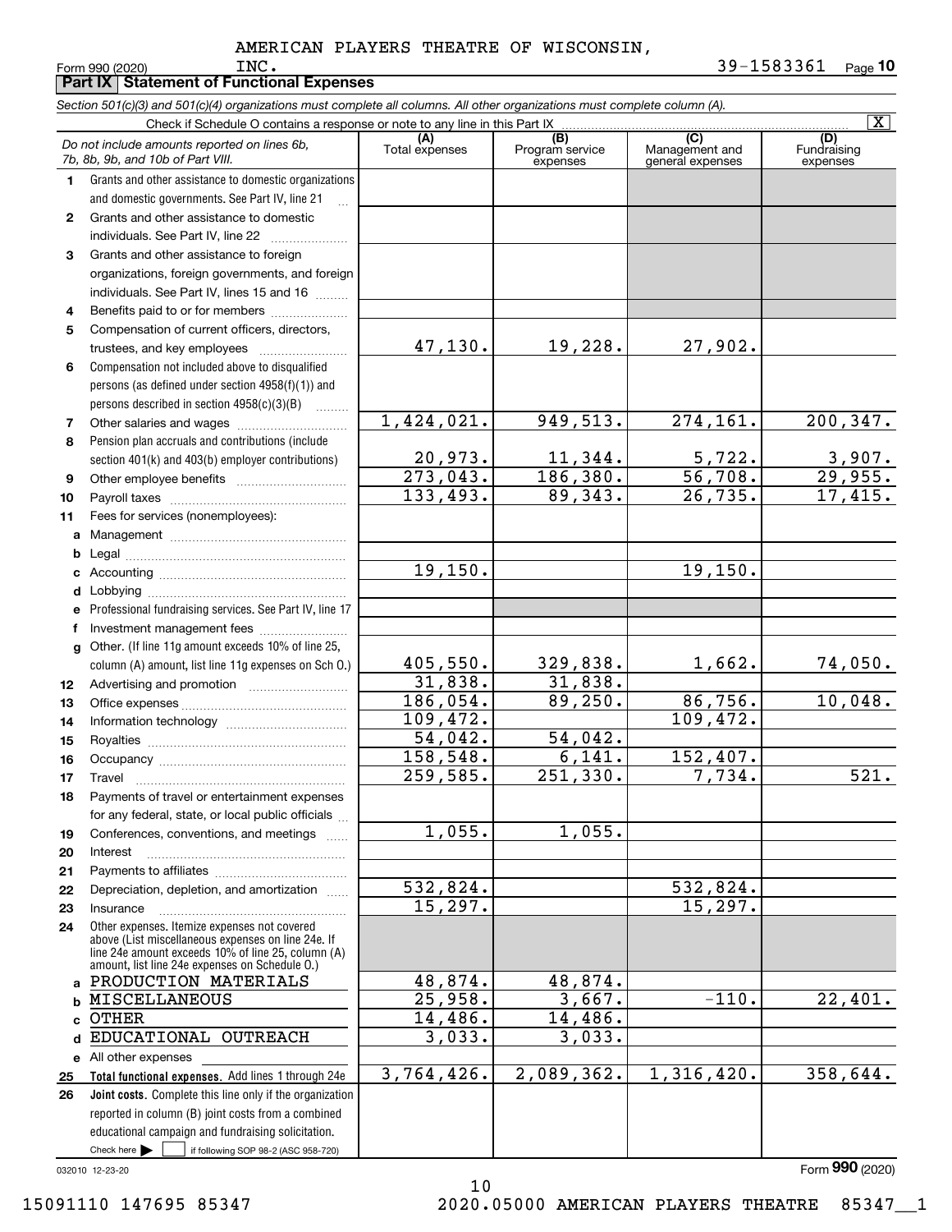AMERICAN PLAYERS THEATRE OF WISCONSIN, INC.

Form 990 (2020) 39-1583361 Page **10**

## Part IX Statement of Functional Expenses

*Section 501(c)(3) and 501(c)(4) organizations must complete all columns. All other organizations must complete column (A).*

Check if Schedule O contains a response or note to any line in this Part IX [X]

| | *Do not include amounts reported on lines 6b, 7b, 8b, 9b, and 10b of Part VIII.* | (A) Total expenses | (B) Program service expenses | (C) Management and general expenses | (D) Fundraising expenses |
|---|---|---|---|---|---|
| 1 | Grants and other assistance to domestic organizations and domestic governments. See Part IV, line 21 | | | | |
| 2 | Grants and other assistance to domestic individuals. See Part IV, line 22 | | | | |
| 3 | Grants and other assistance to foreign organizations, foreign governments, and foreign individuals. See Part IV, lines 15 and 16 | | | | |
| 4 | Benefits paid to or for members | | | | |
| 5 | Compensation of current officers, directors, trustees, and key employees | 47,130. | 19,228. | 27,902. | |
| 6 | Compensation not included above to disqualified persons (as defined under section 4958(f)(1)) and persons described in section 4958(c)(3)(B) | | | | |
| 7 | Other salaries and wages | 1,424,021. | 949,513. | 274,161. | 200,347. |
| 8 | Pension plan accruals and contributions (include section 401(k) and 403(b) employer contributions) | 20,973. | 11,344. | 5,722. | 3,907. |
| 9 | Other employee benefits | 273,043. | 186,380. | 56,708. | 29,955. |
| 10 | Payroll taxes | 133,493. | 89,343. | 26,735. | 17,415. |
| 11 | Fees for services (nonemployees): | | | | |
| a | Management | | | | |
| b | Legal | | | | |
| c | Accounting | 19,150. | | 19,150. | |
| d | Lobbying | | | | |
| e | Professional fundraising services. See Part IV, line 17 | | | | |
| f | Investment management fees | | | | |
| g | Other. (If line 11g amount exceeds 10% of line 25, column (A) amount, list line 11g expenses on Sch O.) | 405,550. | 329,838. | 1,662. | 74,050. |
| 12 | Advertising and promotion | 31,838. | 31,838. | | |
| 13 | Office expenses | 186,054. | 89,250. | 86,756. | 10,048. |
| 14 | Information technology | 109,472. | | 109,472. | |
| 15 | Royalties | 54,042. | 54,042. | | |
| 16 | Occupancy | 158,548. | 6,141. | 152,407. | |
| 17 | Travel | 259,585. | 251,330. | 7,734. | 521. |
| 18 | Payments of travel or entertainment expenses for any federal, state, or local public officials | | | | |
| 19 | Conferences, conventions, and meetings | 1,055. | 1,055. | | |
| 20 | Interest | | | | |
| 21 | Payments to affiliates | | | | |
| 22 | Depreciation, depletion, and amortization | 532,824. | | 532,824. | |
| 23 | Insurance | 15,297. | | 15,297. | |
| 24 | Other expenses. Itemize expenses not covered above (List miscellaneous expenses on line 24e. If line 24e amount exceeds 10% of line 25, column (A) amount, list line 24e expenses on Schedule O.) | | | | |
| a | PRODUCTION MATERIALS | 48,874. | 48,874. | | |
| b | MISCELLANEOUS | 25,958. | 3,667. | -110. | 22,401. |
| c | OTHER | 14,486. | 14,486. | | |
| d | EDUCATIONAL OUTREACH | 3,033. | 3,033. | | |
| e | All other expenses | | | | |
| 25 | **Total functional expenses.** Add lines 1 through 24e | 3,764,426. | 2,089,362. | 1,316,420. | 358,644. |
| 26 | **Joint costs.** Complete this line only if the organization reported in column (B) joint costs from a combined educational campaign and fundraising solicitation. Check here [ ] if following SOP 98-2 (ASC 958-720) | | | | |

032010 12-23-20

Form **990** (2020)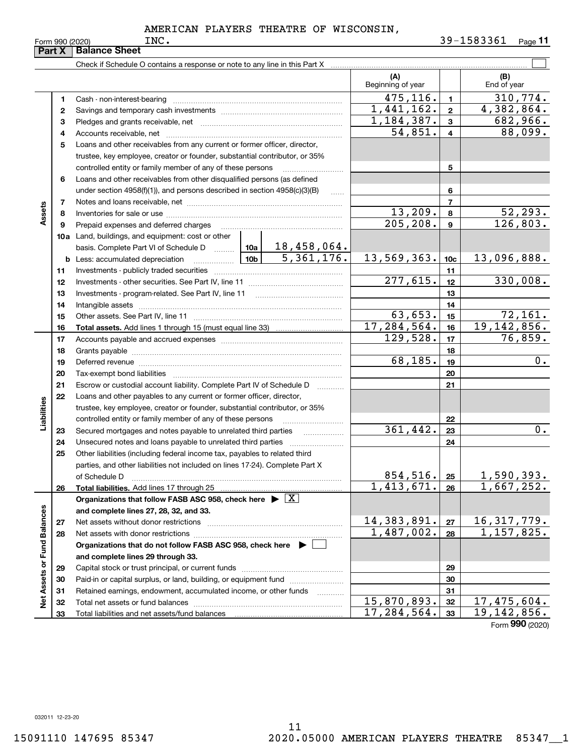AMERICAN PLAYERS THEATRE OF WISCONSIN, INC.

Form 990 (2020) 39-1583361

## Part X Balance Sheet

Check if Schedule O contains a response or note to any line in this Part X

| | | | (A) Beginning of year | | (B) End of year |
|---|---|---|---|---|---|
| **Assets** | 1 | Cash - non-interest-bearing | 475,116. | 1 | 310,774. |
| | 2 | Savings and temporary cash investments | 1,441,162. | 2 | 4,382,864. |
| | 3 | Pledges and grants receivable, net | 1,184,387. | 3 | 682,966. |
| | 4 | Accounts receivable, net | 54,851. | 4 | 88,099. |
| | 5 | Loans and other receivables from any current or former officer, director, trustee, key employee, creator or founder, substantial contributor, or 35% controlled entity or family member of any of these persons | | 5 | |
| | 6 | Loans and other receivables from other disqualified persons (as defined under section 4958(f)(1)), and persons described in section 4958(c)(3)(B) | | 6 | |
| | 7 | Notes and loans receivable, net | | 7 | |
| | 8 | Inventories for sale or use | 13,209. | 8 | 52,293. |
| | 9 | Prepaid expenses and deferred charges | 205,208. | 9 | 126,803. |
| | 10a | Land, buildings, and equipment: cost or other basis. Complete Part VI of Schedule D ... 10a: 18,458,064. | | | |
| | b | Less: accumulated depreciation ... 10b: 5,361,176. | 13,569,363. | 10c | 13,096,888. |
| | 11 | Investments - publicly traded securities | | 11 | |
| | 12 | Investments - other securities. See Part IV, line 11 | 277,615. | 12 | 330,008. |
| | 13 | Investments - program-related. See Part IV, line 11 | | 13 | |
| | 14 | Intangible assets | | 14 | |
| | 15 | Other assets. See Part IV, line 11 | 63,653. | 15 | 72,161. |
| | 16 | **Total assets.** Add lines 1 through 15 (must equal line 33) | 17,284,564. | 16 | 19,142,856. |
| **Liabilities** | 17 | Accounts payable and accrued expenses | 129,528. | 17 | 76,859. |
| | 18 | Grants payable | | 18 | |
| | 19 | Deferred revenue | 68,185. | 19 | 0. |
| | 20 | Tax-exempt bond liabilities | | 20 | |
| | 21 | Escrow or custodial account liability. Complete Part IV of Schedule D | | 21 | |
| | 22 | Loans and other payables to any current or former officer, director, trustee, key employee, creator or founder, substantial contributor, or 35% controlled entity or family member of any of these persons | | 22 | |
| | 23 | Secured mortgages and notes payable to unrelated third parties | 361,442. | 23 | 0. |
| | 24 | Unsecured notes and loans payable to unrelated third parties | | 24 | |
| | 25 | Other liabilities (including federal income tax, payables to related third parties, and other liabilities not included on lines 17-24). Complete Part X of Schedule D | 854,516. | 25 | 1,590,393. |
| | 26 | **Total liabilities.** Add lines 17 through 25 | 1,413,671. | 26 | 1,667,252. |
| **Net Assets or Fund Balances** | | **Organizations that follow FASB ASC 958, check here** [X] **and complete lines 27, 28, 32, and 33.** | | | |
| | 27 | Net assets without donor restrictions | 14,383,891. | 27 | 16,317,779. |
| | 28 | Net assets with donor restrictions | 1,487,002. | 28 | 1,157,825. |
| | | **Organizations that do not follow FASB ASC 958, check here** [ ] **and complete lines 29 through 33.** | | | |
| | 29 | Capital stock or trust principal, or current funds | | 29 | |
| | 30 | Paid-in or capital surplus, or land, building, or equipment fund | | 30 | |
| | 31 | Retained earnings, endowment, accumulated income, or other funds | | 31 | |
| | 32 | Total net assets or fund balances | 15,870,893. | 32 | 17,475,604. |
| | 33 | Total liabilities and net assets/fund balances | 17,284,564. | 33 | 19,142,856. |

Form **990** (2020)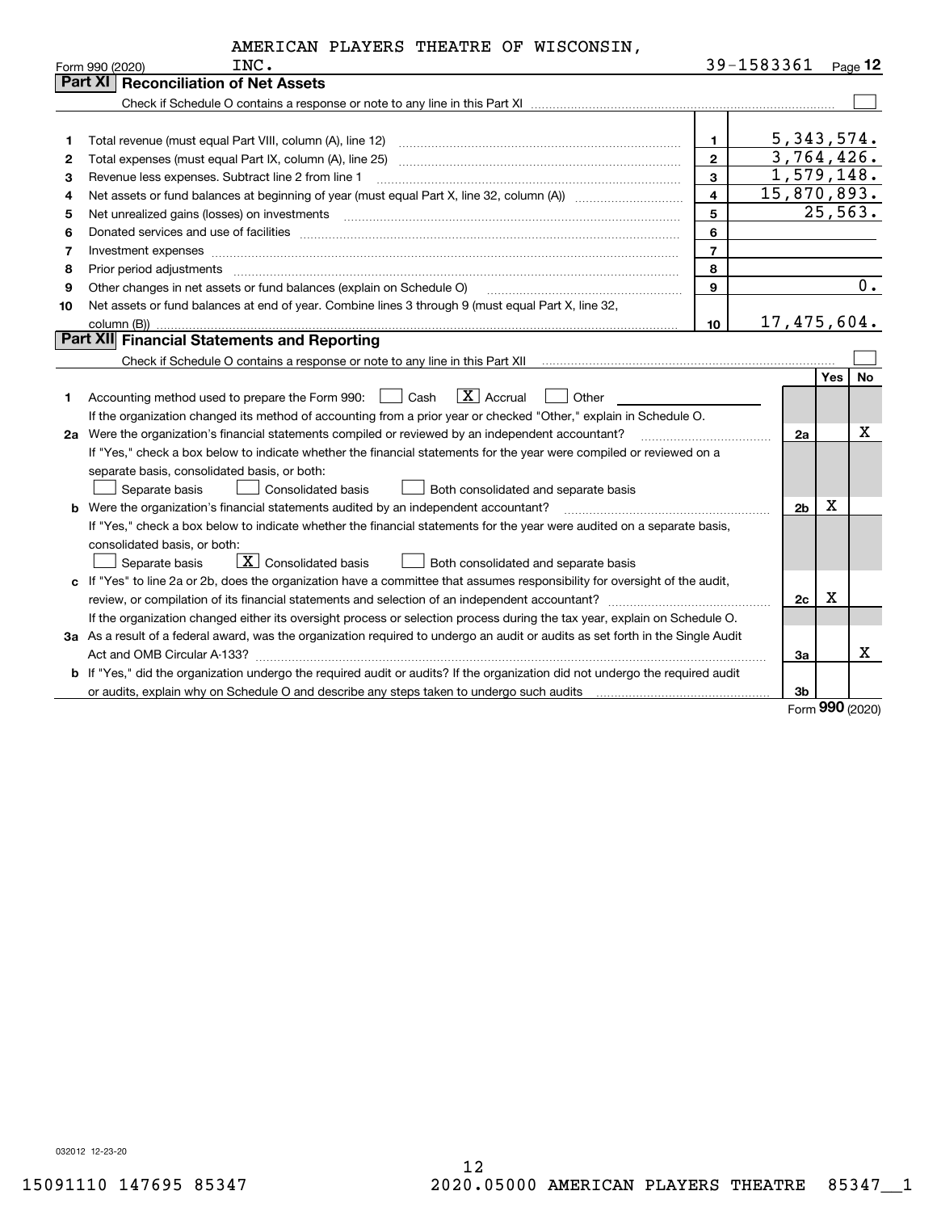AMERICAN PLAYERS THEATRE OF WISCONSIN, INC.

Form 990 (2020) 39-1583361 Page 12

## Part XI Reconciliation of Net Assets

Check if Schedule O contains a response or note to any line in this Part XI ☐

| | | | |
|---|---|---|---|
| 1 | Total revenue (must equal Part VIII, column (A), line 12) | 1 | 5,343,574. |
| 2 | Total expenses (must equal Part IX, column (A), line 25) | 2 | 3,764,426. |
| 3 | Revenue less expenses. Subtract line 2 from line 1 | 3 | 1,579,148. |
| 4 | Net assets or fund balances at beginning of year (must equal Part X, line 32, column (A)) | 4 | 15,870,893. |
| 5 | Net unrealized gains (losses) on investments | 5 | 25,563. |
| 6 | Donated services and use of facilities | 6 | |
| 7 | Investment expenses | 7 | |
| 8 | Prior period adjustments | 8 | |
| 9 | Other changes in net assets or fund balances (explain on Schedule O) | 9 | 0. |
| 10 | Net assets or fund balances at end of year. Combine lines 3 through 9 (must equal Part X, line 32, column (B)) | 10 | 17,475,604. |

## Part XII Financial Statements and Reporting

Check if Schedule O contains a response or note to any line in this Part XII ☐

| | | | Yes | No |
|---|---|---|---|---|
| 1 | Accounting method used to prepare the Form 990: ☐ Cash ☒ Accrual ☐ Other<br>If the organization changed its method of accounting from a prior year or checked "Other," explain in Schedule O. | | | |
| 2a | Were the organization's financial statements compiled or reviewed by an independent accountant?<br>If "Yes," check a box below to indicate whether the financial statements for the year were compiled or reviewed on a separate basis, consolidated basis, or both:<br>☐ Separate basis ☐ Consolidated basis ☐ Both consolidated and separate basis | 2a | | X |
| b | Were the organization's financial statements audited by an independent accountant?<br>If "Yes," check a box below to indicate whether the financial statements for the year were audited on a separate basis, consolidated basis, or both:<br>☐ Separate basis ☒ Consolidated basis ☐ Both consolidated and separate basis | 2b | X | |
| c | If "Yes" to line 2a or 2b, does the organization have a committee that assumes responsibility for oversight of the audit, review, or compilation of its financial statements and selection of an independent accountant?<br>If the organization changed either its oversight process or selection process during the tax year, explain on Schedule O. | 2c | X | |
| 3a | As a result of a federal award, was the organization required to undergo an audit or audits as set forth in the Single Audit Act and OMB Circular A-133? | 3a | | X |
| b | If "Yes," did the organization undergo the required audit or audits? If the organization did not undergo the required audit or audits, explain why on Schedule O and describe any steps taken to undergo such audits | 3b | | |

Form 990 (2020)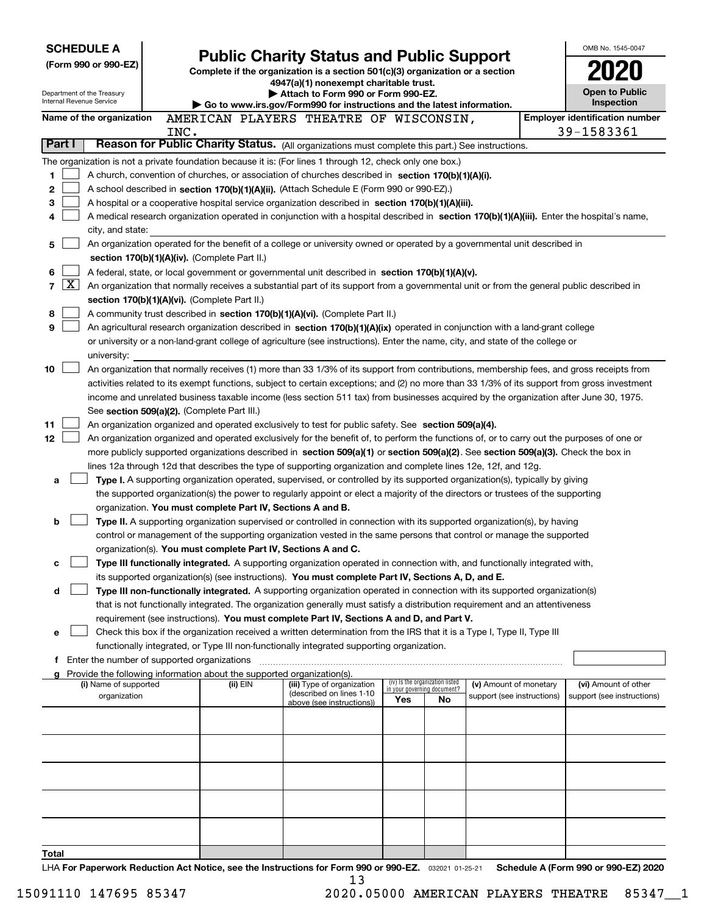**SCHEDULE A**
**(Form 990 or 990-EZ)**

Department of the Treasury
Internal Revenue Service

# Public Charity Status and Public Support

**Complete if the organization is a section 501(c)(3) organization or a section 4947(a)(1) nonexempt charitable trust.**
**▶ Attach to Form 990 or Form 990-EZ.**
**▶ Go to www.irs.gov/Form990 for instructions and the latest information.**

OMB No. 1545-0047
**2020**
**Open to Public Inspection**

**Name of the organization** AMERICAN PLAYERS THEATRE OF WISCONSIN, INC.
**Employer identification number** 39-1583361

**Part I** **Reason for Public Charity Status.** (All organizations must complete this part.) See instructions.

The organization is not a private foundation because it is: (For lines 1 through 12, check only one box.)

1 ☐ A church, convention of churches, or association of churches described in **section 170(b)(1)(A)(i).**

2 ☐ A school described in **section 170(b)(1)(A)(ii).** (Attach Schedule E (Form 990 or 990-EZ).)

3 ☐ A hospital or a cooperative hospital service organization described in **section 170(b)(1)(A)(iii).**

4 ☐ A medical research organization operated in conjunction with a hospital described in **section 170(b)(1)(A)(iii).** Enter the hospital's name, city, and state:

5 ☐ An organization operated for the benefit of a college or university owned or operated by a governmental unit described in **section 170(b)(1)(A)(iv).** (Complete Part II.)

6 ☐ A federal, state, or local government or governmental unit described in **section 170(b)(1)(A)(v).**

7 ☒ An organization that normally receives a substantial part of its support from a governmental unit or from the general public described in **section 170(b)(1)(A)(vi).** (Complete Part II.)

8 ☐ A community trust described in **section 170(b)(1)(A)(vi).** (Complete Part II.)

9 ☐ An agricultural research organization described in **section 170(b)(1)(A)(ix)** operated in conjunction with a land-grant college or university or a non-land-grant college of agriculture (see instructions). Enter the name, city, and state of the college or university:

10 ☐ An organization that normally receives (1) more than 33 1/3% of its support from contributions, membership fees, and gross receipts from activities related to its exempt functions, subject to certain exceptions; and (2) no more than 33 1/3% of its support from gross investment income and unrelated business taxable income (less section 511 tax) from businesses acquired by the organization after June 30, 1975. See **section 509(a)(2).** (Complete Part III.)

11 ☐ An organization organized and operated exclusively to test for public safety. See **section 509(a)(4).**

12 ☐ An organization organized and operated exclusively for the benefit of, to perform the functions of, or to carry out the purposes of one or more publicly supported organizations described in **section 509(a)(1)** or **section 509(a)(2).** See **section 509(a)(3).** Check the box in lines 12a through 12d that describes the type of supporting organization and complete lines 12e, 12f, and 12g.

a ☐ **Type I.** A supporting organization operated, supervised, or controlled by its supported organization(s), typically by giving the supported organization(s) the power to regularly appoint or elect a majority of the directors or trustees of the supporting organization. **You must complete Part IV, Sections A and B.**

b ☐ **Type II.** A supporting organization supervised or controlled in connection with its supported organization(s), by having control or management of the supporting organization vested in the same persons that control or manage the supported organization(s). **You must complete Part IV, Sections A and C.**

c ☐ **Type III functionally integrated.** A supporting organization operated in connection with, and functionally integrated with, its supported organization(s) (see instructions). **You must complete Part IV, Sections A, D, and E.**

d ☐ **Type III non-functionally integrated.** A supporting organization operated in connection with its supported organization(s) that is not functionally integrated. The organization generally must satisfy a distribution requirement and an attentiveness requirement (see instructions). **You must complete Part IV, Sections A and D, and Part V.**

e ☐ Check this box if the organization received a written determination from the IRS that it is a Type I, Type II, Type III functionally integrated, or Type III non-functionally integrated supporting organization.

f Enter the number of supported organizations

g Provide the following information about the supported organization(s).

| (i) Name of supported organization | (ii) EIN | (iii) Type of organization (described on lines 1-10 above (see instructions)) | (iv) Is the organization listed in your governing document? Yes | No | (v) Amount of monetary support (see instructions) | (vi) Amount of other support (see instructions) |
|---|---|---|---|---|---|---|
| | | | | | | |
| | | | | | | |
| | | | | | | |
| | | | | | | |
| | | | | | | |
| **Total** | | | | | | |

LHA **For Paperwork Reduction Act Notice, see the Instructions for Form 990 or 990-EZ.** 032021 01-25-21 **Schedule A (Form 990 or 990-EZ) 2020**

15091110 147695 85347 2020.05000 AMERICAN PLAYERS THEATRE 85347__1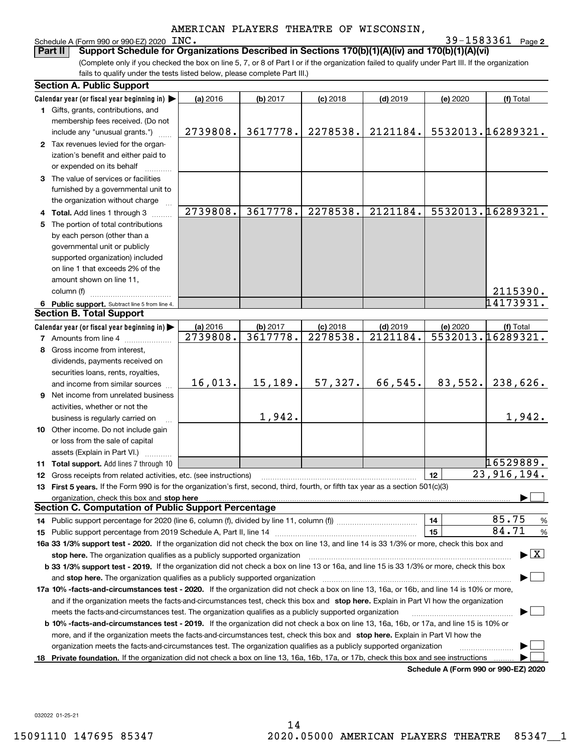AMERICAN PLAYERS THEATRE OF WISCONSIN,

Schedule A (Form 990 or 990-EZ) 2020 INC. 39-1583361 Page 2

**Part II** **Support Schedule for Organizations Described in Sections 170(b)(1)(A)(iv) and 170(b)(1)(A)(vi)**

(Complete only if you checked the box on line 5, 7, or 8 of Part I or if the organization failed to qualify under Part III. If the organization fails to qualify under the tests listed below, please complete Part III.)

## Section A. Public Support

| Calendar year (or fiscal year beginning in) ▶ | (a) 2016 | (b) 2017 | (c) 2018 | (d) 2019 | (e) 2020 | (f) Total |
|---|---|---|---|---|---|---|
| **1** Gifts, grants, contributions, and membership fees received. (Do not include any "unusual grants.") | 2739808. | 3617778. | 2278538. | 2121184. | 5532013. | 16289321. |
| **2** Tax revenues levied for the organization's benefit and either paid to or expended on its behalf | | | | | | |
| **3** The value of services or facilities furnished by a governmental unit to the organization without charge | | | | | | |
| **4 Total.** Add lines 1 through 3 | 2739808. | 3617778. | 2278538. | 2121184. | 5532013. | 16289321. |
| **5** The portion of total contributions by each person (other than a governmental unit or publicly supported organization) included on line 1 that exceeds 2% of the amount shown on line 11, column (f) | | | | | | 2115390. |
| **6 Public support.** Subtract line 5 from line 4. | | | | | | 14173931. |

## Section B. Total Support

| Calendar year (or fiscal year beginning in) ▶ | (a) 2016 | (b) 2017 | (c) 2018 | (d) 2019 | (e) 2020 | (f) Total |
|---|---|---|---|---|---|---|
| **7** Amounts from line 4 | 2739808. | 3617778. | 2278538. | 2121184. | 5532013. | 16289321. |
| **8** Gross income from interest, dividends, payments received on securities loans, rents, royalties, and income from similar sources | 16,013. | 15,189. | 57,327. | 66,545. | 83,552. | 238,626. |
| **9** Net income from unrelated business activities, whether or not the business is regularly carried on | | 1,942. | | | | 1,942. |
| **10** Other income. Do not include gain or loss from the sale of capital assets (Explain in Part VI.) | | | | | | |
| **11 Total support.** Add lines 7 through 10 | | | | | | 16529889. |

**12** Gross receipts from related activities, etc. (see instructions) **12** 23,916,194.

**13 First 5 years.** If the Form 990 is for the organization's first, second, third, fourth, or fifth tax year as a section 501(c)(3) organization, check this box and **stop here** ▶ ☐

## Section C. Computation of Public Support Percentage

**14** Public support percentage for 2020 (line 6, column (f), divided by line 11, column (f)) **14** 85.75 %

**15** Public support percentage from 2019 Schedule A, Part II, line 14 **15** 84.71 %

**16a 33 1/3% support test - 2020.** If the organization did not check the box on line 13, and line 14 is 33 1/3% or more, check this box and **stop here.** The organization qualifies as a publicly supported organization ▶ ☒

**b 33 1/3% support test - 2019.** If the organization did not check a box on line 13 or 16a, and line 15 is 33 1/3% or more, check this box and **stop here.** The organization qualifies as a publicly supported organization ▶ ☐

**17a 10% -facts-and-circumstances test - 2020.** If the organization did not check a box on line 13, 16a, or 16b, and line 14 is 10% or more, and if the organization meets the facts-and-circumstances test, check this box and **stop here.** Explain in Part VI how the organization meets the facts-and-circumstances test. The organization qualifies as a publicly supported organization ▶ ☐

**b 10% -facts-and-circumstances test - 2019.** If the organization did not check a box on line 13, 16a, 16b, or 17a, and line 15 is 10% or more, and if the organization meets the facts-and-circumstances test, check this box and **stop here.** Explain in Part VI how the organization meets the facts-and-circumstances test. The organization qualifies as a publicly supported organization ▶ ☐

**18 Private foundation.** If the organization did not check a box on line 13, 16a, 16b, 17a, or 17b, check this box and see instructions ▶ ☐

**Schedule A (Form 990 or 990-EZ) 2020**

032022 01-25-21

15091110 147695 85347 2020.05000 AMERICAN PLAYERS THEATRE 85347__1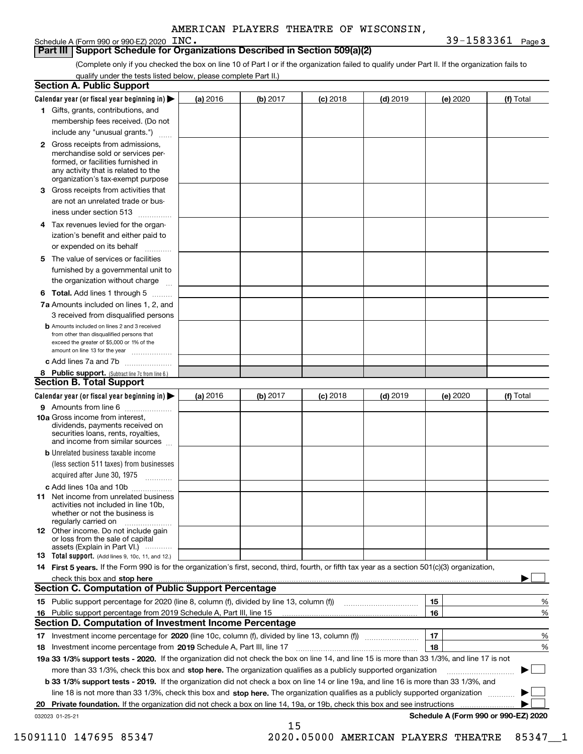AMERICAN PLAYERS THEATRE OF WISCONSIN, INC.

Schedule A (Form 990 or 990-EZ) 2020 — 39-1583361 Page **3**

## Part III Support Schedule for Organizations Described in Section 509(a)(2)

(Complete only if you checked the box on line 10 of Part I or if the organization failed to qualify under Part II. If the organization fails to qualify under the tests listed below, please complete Part II.)

### Section A. Public Support

| Calendar year (or fiscal year beginning in) ▶ | (a) 2016 | (b) 2017 | (c) 2018 | (d) 2019 | (e) 2020 | (f) Total |
|---|---|---|---|---|---|---|
| **1** Gifts, grants, contributions, and membership fees received. (Do not include any "unusual grants.") | | | | | | |
| **2** Gross receipts from admissions, merchandise sold or services performed, or facilities furnished in any activity that is related to the organization's tax-exempt purpose | | | | | | |
| **3** Gross receipts from activities that are not an unrelated trade or business under section 513 | | | | | | |
| **4** Tax revenues levied for the organization's benefit and either paid to or expended on its behalf | | | | | | |
| **5** The value of services or facilities furnished by a governmental unit to the organization without charge | | | | | | |
| **6 Total.** Add lines 1 through 5 | | | | | | |
| **7a** Amounts included on lines 1, 2, and 3 received from disqualified persons | | | | | | |
| **b** Amounts included on lines 2 and 3 received from other than disqualified persons that exceed the greater of $5,000 or 1% of the amount on line 13 for the year | | | | | | |
| **c** Add lines 7a and 7b | | | | | | |
| **8 Public support.** (Subtract line 7c from line 6.) | | | | | | |

### Section B. Total Support

| Calendar year (or fiscal year beginning in) ▶ | (a) 2016 | (b) 2017 | (c) 2018 | (d) 2019 | (e) 2020 | (f) Total |
|---|---|---|---|---|---|---|
| **9** Amounts from line 6 | | | | | | |
| **10a** Gross income from interest, dividends, payments received on securities loans, rents, royalties, and income from similar sources | | | | | | |
| **b** Unrelated business taxable income (less section 511 taxes) from businesses acquired after June 30, 1975 | | | | | | |
| **c** Add lines 10a and 10b | | | | | | |
| **11** Net income from unrelated business activities not included in line 10b, whether or not the business is regularly carried on | | | | | | |
| **12** Other income. Do not include gain or loss from the sale of capital assets (Explain in Part VI.) | | | | | | |
| **13 Total support.** (Add lines 9, 10c, 11, and 12.) | | | | | | |

**14 First 5 years.** If the Form 990 is for the organization's first, second, third, fourth, or fifth tax year as a section 501(c)(3) organization, check this box and **stop here** ▶ ☐

### Section C. Computation of Public Support Percentage

| | | | |
|---|---|---|---|
| **15** | Public support percentage for 2020 (line 8, column (f), divided by line 13, column (f)) | **15** | % |
| **16** | Public support percentage from 2019 Schedule A, Part III, line 15 | **16** | % |

### Section D. Computation of Investment Income Percentage

| | | | |
|---|---|---|---|
| **17** | Investment income percentage for **2020** (line 10c, column (f), divided by line 13, column (f)) | **17** | % |
| **18** | Investment income percentage from **2019** Schedule A, Part III, line 17 | **18** | % |

**19a 33 1/3% support tests - 2020.** If the organization did not check the box on line 14, and line 15 is more than 33 1/3%, and line 17 is not more than 33 1/3%, check this box and **stop here.** The organization qualifies as a publicly supported organization ▶ ☐

**b 33 1/3% support tests - 2019.** If the organization did not check a box on line 14 or line 19a, and line 16 is more than 33 1/3%, and line 18 is not more than 33 1/3%, check this box and **stop here.** The organization qualifies as a publicly supported organization ▶ ☐

**20 Private foundation.** If the organization did not check a box on line 14, 19a, or 19b, check this box and see instructions ▶ ☐

032023 01-25-21 — **Schedule A (Form 990 or 990-EZ) 2020**

15091110 147695 85347 — 2020.05000 AMERICAN PLAYERS THEATRE 85347__1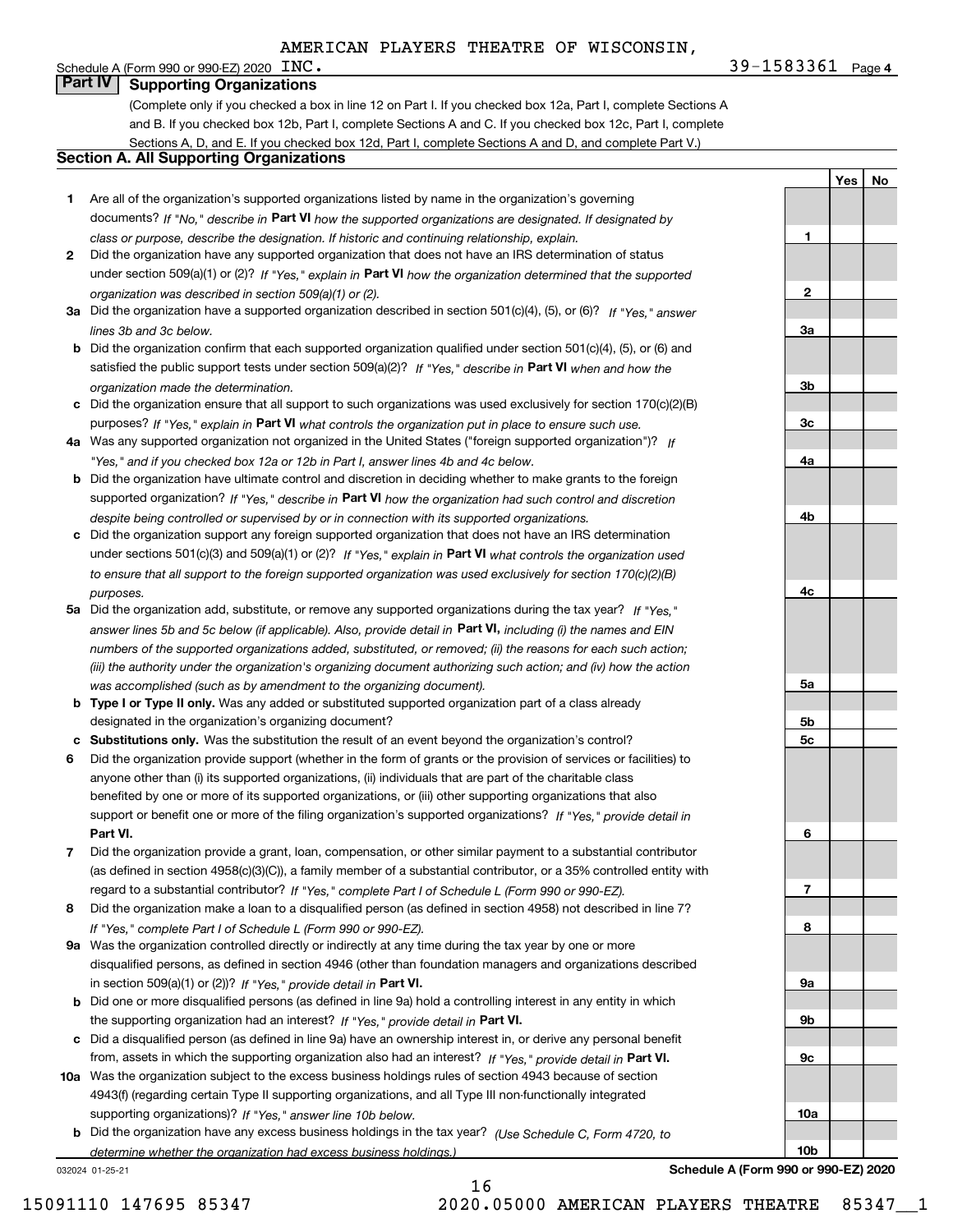AMERICAN PLAYERS THEATRE OF WISCONSIN, INC. 39-1583361

Schedule A (Form 990 or 990-EZ) 2020

## Part IV Supporting Organizations

(Complete only if you checked a box in line 12 on Part I. If you checked box 12a, Part I, complete Sections A and B. If you checked box 12b, Part I, complete Sections A and C. If you checked box 12c, Part I, complete Sections A, D, and E. If you checked box 12d, Part I, complete Sections A and D, and complete Part V.)

### Section A. All Supporting Organizations

| | | Line | Yes | No |
|---|---|---|---|---|
| **1** | Are all of the organization's supported organizations listed by name in the organization's governing documents? *If "No," describe in* **Part VI** *how the supported organizations are designated. If designated by class or purpose, describe the designation. If historic and continuing relationship, explain.* | **1** | | |
| **2** | Did the organization have any supported organization that does not have an IRS determination of status under section 509(a)(1) or (2)? *If "Yes," explain in* **Part VI** *how the organization determined that the supported organization was described in section 509(a)(1) or (2).* | **2** | | |
| **3a** | Did the organization have a supported organization described in section 501(c)(4), (5), or (6)? *If "Yes," answer lines 3b and 3c below.* | **3a** | | |
| **b** | Did the organization confirm that each supported organization qualified under section 501(c)(4), (5), or (6) and satisfied the public support tests under section 509(a)(2)? *If "Yes," describe in* **Part VI** *when and how the organization made the determination.* | **3b** | | |
| **c** | Did the organization ensure that all support to such organizations was used exclusively for section 170(c)(2)(B) purposes? *If "Yes," explain in* **Part VI** *what controls the organization put in place to ensure such use.* | **3c** | | |
| **4a** | Was any supported organization not organized in the United States ("foreign supported organization")? *If "Yes," and if you checked box 12a or 12b in Part I, answer lines 4b and 4c below.* | **4a** | | |
| **b** | Did the organization have ultimate control and discretion in deciding whether to make grants to the foreign supported organization? *If "Yes," describe in* **Part VI** *how the organization had such control and discretion despite being controlled or supervised by or in connection with its supported organizations.* | **4b** | | |
| **c** | Did the organization support any foreign supported organization that does not have an IRS determination under sections 501(c)(3) and 509(a)(1) or (2)? *If "Yes," explain in* **Part VI** *what controls the organization used to ensure that all support to the foreign supported organization was used exclusively for section 170(c)(2)(B) purposes.* | **4c** | | |
| **5a** | Did the organization add, substitute, or remove any supported organizations during the tax year? *If "Yes," answer lines 5b and 5c below (if applicable). Also, provide detail in* **Part VI,** *including (i) the names and EIN numbers of the supported organizations added, substituted, or removed; (ii) the reasons for each such action; (iii) the authority under the organization's organizing document authorizing such action; and (iv) how the action was accomplished (such as by amendment to the organizing document).* | **5a** | | |
| **b** | **Type I or Type II only.** Was any added or substituted supported organization part of a class already designated in the organization's organizing document? | **5b** | | |
| **c** | **Substitutions only.** Was the substitution the result of an event beyond the organization's control? | **5c** | | |
| **6** | Did the organization provide support (whether in the form of grants or the provision of services or facilities) to anyone other than (i) its supported organizations, (ii) individuals that are part of the charitable class benefited by one or more of its supported organizations, or (iii) other supporting organizations that also support or benefit one or more of the filing organization's supported organizations? *If "Yes," provide detail in* **Part VI.** | **6** | | |
| **7** | Did the organization provide a grant, loan, compensation, or other similar payment to a substantial contributor (as defined in section 4958(c)(3)(C)), a family member of a substantial contributor, or a 35% controlled entity with regard to a substantial contributor? *If "Yes," complete Part I of Schedule L (Form 990 or 990-EZ).* | **7** | | |
| **8** | Did the organization make a loan to a disqualified person (as defined in section 4958) not described in line 7? *If "Yes," complete Part I of Schedule L (Form 990 or 990-EZ).* | **8** | | |
| **9a** | Was the organization controlled directly or indirectly at any time during the tax year by one or more disqualified persons, as defined in section 4946 (other than foundation managers and organizations described in section 509(a)(1) or (2))? *If "Yes," provide detail in* **Part VI.** | **9a** | | |
| **b** | Did one or more disqualified persons (as defined in line 9a) hold a controlling interest in any entity in which the supporting organization had an interest? *If "Yes," provide detail in* **Part VI.** | **9b** | | |
| **c** | Did a disqualified person (as defined in line 9a) have an ownership interest in, or derive any personal benefit from, assets in which the supporting organization also had an interest? *If "Yes," provide detail in* **Part VI.** | **9c** | | |
| **10a** | Was the organization subject to the excess business holdings rules of section 4943 because of section 4943(f) (regarding certain Type II supporting organizations, and all Type III non-functionally integrated supporting organizations)? *If "Yes," answer line 10b below.* | **10a** | | |
| **b** | Did the organization have any excess business holdings in the tax year? *(Use Schedule C, Form 4720, to determine whether the organization had excess business holdings.)* | **10b** | | |

032024 01-25-21

**Schedule A (Form 990 or 990-EZ) 2020**

15091110 147695 85347 2020.05000 AMERICAN PLAYERS THEATRE 85347__1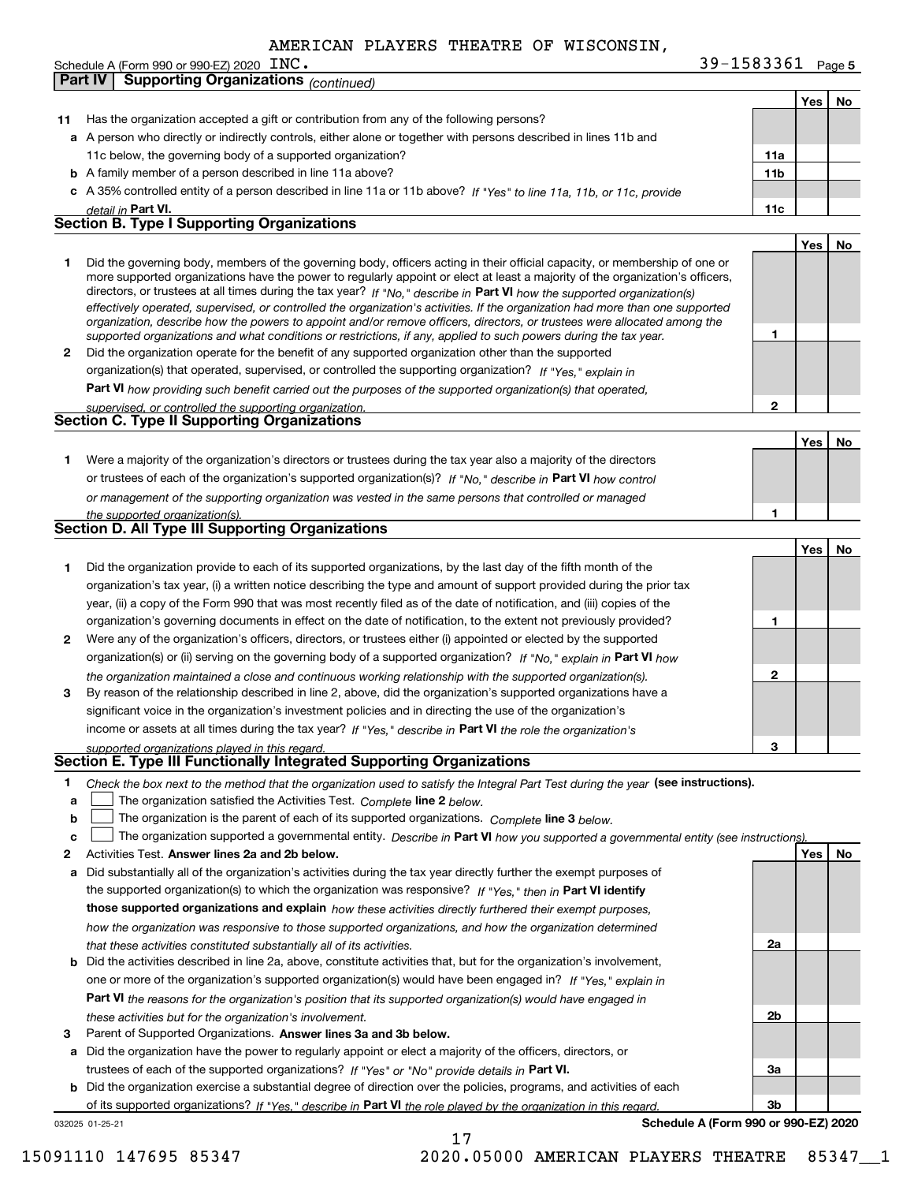AMERICAN PLAYERS THEATRE OF WISCONSIN,

Schedule A (Form 990 or 990-EZ) 2020 INC. 39-1583361 Page 5

## Part IV Supporting Organizations *(continued)*

| | | | Yes | No |
|---|---|---|---|---|
| **11** | Has the organization accepted a gift or contribution from any of the following persons? | | | |
| **a** | A person who directly or indirectly controls, either alone or together with persons described in lines 11b and 11c below, the governing body of a supported organization? | 11a | | |
| **b** | A family member of a person described in line 11a above? | 11b | | |
| **c** | A 35% controlled entity of a person described in line 11a or 11b above? *If "Yes" to line 11a, 11b, or 11c, provide detail in* **Part VI.** | 11c | | |

### Section B. Type I Supporting Organizations

| | | | Yes | No |
|---|---|---|---|---|
| **1** | Did the governing body, members of the governing body, officers acting in their official capacity, or membership of one or more supported organizations have the power to regularly appoint or elect at least a majority of the organization's officers, directors, or trustees at all times during the tax year? *If "No," describe in* **Part VI** *how the supported organization(s) effectively operated, supervised, or controlled the organization's activities. If the organization had more than one supported organization, describe how the powers to appoint and/or remove officers, directors, or trustees were allocated among the supported organizations and what conditions or restrictions, if any, applied to such powers during the tax year.* | 1 | | |
| **2** | Did the organization operate for the benefit of any supported organization other than the supported organization(s) that operated, supervised, or controlled the supporting organization? *If "Yes," explain in* **Part VI** *how providing such benefit carried out the purposes of the supported organization(s) that operated, supervised, or controlled the supporting organization.* | 2 | | |

### Section C. Type II Supporting Organizations

| | | | Yes | No |
|---|---|---|---|---|
| **1** | Were a majority of the organization's directors or trustees during the tax year also a majority of the directors or trustees of each of the organization's supported organization(s)? *If "No," describe in* **Part VI** *how control or management of the supporting organization was vested in the same persons that controlled or managed the supported organization(s).* | 1 | | |

### Section D. All Type III Supporting Organizations

| | | | Yes | No |
|---|---|---|---|---|
| **1** | Did the organization provide to each of its supported organizations, by the last day of the fifth month of the organization's tax year, (i) a written notice describing the type and amount of support provided during the prior tax year, (ii) a copy of the Form 990 that was most recently filed as of the date of notification, and (iii) copies of the organization's governing documents in effect on the date of notification, to the extent not previously provided? | 1 | | |
| **2** | Were any of the organization's officers, directors, or trustees either (i) appointed or elected by the supported organization(s) or (ii) serving on the governing body of a supported organization? *If "No," explain in* **Part VI** *how the organization maintained a close and continuous working relationship with the supported organization(s).* | 2 | | |
| **3** | By reason of the relationship described in line 2, above, did the organization's supported organizations have a significant voice in the organization's investment policies and in directing the use of the organization's income or assets at all times during the tax year? *If "Yes," describe in* **Part VI** *the role the organization's supported organizations played in this regard.* | 3 | | |

### Section E. Type III Functionally Integrated Supporting Organizations

**1** *Check the box next to the method that the organization used to satisfy the Integral Part Test during the year* **(see instructions).**

**a** ☐ The organization satisfied the Activities Test. *Complete* **line 2** *below.*

**b** ☐ The organization is the parent of each of its supported organizations. *Complete* **line 3** *below.*

**c** ☐ The organization supported a governmental entity. *Describe in* **Part VI** *how you supported a governmental entity (see instructions).*

| | | | Yes | No |
|---|---|---|---|---|
| **2** | Activities Test. **Answer lines 2a and 2b below.** | | | |
| **a** | Did substantially all of the organization's activities during the tax year directly further the exempt purposes of the supported organization(s) to which the organization was responsive? *If "Yes," then in* **Part VI identify those supported organizations and explain** *how these activities directly furthered their exempt purposes, how the organization was responsive to those supported organizations, and how the organization determined that these activities constituted substantially all of its activities.* | 2a | | |
| **b** | Did the activities described in line 2a, above, constitute activities that, but for the organization's involvement, one or more of the organization's supported organization(s) would have been engaged in? *If "Yes," explain in* **Part VI** *the reasons for the organization's position that its supported organization(s) would have engaged in these activities but for the organization's involvement.* | 2b | | |
| **3** | Parent of Supported Organizations. **Answer lines 3a and 3b below.** | | | |
| **a** | Did the organization have the power to regularly appoint or elect a majority of the officers, directors, or trustees of each of the supported organizations? *If "Yes" or "No" provide details in* **Part VI.** | 3a | | |
| **b** | Did the organization exercise a substantial degree of direction over the policies, programs, and activities of each of its supported organizations? *If "Yes," describe in* **Part VI** *the role played by the organization in this regard.* | 3b | | |

032025 01-25-21 **Schedule A (Form 990 or 990-EZ) 2020**

15091110 147695 85347 2020.05000 AMERICAN PLAYERS THEATRE 85347__1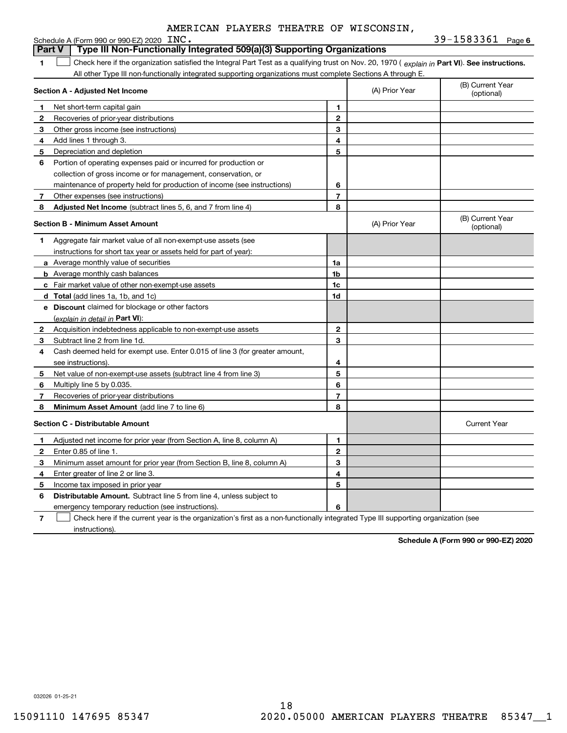AMERICAN PLAYERS THEATRE OF WISCONSIN,

Schedule A (Form 990 or 990-EZ) 2020 INC. 39-1583361 Page 6

## Part V Type III Non-Functionally Integrated 509(a)(3) Supporting Organizations

**1** ☐ Check here if the organization satisfied the Integral Part Test as a qualifying trust on Nov. 20, 1970 ( *explain in* **Part VI**). **See instructions.** All other Type III non-functionally integrated supporting organizations must complete Sections A through E.

| **Section A - Adjusted Net Income** | | | (A) Prior Year | (B) Current Year (optional) |
|---|---|---|---|---|
| **1** | Net short-term capital gain | **1** | | |
| **2** | Recoveries of prior-year distributions | **2** | | |
| **3** | Other gross income (see instructions) | **3** | | |
| **4** | Add lines 1 through 3. | **4** | | |
| **5** | Depreciation and depletion | **5** | | |
| **6** | Portion of operating expenses paid or incurred for production or collection of gross income or for management, conservation, or maintenance of property held for production of income (see instructions) | **6** | | |
| **7** | Other expenses (see instructions) | **7** | | |
| **8** | **Adjusted Net Income** (subtract lines 5, 6, and 7 from line 4) | **8** | | |

| **Section B - Minimum Asset Amount** | | | (A) Prior Year | (B) Current Year (optional) |
|---|---|---|---|---|
| **1** | Aggregate fair market value of all non-exempt-use assets (see instructions for short tax year or assets held for part of year): | | | |
| **a** | Average monthly value of securities | **1a** | | |
| **b** | Average monthly cash balances | **1b** | | |
| **c** | Fair market value of other non-exempt-use assets | **1c** | | |
| **d** | **Total** (add lines 1a, 1b, and 1c) | **1d** | | |
| **e** | **Discount** claimed for blockage or other factors (*explain in detail in* **Part VI**): | | | |
| **2** | Acquisition indebtedness applicable to non-exempt-use assets | **2** | | |
| **3** | Subtract line 2 from line 1d. | **3** | | |
| **4** | Cash deemed held for exempt use. Enter 0.015 of line 3 (for greater amount, see instructions). | **4** | | |
| **5** | Net value of non-exempt-use assets (subtract line 4 from line 3) | **5** | | |
| **6** | Multiply line 5 by 0.035. | **6** | | |
| **7** | Recoveries of prior-year distributions | **7** | | |
| **8** | **Minimum Asset Amount** (add line 7 to line 6) | **8** | | |

| **Section C - Distributable Amount** | | | | Current Year |
|---|---|---|---|---|
| **1** | Adjusted net income for prior year (from Section A, line 8, column A) | **1** | | |
| **2** | Enter 0.85 of line 1. | **2** | | |
| **3** | Minimum asset amount for prior year (from Section B, line 8, column A) | **3** | | |
| **4** | Enter greater of line 2 or line 3. | **4** | | |
| **5** | Income tax imposed in prior year | **5** | | |
| **6** | **Distributable Amount.** Subtract line 5 from line 4, unless subject to emergency temporary reduction (see instructions). | **6** | | |

**7** ☐ Check here if the current year is the organization's first as a non-functionally integrated Type III supporting organization (see instructions).

**Schedule A (Form 990 or 990-EZ) 2020**

032026 01-25-21

15091110 147695 85347 2020.05000 AMERICAN PLAYERS THEATRE 85347__1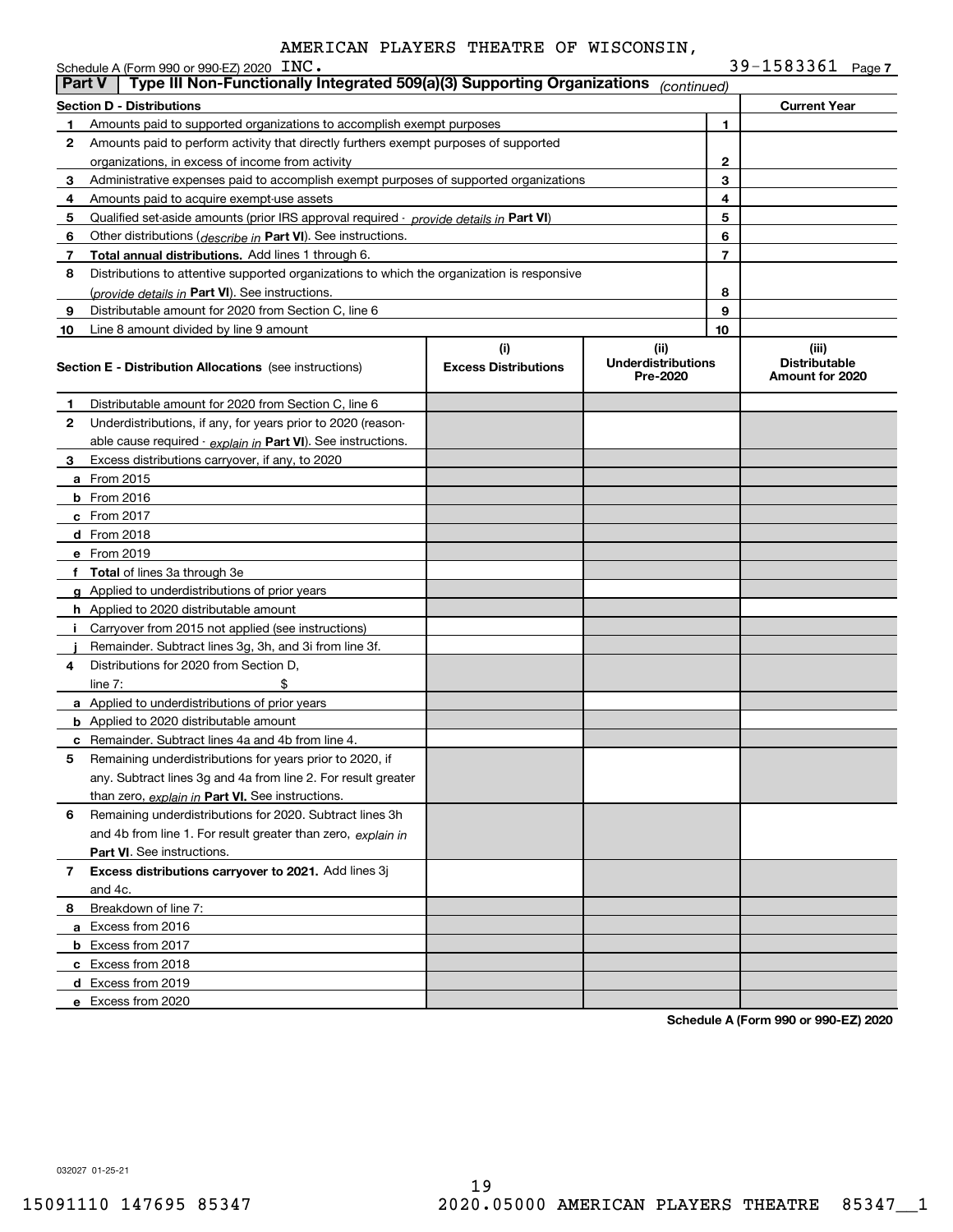AMERICAN PLAYERS THEATRE OF WISCONSIN, INC.

Schedule A (Form 990 or 990-EZ) 2020 — 39-1583361 — Page 7

## Part V — Type III Non-Functionally Integrated 509(a)(3) Supporting Organizations *(continued)*

| Section D - Distributions | | | Current Year |
|---|---|---|---|
| 1 | Amounts paid to supported organizations to accomplish exempt purposes | 1 | |
| 2 | Amounts paid to perform activity that directly furthers exempt purposes of supported organizations, in excess of income from activity | 2 | |
| 3 | Administrative expenses paid to accomplish exempt purposes of supported organizations | 3 | |
| 4 | Amounts paid to acquire exempt-use assets | 4 | |
| 5 | Qualified set-aside amounts (prior IRS approval required - *provide details in* **Part VI**) | 5 | |
| 6 | Other distributions (*describe in* **Part VI**). See instructions. | 6 | |
| 7 | **Total annual distributions.** Add lines 1 through 6. | 7 | |
| 8 | Distributions to attentive supported organizations to which the organization is responsive (*provide details in* **Part VI**). See instructions. | 8 | |
| 9 | Distributable amount for 2020 from Section C, line 6 | 9 | |
| 10 | Line 8 amount divided by line 9 amount | 10 | |

| | Section E - Distribution Allocations (see instructions) | (i) Excess Distributions | (ii) Underdistributions Pre-2020 | (iii) Distributable Amount for 2020 |
|---|---|---|---|---|
| 1 | Distributable amount for 2020 from Section C, line 6 | | | |
| 2 | Underdistributions, if any, for years prior to 2020 (reasonable cause required - *explain in* **Part VI**). See instructions. | | | |
| 3 | Excess distributions carryover, if any, to 2020 | | | |
| a | From 2015 | | | |
| b | From 2016 | | | |
| c | From 2017 | | | |
| d | From 2018 | | | |
| e | From 2019 | | | |
| f | **Total** of lines 3a through 3e | | | |
| g | Applied to underdistributions of prior years | | | |
| h | Applied to 2020 distributable amount | | | |
| i | Carryover from 2015 not applied (see instructions) | | | |
| j | Remainder. Subtract lines 3g, 3h, and 3i from line 3f. | | | |
| 4 | Distributions for 2020 from Section D, line 7: $ | | | |
| a | Applied to underdistributions of prior years | | | |
| b | Applied to 2020 distributable amount | | | |
| c | Remainder. Subtract lines 4a and 4b from line 4. | | | |
| 5 | Remaining underdistributions for years prior to 2020, if any. Subtract lines 3g and 4a from line 2. For result greater than zero, *explain in* **Part VI.** See instructions. | | | |
| 6 | Remaining underdistributions for 2020. Subtract lines 3h and 4b from line 1. For result greater than zero, *explain in* **Part VI**. See instructions. | | | |
| 7 | **Excess distributions carryover to 2021.** Add lines 3j and 4c. | | | |
| 8 | Breakdown of line 7: | | | |
| a | Excess from 2016 | | | |
| b | Excess from 2017 | | | |
| c | Excess from 2018 | | | |
| d | Excess from 2019 | | | |
| e | Excess from 2020 | | | |

**Schedule A (Form 990 or 990-EZ) 2020**

032027 01-25-21

15091110 147695 85347 2020.05000 AMERICAN PLAYERS THEATRE 85347__1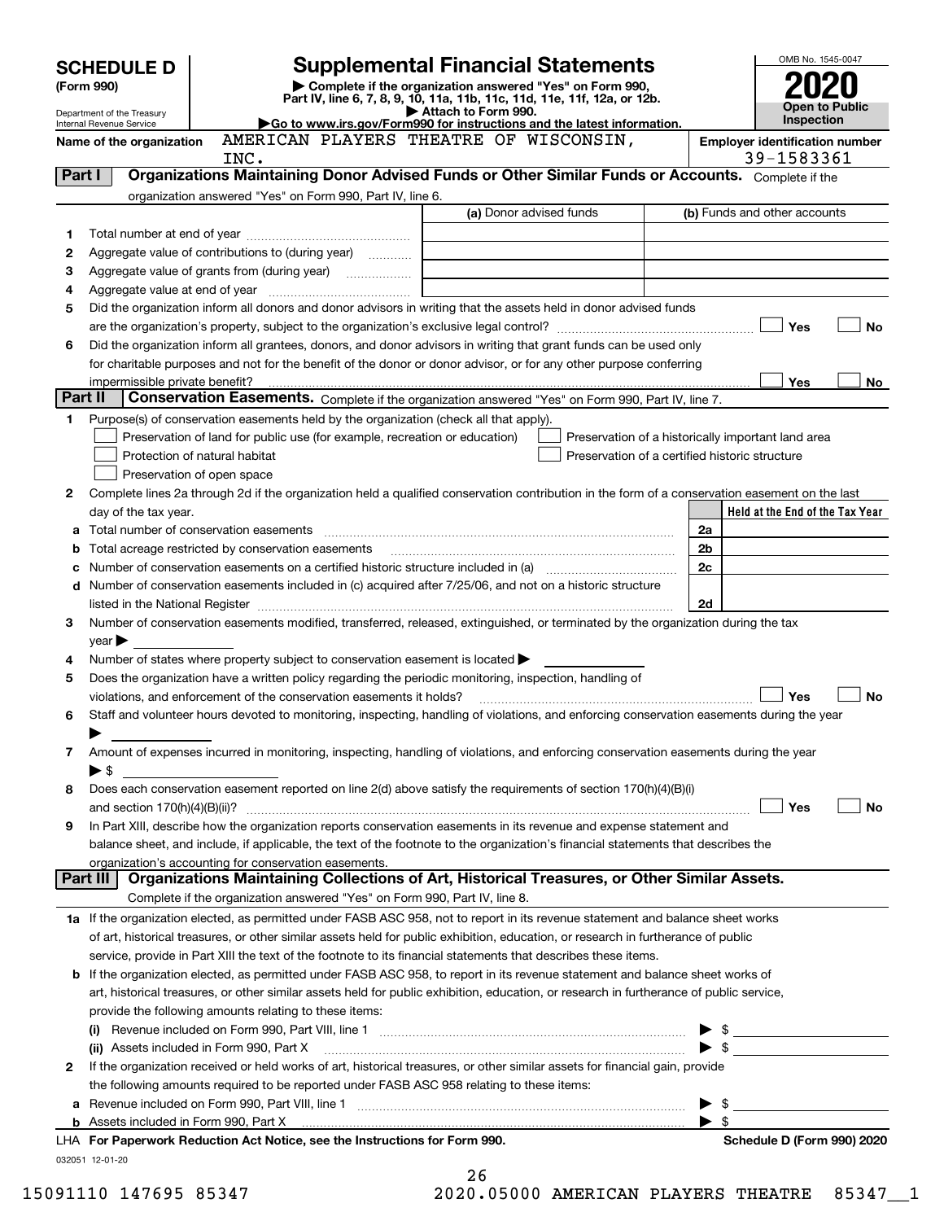# SCHEDULE D (Form 990)

Department of the Treasury
Internal Revenue Service

## Supplemental Financial Statements

▶ Complete if the organization answered "Yes" on Form 990, Part IV, line 6, 7, 8, 9, 10, 11a, 11b, 11c, 11d, 11e, 11f, 12a, or 12b.
▶ Attach to Form 990.
▶Go to www.irs.gov/Form990 for instructions and the latest information.

OMB No. 1545-0047

**2020**

**Open to Public Inspection**

**Name of the organization:** AMERICAN PLAYERS THEATRE OF WISCONSIN, INC.

**Employer identification number:** 39-1583361

## Part I — Organizations Maintaining Donor Advised Funds or Other Similar Funds or Accounts.

Complete if the organization answered "Yes" on Form 990, Part IV, line 6.

| | | (a) Donor advised funds | (b) Funds and other accounts |
|---|---|---|---|
| 1 | Total number at end of year | | |
| 2 | Aggregate value of contributions to (during year) | | |
| 3 | Aggregate value of grants from (during year) | | |
| 4 | Aggregate value at end of year | | |

5 Did the organization inform all donors and donor advisors in writing that the assets held in donor advised funds are the organization's property, subject to the organization's exclusive legal control? ☐ Yes ☐ No

6 Did the organization inform all grantees, donors, and donor advisors in writing that grant funds can be used only for charitable purposes and not for the benefit of the donor or donor advisor, or for any other purpose conferring impermissible private benefit? ☐ Yes ☐ No

## Part II — Conservation Easements.

Complete if the organization answered "Yes" on Form 990, Part IV, line 7.

1 Purpose(s) of conservation easements held by the organization (check all that apply).

- ☐ Preservation of land for public use (for example, recreation or education)
- ☐ Protection of natural habitat
- ☐ Preservation of open space
- ☐ Preservation of a historically important land area
- ☐ Preservation of a certified historic structure

2 Complete lines 2a through 2d if the organization held a qualified conservation contribution in the form of a conservation easement on the last day of the tax year.

| | | | Held at the End of the Tax Year |
|---|---|---|---|
| a | Total number of conservation easements | 2a | |
| b | Total acreage restricted by conservation easements | 2b | |
| c | Number of conservation easements on a certified historic structure included in (a) | 2c | |
| d | Number of conservation easements included in (c) acquired after 7/25/06, and not on a historic structure listed in the National Register | 2d | |

3 Number of conservation easements modified, transferred, released, extinguished, or terminated by the organization during the tax year ▶

4 Number of states where property subject to conservation easement is located ▶

5 Does the organization have a written policy regarding the periodic monitoring, inspection, handling of violations, and enforcement of the conservation easements it holds? ☐ Yes ☐ No

6 Staff and volunteer hours devoted to monitoring, inspecting, handling of violations, and enforcing conservation easements during the year ▶

7 Amount of expenses incurred in monitoring, inspecting, handling of violations, and enforcing conservation easements during the year ▶ $

8 Does each conservation easement reported on line 2(d) above satisfy the requirements of section 170(h)(4)(B)(i) and section 170(h)(4)(B)(ii)? ☐ Yes ☐ No

9 In Part XIII, describe how the organization reports conservation easements in its revenue and expense statement and balance sheet, and include, if applicable, the text of the footnote to the organization's financial statements that describes the organization's accounting for conservation easements.

## Part III — Organizations Maintaining Collections of Art, Historical Treasures, or Other Similar Assets.

Complete if the organization answered "Yes" on Form 990, Part IV, line 8.

1a If the organization elected, as permitted under FASB ASC 958, not to report in its revenue statement and balance sheet works of art, historical treasures, or other similar assets held for public exhibition, education, or research in furtherance of public service, provide in Part XIII the text of the footnote to its financial statements that describes these items.

b If the organization elected, as permitted under FASB ASC 958, to report in its revenue statement and balance sheet works of art, historical treasures, or other similar assets held for public exhibition, education, or research in furtherance of public service, provide the following amounts relating to these items:

(i) Revenue included on Form 990, Part VIII, line 1 ▶ $

(ii) Assets included in Form 990, Part X ▶ $

2 If the organization received or held works of art, historical treasures, or other similar assets for financial gain, provide the following amounts required to be reported under FASB ASC 958 relating to these items:

a Revenue included on Form 990, Part VIII, line 1 ▶ $

b Assets included in Form 990, Part X ▶ $

LHA For Paperwork Reduction Act Notice, see the Instructions for Form 990.

Schedule D (Form 990) 2020

032051 12-01-20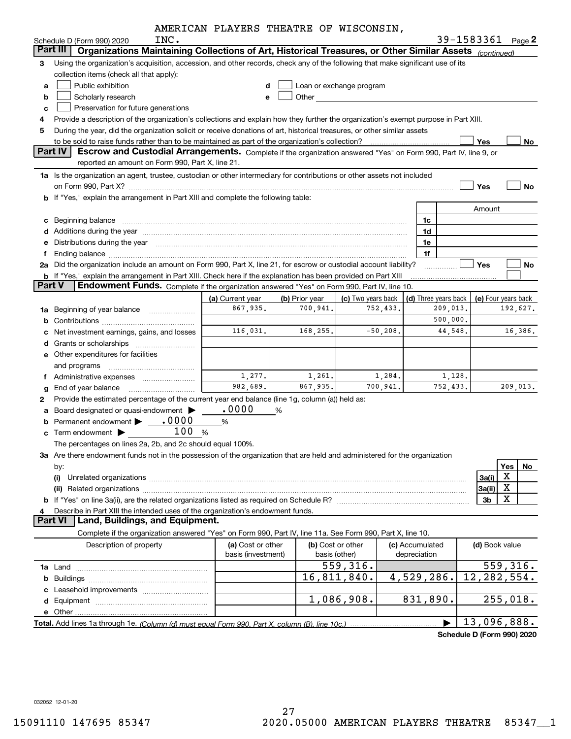AMERICAN PLAYERS THEATRE OF WISCONSIN, INC. 39-1583361

Schedule D (Form 990) 2020 Page 2

## Part III Organizations Maintaining Collections of Art, Historical Treasures, or Other Similar Assets *(continued)*

3 Using the organization's acquisition, accession, and other records, check any of the following that make significant use of its collection items (check all that apply):

- a ☐ Public exhibition
- b ☐ Scholarly research
- c ☐ Preservation for future generations
- d ☐ Loan or exchange program
- e ☐ Other

4 Provide a description of the organization's collections and explain how they further the organization's exempt purpose in Part XIII.

5 During the year, did the organization solicit or receive donations of art, historical treasures, or other similar assets to be sold to raise funds rather than to be maintained as part of the organization's collection? ☐ Yes ☐ No

## Part IV Escrow and Custodial Arrangements.

Complete if the organization answered "Yes" on Form 990, Part IV, line 9, or reported an amount on Form 990, Part X, line 21.

1a Is the organization an agent, trustee, custodian or other intermediary for contributions or other assets not included on Form 990, Part X? ☐ Yes ☐ No

b If "Yes," explain the arrangement in Part XIII and complete the following table:

| | | Amount |
|---|---|---|
| c Beginning balance | 1c | |
| d Additions during the year | 1d | |
| e Distributions during the year | 1e | |
| f Ending balance | 1f | |

2a Did the organization include an amount on Form 990, Part X, line 21, for escrow or custodial account liability? ☐ Yes ☐ No

b If "Yes," explain the arrangement in Part XIII. Check here if the explanation has been provided on Part XIII ☐

## Part V Endowment Funds.

Complete if the organization answered "Yes" on Form 990, Part IV, line 10.

| | (a) Current year | (b) Prior year | (c) Two years back | (d) Three years back | (e) Four years back |
|---|---|---|---|---|---|
| 1a Beginning of year balance | 867,935. | 700,941. | 752,433. | 209,013. | 192,627. |
| b Contributions | | | | 500,000. | |
| c Net investment earnings, gains, and losses | 116,031. | 168,255. | -50,208. | 44,548. | 16,386. |
| d Grants or scholarships | | | | | |
| e Other expenditures for facilities and programs | | | | | |
| f Administrative expenses | 1,277. | 1,261. | 1,284. | 1,128. | |
| g End of year balance | 982,689. | 867,935. | 700,941. | 752,433. | 209,013. |

2 Provide the estimated percentage of the current year end balance (line 1g, column (a)) held as:

a Board designated or quasi-endowment ▶ .0000 %

b Permanent endowment ▶ .0000 %

c Term endowment ▶ 100 %

The percentages on lines 2a, 2b, and 2c should equal 100%.

3a Are there endowment funds not in the possession of the organization that are held and administered for the organization by:

| | | Yes | No |
|---|---|---|---|
| (i) Unrelated organizations | 3a(i) | X | |
| (ii) Related organizations | 3a(ii) | X | |
| b If "Yes" on line 3a(ii), are the related organizations listed as required on Schedule R? | 3b | X | |

4 Describe in Part XIII the intended uses of the organization's endowment funds.

## Part VI Land, Buildings, and Equipment.

Complete if the organization answered "Yes" on Form 990, Part IV, line 11a. See Form 990, Part X, line 10.

| Description of property | (a) Cost or other basis (investment) | (b) Cost or other basis (other) | (c) Accumulated depreciation | (d) Book value |
|---|---|---|---|---|
| 1a Land | | 559,316. | | 559,316. |
| b Buildings | | 16,811,840. | 4,529,286. | 12,282,554. |
| c Leasehold improvements | | | | |
| d Equipment | | 1,086,908. | 831,890. | 255,018. |
| e Other | | | | |
| **Total.** Add lines 1a through 1e. *(Column (d) must equal Form 990, Part X, column (B), line 10c.)* | | | ▶ | 13,096,888. |

**Schedule D (Form 990) 2020**

032052 12-01-20

15091110 147695 85347 2020.05000 AMERICAN PLAYERS THEATRE 85347__1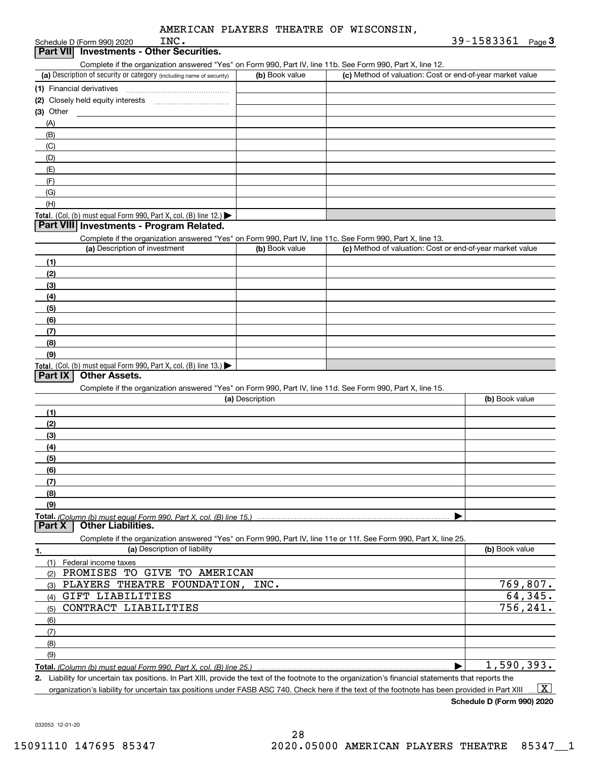AMERICAN PLAYERS THEATRE OF WISCONSIN, INC. 39-1583361

## Part VII Investments - Other Securities.

Complete if the organization answered "Yes" on Form 990, Part IV, line 11b. See Form 990, Part X, line 12.

| (a) Description of security or category (including name of security) | (b) Book value | (c) Method of valuation: Cost or end-of-year market value |
|---|---|---|
| (1) Financial derivatives | | |
| (2) Closely held equity interests | | |
| (3) Other | | |
| (A) | | |
| (B) | | |
| (C) | | |
| (D) | | |
| (E) | | |
| (F) | | |
| (G) | | |
| (H) | | |
| **Total.** (Col. (b) must equal Form 990, Part X, col. (B) line 12.) ▶ | | |

## Part VIII Investments - Program Related.

Complete if the organization answered "Yes" on Form 990, Part IV, line 11c. See Form 990, Part X, line 13.

| (a) Description of investment | (b) Book value | (c) Method of valuation: Cost or end-of-year market value |
|---|---|---|
| (1) | | |
| (2) | | |
| (3) | | |
| (4) | | |
| (5) | | |
| (6) | | |
| (7) | | |
| (8) | | |
| (9) | | |
| **Total.** (Col. (b) must equal Form 990, Part X, col. (B) line 13.) ▶ | | |

## Part IX Other Assets.

Complete if the organization answered "Yes" on Form 990, Part IV, line 11d. See Form 990, Part X, line 15.

| (a) Description | (b) Book value |
|---|---|
| (1) | |
| (2) | |
| (3) | |
| (4) | |
| (5) | |
| (6) | |
| (7) | |
| (8) | |
| (9) | |
| **Total.** *(Column (b) must equal Form 990, Part X, col. (B) line 15.)* ▶ | |

## Part X Other Liabilities.

Complete if the organization answered "Yes" on Form 990, Part IV, line 11e or 11f. See Form 990, Part X, line 25.

| 1. (a) Description of liability | (b) Book value |
|---|---|
| (1) Federal income taxes | |
| (2) PROMISES TO GIVE TO AMERICAN | |
| (3) PLAYERS THEATRE FOUNDATION, INC. | 769,807. |
| (4) GIFT LIABILITIES | 64,345. |
| (5) CONTRACT LIABILITIES | 756,241. |
| (6) | |
| (7) | |
| (8) | |
| (9) | |
| **Total.** *(Column (b) must equal Form 990, Part X, col. (B) line 25.)* ▶ | 1,590,393. |

**2.** Liability for uncertain tax positions. In Part XIII, provide the text of the footnote to the organization's financial statements that reports the organization's liability for uncertain tax positions under FASB ASC 740. Check here if the text of the footnote has been provided in Part XIII ... [X]

**Schedule D (Form 990) 2020**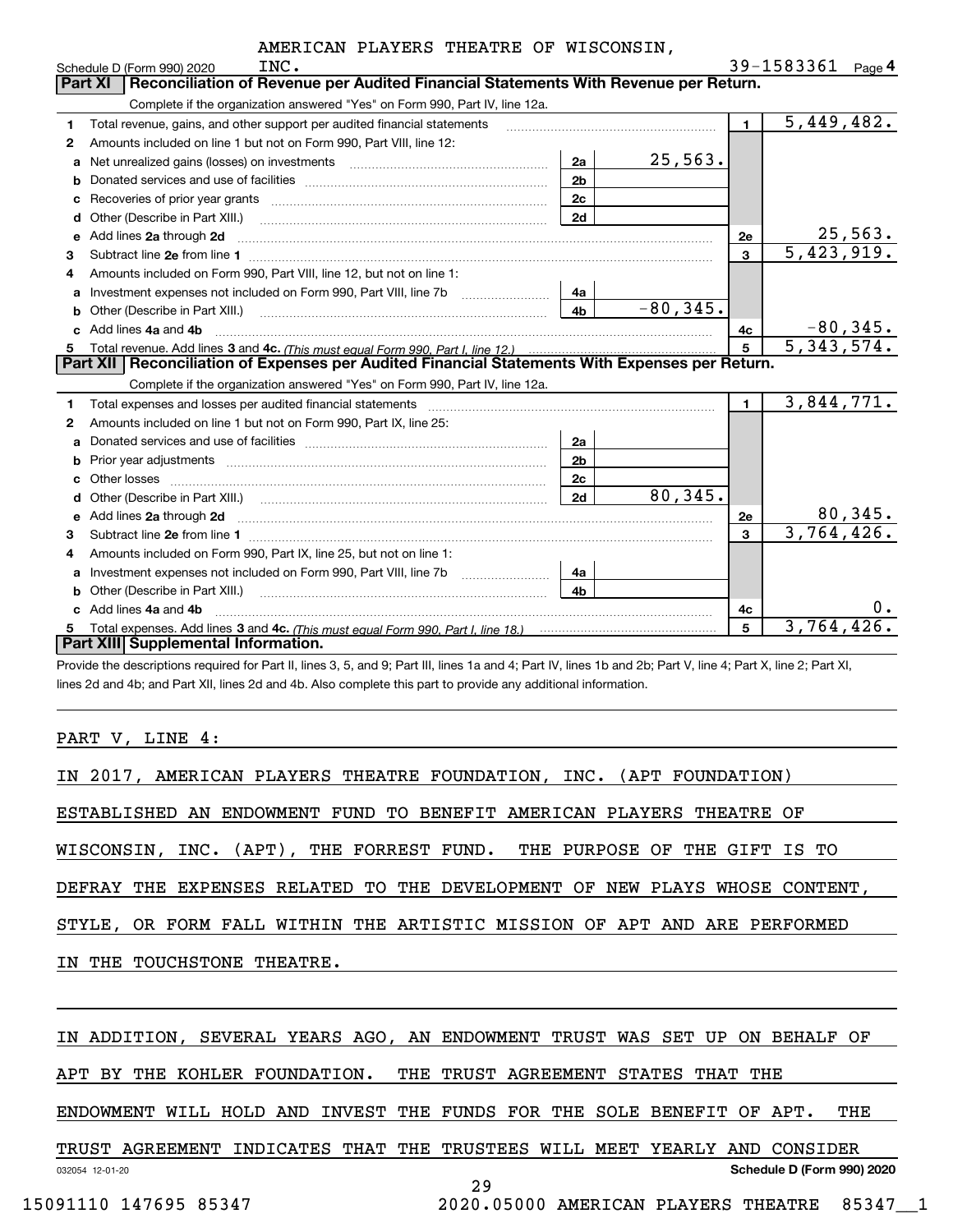AMERICAN PLAYERS THEATRE OF WISCONSIN, INC.

Schedule D (Form 990) 2020 — 39-1583361 Page 4

## Part XI Reconciliation of Revenue per Audited Financial Statements With Revenue per Return.

Complete if the organization answered "Yes" on Form 990, Part IV, line 12a.

| | | | | | |
|---|---|---|---|---|---|
| 1 | Total revenue, gains, and other support per audited financial statements | | | 1 | 5,449,482. |
| 2 | Amounts included on line 1 but not on Form 990, Part VIII, line 12: | | | | |
| a | Net unrealized gains (losses) on investments | 2a | 25,563. | | |
| b | Donated services and use of facilities | 2b | | | |
| c | Recoveries of prior year grants | 2c | | | |
| d | Other (Describe in Part XIII.) | 2d | | | |
| e | Add lines 2a through 2d | | | 2e | 25,563. |
| 3 | Subtract line 2e from line 1 | | | 3 | 5,423,919. |
| 4 | Amounts included on Form 990, Part VIII, line 12, but not on line 1: | | | | |
| a | Investment expenses not included on Form 990, Part VIII, line 7b | 4a | | | |
| b | Other (Describe in Part XIII.) | 4b | -80,345. | | |
| c | Add lines 4a and 4b | | | 4c | -80,345. |
| 5 | Total revenue. Add lines 3 and 4c. *(This must equal Form 990, Part I, line 12.)* | | | 5 | 5,343,574. |

## Part XII Reconciliation of Expenses per Audited Financial Statements With Expenses per Return.

Complete if the organization answered "Yes" on Form 990, Part IV, line 12a.

| | | | | | |
|---|---|---|---|---|---|
| 1 | Total expenses and losses per audited financial statements | | | 1 | 3,844,771. |
| 2 | Amounts included on line 1 but not on Form 990, Part IX, line 25: | | | | |
| a | Donated services and use of facilities | 2a | | | |
| b | Prior year adjustments | 2b | | | |
| c | Other losses | 2c | | | |
| d | Other (Describe in Part XIII.) | 2d | 80,345. | | |
| e | Add lines 2a through 2d | | | 2e | 80,345. |
| 3 | Subtract line 2e from line 1 | | | 3 | 3,764,426. |
| 4 | Amounts included on Form 990, Part IX, line 25, but not on line 1: | | | | |
| a | Investment expenses not included on Form 990, Part VIII, line 7b | 4a | | | |
| b | Other (Describe in Part XIII.) | 4b | | | |
| c | Add lines 4a and 4b | | | 4c | 0. |
| 5 | Total expenses. Add lines 3 and 4c. *(This must equal Form 990, Part I, line 18.)* | | | 5 | 3,764,426. |

## Part XIII Supplemental Information.

Provide the descriptions required for Part II, lines 3, 5, and 9; Part III, lines 1a and 4; Part IV, lines 1b and 2b; Part V, line 4; Part X, line 2; Part XI, lines 2d and 4b; and Part XII, lines 2d and 4b. Also complete this part to provide any additional information.

PART V, LINE 4:

IN 2017, AMERICAN PLAYERS THEATRE FOUNDATION, INC. (APT FOUNDATION) ESTABLISHED AN ENDOWMENT FUND TO BENEFIT AMERICAN PLAYERS THEATRE OF WISCONSIN, INC. (APT), THE FORREST FUND. THE PURPOSE OF THE GIFT IS TO DEFRAY THE EXPENSES RELATED TO THE DEVELOPMENT OF NEW PLAYS WHOSE CONTENT, STYLE, OR FORM FALL WITHIN THE ARTISTIC MISSION OF APT AND ARE PERFORMED IN THE TOUCHSTONE THEATRE.

IN ADDITION, SEVERAL YEARS AGO, AN ENDOWMENT TRUST WAS SET UP ON BEHALF OF APT BY THE KOHLER FOUNDATION. THE TRUST AGREEMENT STATES THAT THE ENDOWMENT WILL HOLD AND INVEST THE FUNDS FOR THE SOLE BENEFIT OF APT. THE TRUST AGREEMENT INDICATES THAT THE TRUSTEES WILL MEET YEARLY AND CONSIDER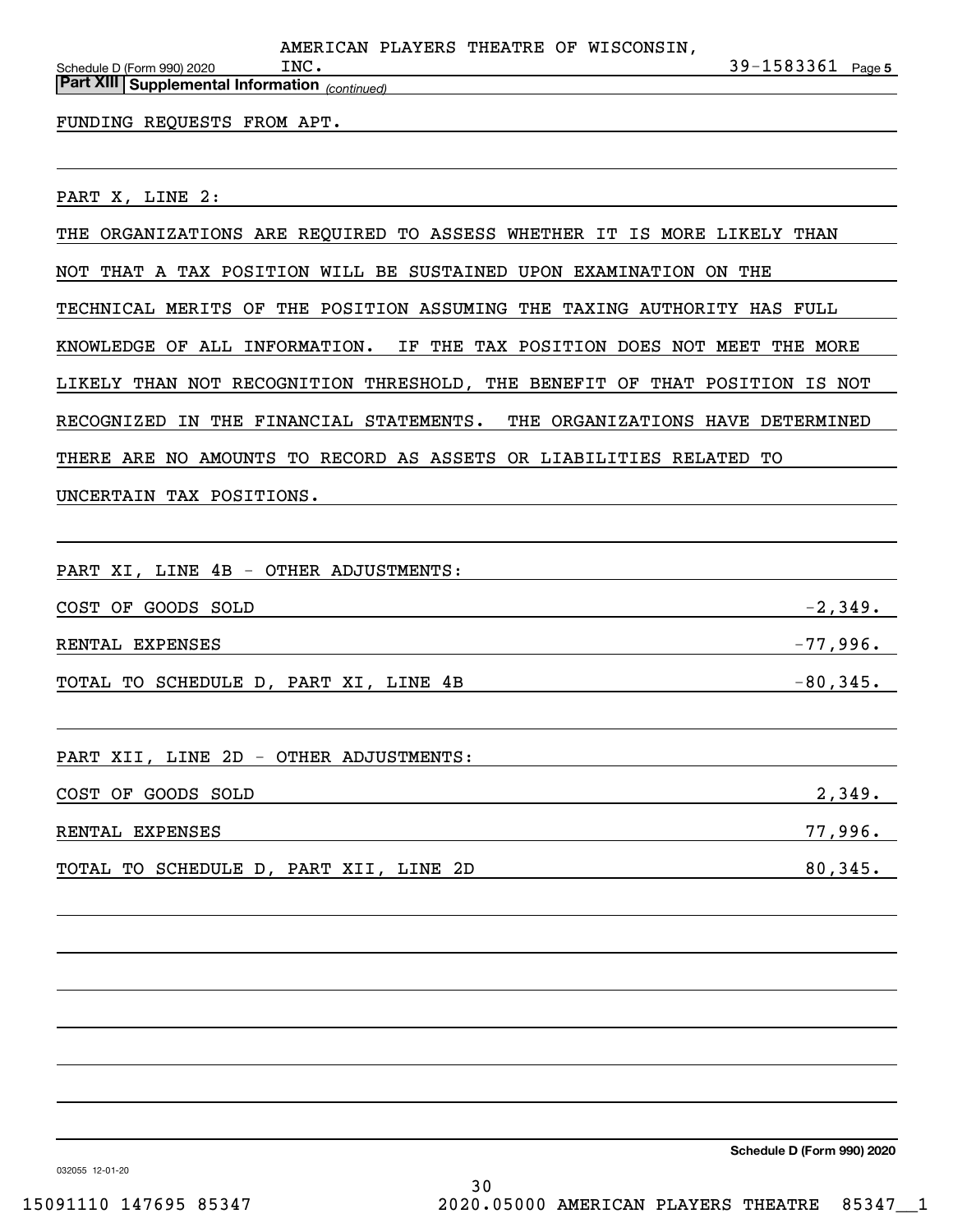Schedule D (Form 990) 2020 — AMERICAN PLAYERS THEATRE OF WISCONSIN, INC. — 39-1583361 Page 5

**Part XIII | Supplemental Information** *(continued)*

FUNDING REQUESTS FROM APT.

PART X, LINE 2:

THE ORGANIZATIONS ARE REQUIRED TO ASSESS WHETHER IT IS MORE LIKELY THAN NOT THAT A TAX POSITION WILL BE SUSTAINED UPON EXAMINATION ON THE TECHNICAL MERITS OF THE POSITION ASSUMING THE TAXING AUTHORITY HAS FULL KNOWLEDGE OF ALL INFORMATION. IF THE TAX POSITION DOES NOT MEET THE MORE LIKELY THAN NOT RECOGNITION THRESHOLD, THE BENEFIT OF THAT POSITION IS NOT RECOGNIZED IN THE FINANCIAL STATEMENTS. THE ORGANIZATIONS HAVE DETERMINED THERE ARE NO AMOUNTS TO RECORD AS ASSETS OR LIABILITIES RELATED TO UNCERTAIN TAX POSITIONS.

PART XI, LINE 4B - OTHER ADJUSTMENTS:

| | |
|---|---|
| COST OF GOODS SOLD | -2,349. |
| RENTAL EXPENSES | -77,996. |
| TOTAL TO SCHEDULE D, PART XI, LINE 4B | -80,345. |

PART XII, LINE 2D - OTHER ADJUSTMENTS:

| | |
|---|---|
| COST OF GOODS SOLD | 2,349. |
| RENTAL EXPENSES | 77,996. |
| TOTAL TO SCHEDULE D, PART XII, LINE 2D | 80,345. |

Schedule D (Form 990) 2020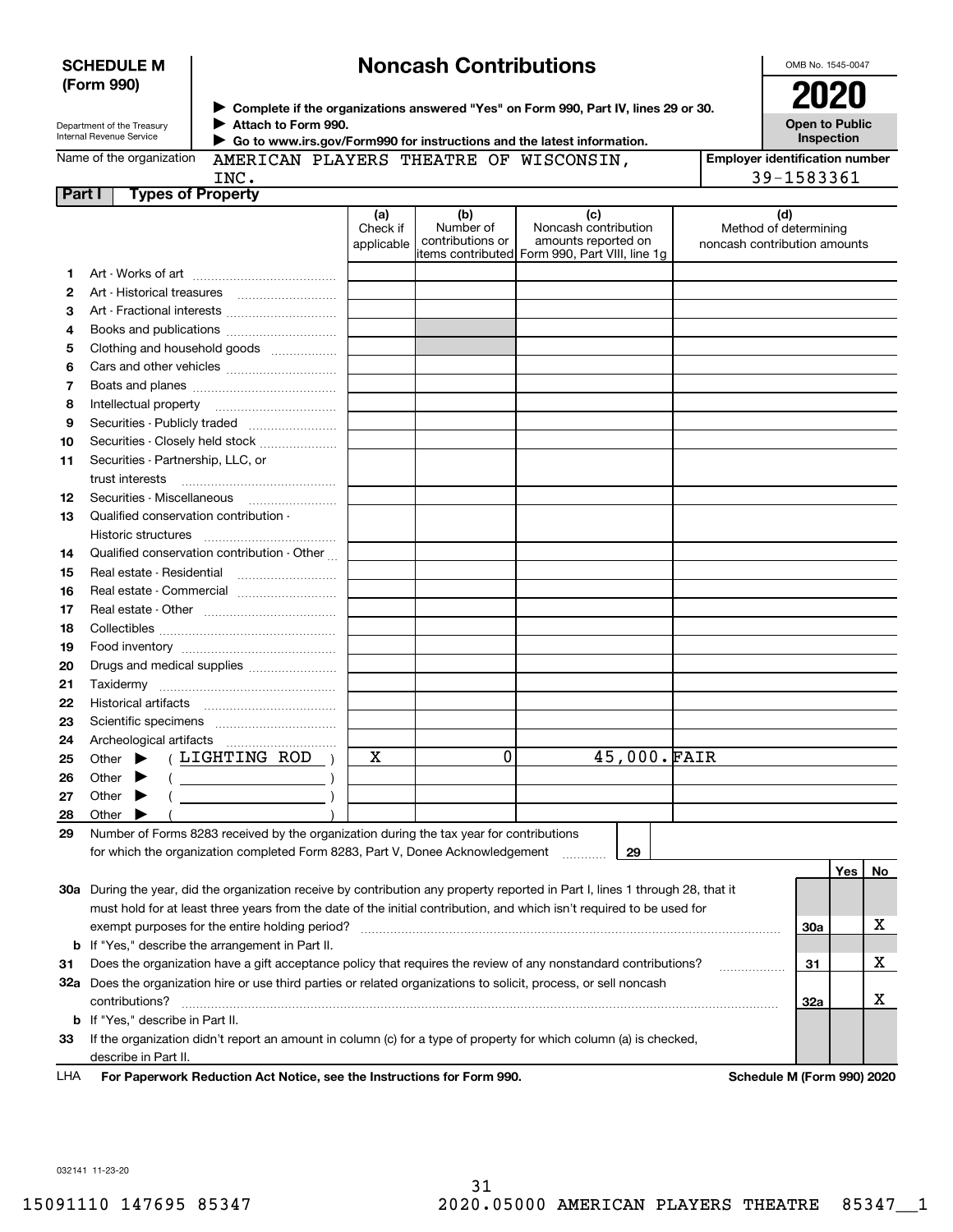**SCHEDULE M (Form 990)**

Department of the Treasury
Internal Revenue Service

# Noncash Contributions

▶ Complete if the organizations answered "Yes" on Form 990, Part IV, lines 29 or 30.
▶ Attach to Form 990.
▶ Go to www.irs.gov/Form990 for instructions and the latest information.

OMB No. 1545-0047

**2020**

**Open to Public Inspection**

Name of the organization: AMERICAN PLAYERS THEATRE OF WISCONSIN, INC.

Employer identification number: 39-1583361

## Part I Types of Property

| | | (a) Check if applicable | (b) Number of contributions or items contributed | (c) Noncash contribution amounts reported on Form 990, Part VIII, line 1g | (d) Method of determining noncash contribution amounts |
|---|---|---|---|---|---|
| 1 | Art - Works of art | | | | |
| 2 | Art - Historical treasures | | | | |
| 3 | Art - Fractional interests | | | | |
| 4 | Books and publications | | | | |
| 5 | Clothing and household goods | | | | |
| 6 | Cars and other vehicles | | | | |
| 7 | Boats and planes | | | | |
| 8 | Intellectual property | | | | |
| 9 | Securities - Publicly traded | | | | |
| 10 | Securities - Closely held stock | | | | |
| 11 | Securities - Partnership, LLC, or trust interests | | | | |
| 12 | Securities - Miscellaneous | | | | |
| 13 | Qualified conservation contribution - Historic structures | | | | |
| 14 | Qualified conservation contribution - Other | | | | |
| 15 | Real estate - Residential | | | | |
| 16 | Real estate - Commercial | | | | |
| 17 | Real estate - Other | | | | |
| 18 | Collectibles | | | | |
| 19 | Food inventory | | | | |
| 20 | Drugs and medical supplies | | | | |
| 21 | Taxidermy | | | | |
| 22 | Historical artifacts | | | | |
| 23 | Scientific specimens | | | | |
| 24 | Archeological artifacts | | | | |
| 25 | Other ▶ ( LIGHTING ROD ) | X | 0 | 45,000. | FAIR |
| 26 | Other ▶ ( ) | | | | |
| 27 | Other ▶ ( ) | | | | |
| 28 | Other ▶ ( ) | | | | |

29 Number of Forms 8283 received by the organization during the tax year for contributions for which the organization completed Form 8283, Part V, Donee Acknowledgement ..... **29**

| | | | Yes | No |
|---|---|---|---|---|
| 30a | During the year, did the organization receive by contribution any property reported in Part I, lines 1 through 28, that it must hold for at least three years from the date of the initial contribution, and which isn't required to be used for exempt purposes for the entire holding period? | 30a | | X |
| b | If "Yes," describe the arrangement in Part II. | | | |
| 31 | Does the organization have a gift acceptance policy that requires the review of any nonstandard contributions? | 31 | | X |
| 32a | Does the organization hire or use third parties or related organizations to solicit, process, or sell noncash contributions? | 32a | | X |
| b | If "Yes," describe in Part II. | | | |
| 33 | If the organization didn't report an amount in column (c) for a type of property for which column (a) is checked, describe in Part II. | | | |

LHA **For Paperwork Reduction Act Notice, see the Instructions for Form 990.** **Schedule M (Form 990) 2020**

032141 11-23-20

15091110 147695 85347 2020.05000 AMERICAN PLAYERS THEATRE 85347__1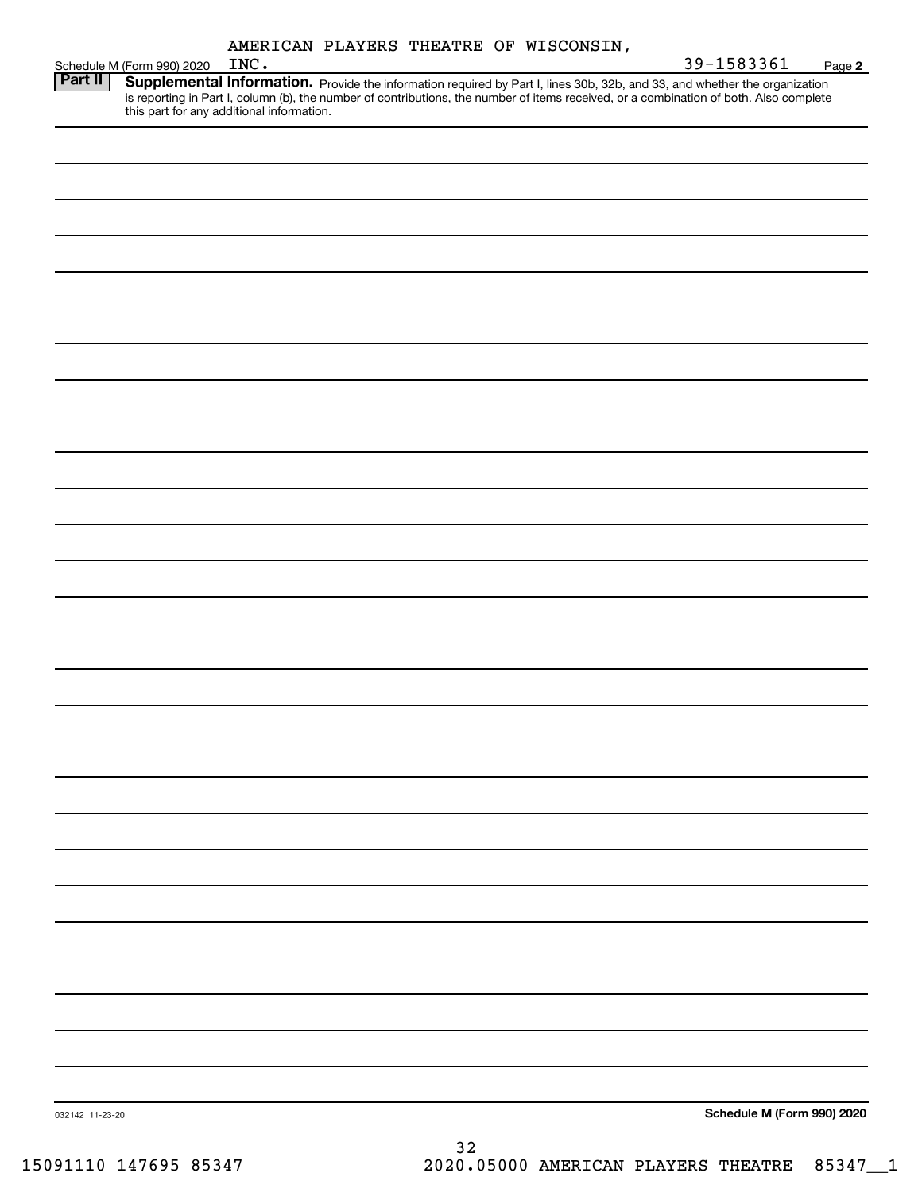AMERICAN PLAYERS THEATRE OF WISCONSIN, INC.

Schedule M (Form 990) 2020 — 39-1583361 — Page **2**

**Part II** **Supplemental Information.** Provide the information required by Part I, lines 30b, 32b, and 33, and whether the organization is reporting in Part I, column (b), the number of contributions, the number of items received, or a combination of both. Also complete this part for any additional information.

032142 11-23-20 **Schedule M (Form 990) 2020**

15091110 147695 85347 2020.05000 AMERICAN PLAYERS THEATRE 85347__1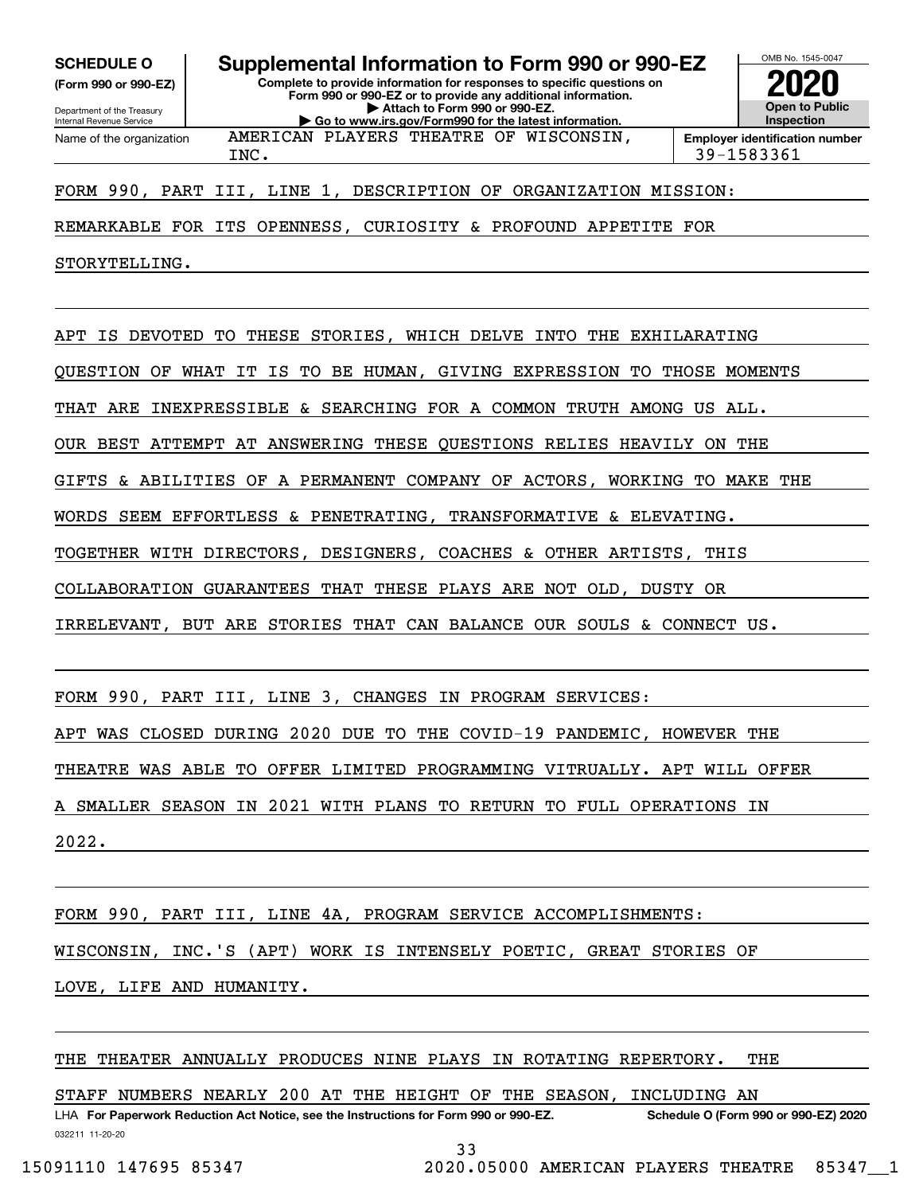**SCHEDULE O (Form 990 or 990-EZ)**

Department of the Treasury
Internal Revenue Service

# Supplemental Information to Form 990 or 990-EZ

**Complete to provide information for responses to specific questions on Form 990 or 990-EZ or to provide any additional information.**
**▶ Attach to Form 990 or 990-EZ.**
**▶ Go to www.irs.gov/Form990 for the latest information.**

OMB No. 1545-0047

**2020**

**Open to Public Inspection**

Name of the organization: AMERICAN PLAYERS THEATRE OF WISCONSIN, INC.

**Employer identification number** 39-1583361

FORM 990, PART III, LINE 1, DESCRIPTION OF ORGANIZATION MISSION:

REMARKABLE FOR ITS OPENNESS, CURIOSITY & PROFOUND APPETITE FOR STORYTELLING.

APT IS DEVOTED TO THESE STORIES, WHICH DELVE INTO THE EXHILARATING QUESTION OF WHAT IT IS TO BE HUMAN, GIVING EXPRESSION TO THOSE MOMENTS THAT ARE INEXPRESSIBLE & SEARCHING FOR A COMMON TRUTH AMONG US ALL. OUR BEST ATTEMPT AT ANSWERING THESE QUESTIONS RELIES HEAVILY ON THE GIFTS & ABILITIES OF A PERMANENT COMPANY OF ACTORS, WORKING TO MAKE THE WORDS SEEM EFFORTLESS & PENETRATING, TRANSFORMATIVE & ELEVATING. TOGETHER WITH DIRECTORS, DESIGNERS, COACHES & OTHER ARTISTS, THIS COLLABORATION GUARANTEES THAT THESE PLAYS ARE NOT OLD, DUSTY OR IRRELEVANT, BUT ARE STORIES THAT CAN BALANCE OUR SOULS & CONNECT US.

FORM 990, PART III, LINE 3, CHANGES IN PROGRAM SERVICES:

APT WAS CLOSED DURING 2020 DUE TO THE COVID-19 PANDEMIC, HOWEVER THE THEATRE WAS ABLE TO OFFER LIMITED PROGRAMMING VITRUALLY. APT WILL OFFER A SMALLER SEASON IN 2021 WITH PLANS TO RETURN TO FULL OPERATIONS IN 2022.

FORM 990, PART III, LINE 4A, PROGRAM SERVICE ACCOMPLISHMENTS:

WISCONSIN, INC.'S (APT) WORK IS INTENSELY POETIC, GREAT STORIES OF LOVE, LIFE AND HUMANITY.

THE THEATER ANNUALLY PRODUCES NINE PLAYS IN ROTATING REPERTORY. THE STAFF NUMBERS NEARLY 200 AT THE HEIGHT OF THE SEASON, INCLUDING AN

LHA **For Paperwork Reduction Act Notice, see the Instructions for Form 990 or 990-EZ.** **Schedule O (Form 990 or 990-EZ) 2020**

032211 11-20-20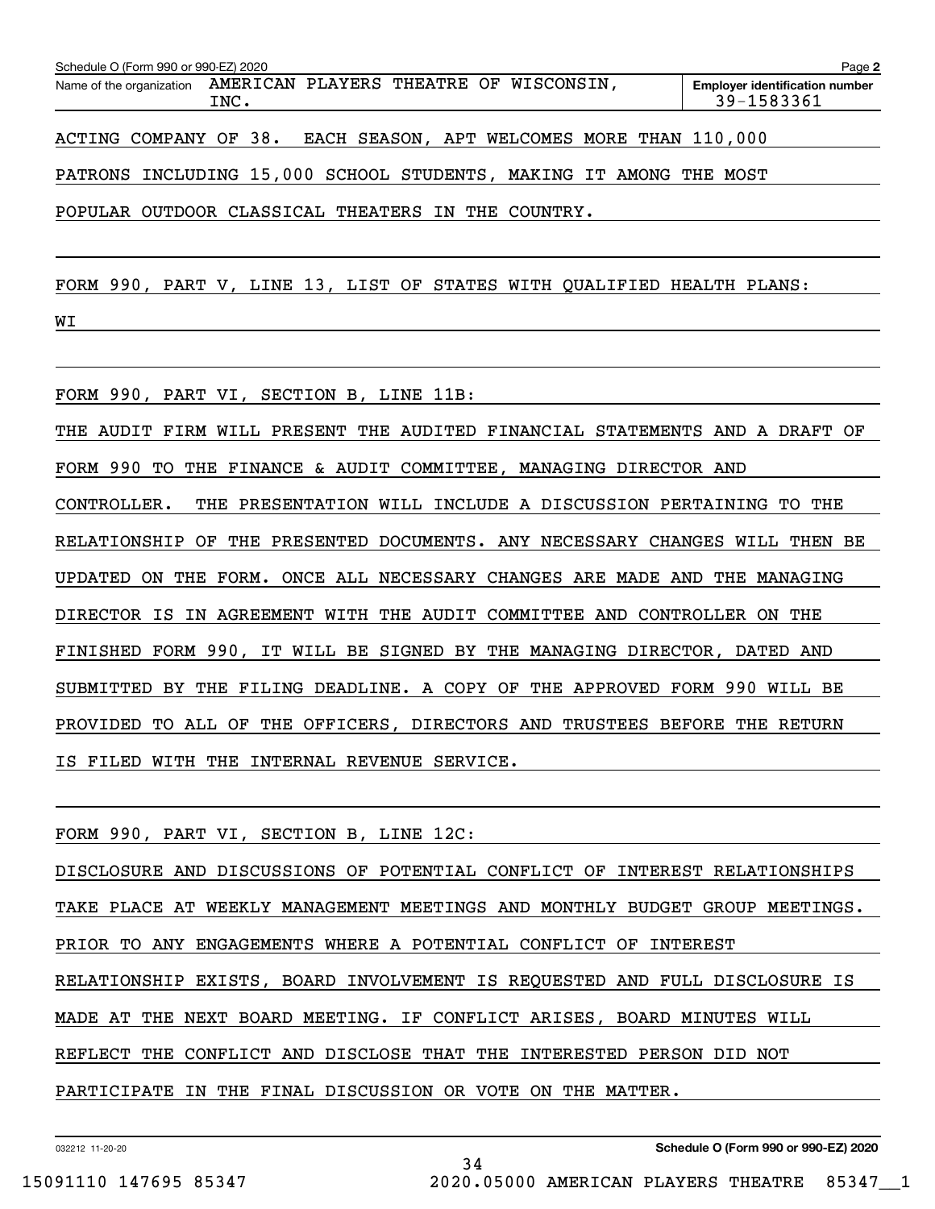Schedule O (Form 990 or 990-EZ) 2020

Name of the organization AMERICAN PLAYERS THEATRE OF WISCONSIN, INC.

Employer identification number 39-1583361

ACTING COMPANY OF 38. EACH SEASON, APT WELCOMES MORE THAN 110,000 PATRONS INCLUDING 15,000 SCHOOL STUDENTS, MAKING IT AMONG THE MOST POPULAR OUTDOOR CLASSICAL THEATERS IN THE COUNTRY.

FORM 990, PART V, LINE 13, LIST OF STATES WITH QUALIFIED HEALTH PLANS:

WI

FORM 990, PART VI, SECTION B, LINE 11B:

THE AUDIT FIRM WILL PRESENT THE AUDITED FINANCIAL STATEMENTS AND A DRAFT OF FORM 990 TO THE FINANCE & AUDIT COMMITTEE, MANAGING DIRECTOR AND CONTROLLER. THE PRESENTATION WILL INCLUDE A DISCUSSION PERTAINING TO THE RELATIONSHIP OF THE PRESENTED DOCUMENTS. ANY NECESSARY CHANGES WILL THEN BE UPDATED ON THE FORM. ONCE ALL NECESSARY CHANGES ARE MADE AND THE MANAGING DIRECTOR IS IN AGREEMENT WITH THE AUDIT COMMITTEE AND CONTROLLER ON THE FINISHED FORM 990, IT WILL BE SIGNED BY THE MANAGING DIRECTOR, DATED AND SUBMITTED BY THE FILING DEADLINE. A COPY OF THE APPROVED FORM 990 WILL BE PROVIDED TO ALL OF THE OFFICERS, DIRECTORS AND TRUSTEES BEFORE THE RETURN IS FILED WITH THE INTERNAL REVENUE SERVICE.

FORM 990, PART VI, SECTION B, LINE 12C:

DISCLOSURE AND DISCUSSIONS OF POTENTIAL CONFLICT OF INTEREST RELATIONSHIPS TAKE PLACE AT WEEKLY MANAGEMENT MEETINGS AND MONTHLY BUDGET GROUP MEETINGS. PRIOR TO ANY ENGAGEMENTS WHERE A POTENTIAL CONFLICT OF INTEREST RELATIONSHIP EXISTS, BOARD INVOLVEMENT IS REQUESTED AND FULL DISCLOSURE IS MADE AT THE NEXT BOARD MEETING. IF CONFLICT ARISES, BOARD MINUTES WILL REFLECT THE CONFLICT AND DISCLOSE THAT THE INTERESTED PERSON DID NOT PARTICIPATE IN THE FINAL DISCUSSION OR VOTE ON THE MATTER.

Schedule O (Form 990 or 990-EZ) 2020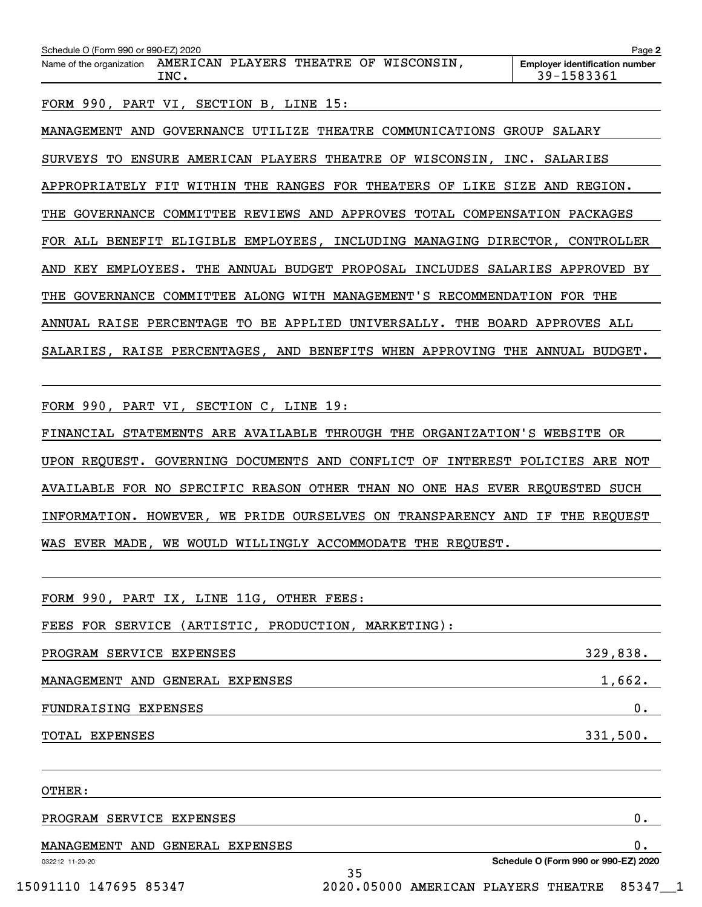Schedule O (Form 990 or 990-EZ) 2020

Name of the organization: AMERICAN PLAYERS THEATRE OF WISCONSIN, INC.

Employer identification number: 39-1583361

FORM 990, PART VI, SECTION B, LINE 15:

MANAGEMENT AND GOVERNANCE UTILIZE THEATRE COMMUNICATIONS GROUP SALARY SURVEYS TO ENSURE AMERICAN PLAYERS THEATRE OF WISCONSIN, INC. SALARIES APPROPRIATELY FIT WITHIN THE RANGES FOR THEATERS OF LIKE SIZE AND REGION. THE GOVERNANCE COMMITTEE REVIEWS AND APPROVES TOTAL COMPENSATION PACKAGES FOR ALL BENEFIT ELIGIBLE EMPLOYEES, INCLUDING MANAGING DIRECTOR, CONTROLLER AND KEY EMPLOYEES. THE ANNUAL BUDGET PROPOSAL INCLUDES SALARIES APPROVED BY THE GOVERNANCE COMMITTEE ALONG WITH MANAGEMENT'S RECOMMENDATION FOR THE ANNUAL RAISE PERCENTAGE TO BE APPLIED UNIVERSALLY. THE BOARD APPROVES ALL SALARIES, RAISE PERCENTAGES, AND BENEFITS WHEN APPROVING THE ANNUAL BUDGET.

FORM 990, PART VI, SECTION C, LINE 19:

FINANCIAL STATEMENTS ARE AVAILABLE THROUGH THE ORGANIZATION'S WEBSITE OR UPON REQUEST. GOVERNING DOCUMENTS AND CONFLICT OF INTEREST POLICIES ARE NOT AVAILABLE FOR NO SPECIFIC REASON OTHER THAN NO ONE HAS EVER REQUESTED SUCH INFORMATION. HOWEVER, WE PRIDE OURSELVES ON TRANSPARENCY AND IF THE REQUEST WAS EVER MADE, WE WOULD WILLINGLY ACCOMMODATE THE REQUEST.

FORM 990, PART IX, LINE 11G, OTHER FEES:

FEES FOR SERVICE (ARTISTIC, PRODUCTION, MARKETING):

| | |
|---|---|
| PROGRAM SERVICE EXPENSES | 329,838. |
| MANAGEMENT AND GENERAL EXPENSES | 1,662. |
| FUNDRAISING EXPENSES | 0. |
| TOTAL EXPENSES | 331,500. |

OTHER:

| | |
|---|---|
| PROGRAM SERVICE EXPENSES | 0. |
| MANAGEMENT AND GENERAL EXPENSES | 0. |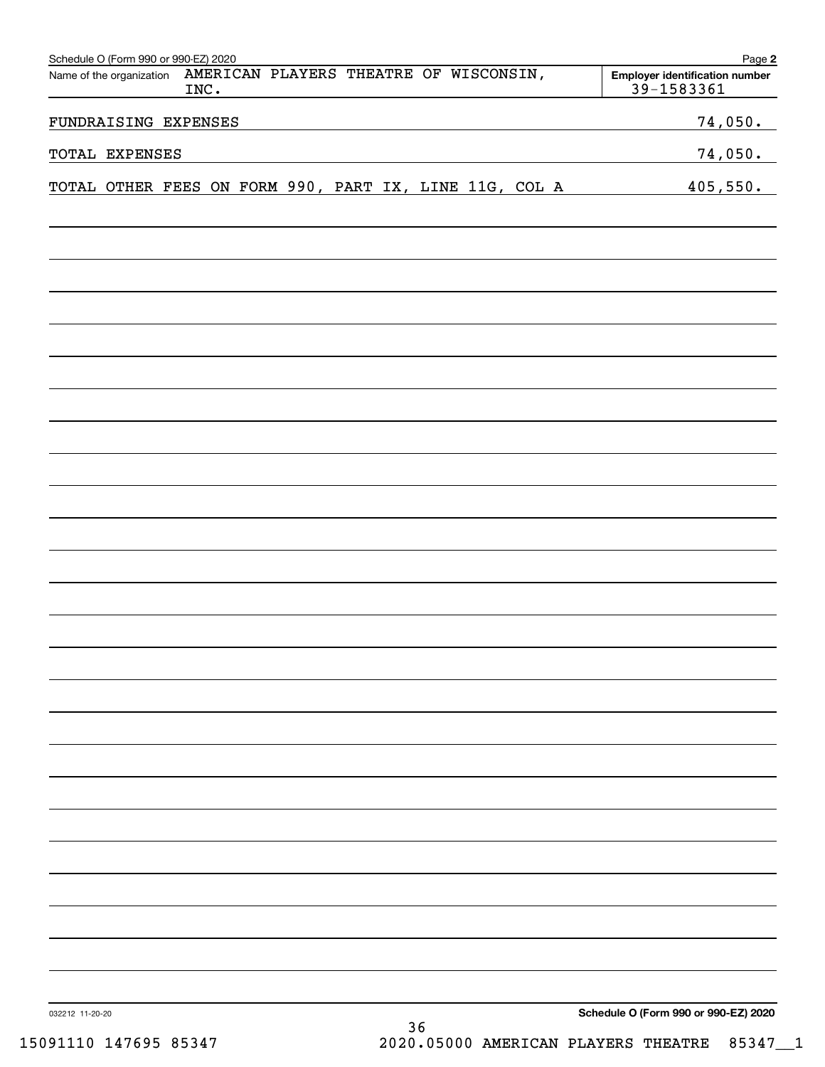Schedule O (Form 990 or 990-EZ) 2020

Name of the organization: AMERICAN PLAYERS THEATRE OF WISCONSIN, INC.

Employer identification number: 39-1583361

| | |
|---|---|
| FUNDRAISING EXPENSES | 74,050. |
| TOTAL EXPENSES | 74,050. |
| TOTAL OTHER FEES ON FORM 990, PART IX, LINE 11G, COL A | 405,550. |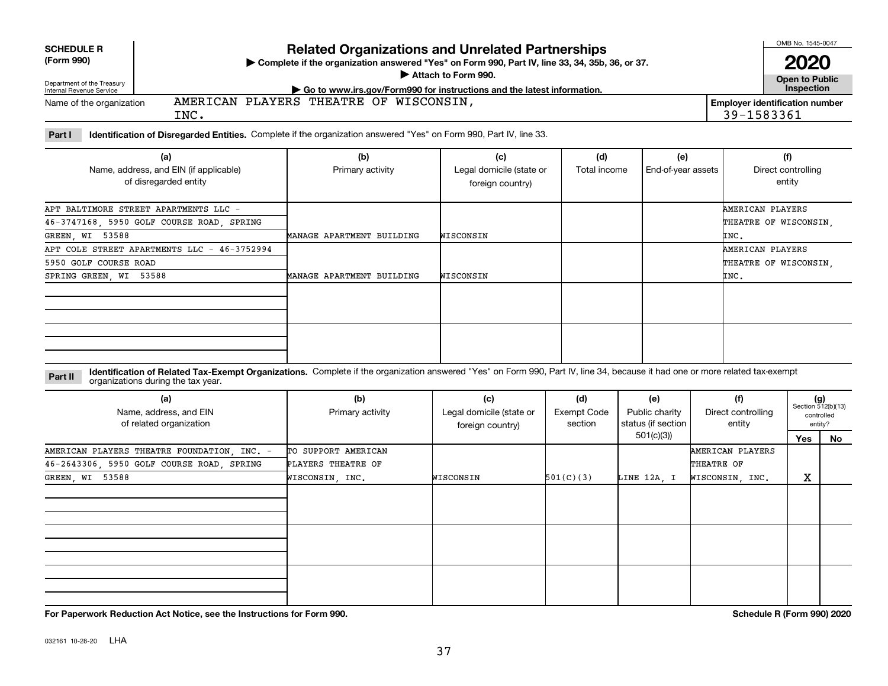**SCHEDULE R (Form 990)**

Department of the Treasury
Internal Revenue Service

# Related Organizations and Unrelated Partnerships

▶ Complete if the organization answered "Yes" on Form 990, Part IV, line 33, 34, 35b, 36, or 37.
▶ Attach to Form 990.
▶ Go to www.irs.gov/Form990 for instructions and the latest information.

OMB No. 1545-0047

**2020**

**Open to Public Inspection**

Name of the organization: AMERICAN PLAYERS THEATRE OF WISCONSIN, INC.

Employer identification number: 39-1583361

**Part I Identification of Disregarded Entities.** Complete if the organization answered "Yes" on Form 990, Part IV, line 33.

| (a) Name, address, and EIN (if applicable) of disregarded entity | (b) Primary activity | (c) Legal domicile (state or foreign country) | (d) Total income | (e) End-of-year assets | (f) Direct controlling entity |
|---|---|---|---|---|---|
| APT BALTIMORE STREET APARTMENTS LLC - 46-3747168, 5950 GOLF COURSE ROAD, SPRING GREEN, WI 53588 | MANAGE APARTMENT BUILDING | WISCONSIN | | | AMERICAN PLAYERS THEATRE OF WISCONSIN, INC. |
| APT COLE STREET APARTMENTS LLC - 46-3752994 5950 GOLF COURSE ROAD SPRING GREEN, WI 53588 | MANAGE APARTMENT BUILDING | WISCONSIN | | | AMERICAN PLAYERS THEATRE OF WISCONSIN, INC. |
| | | | | | |
| | | | | | |

**Part II Identification of Related Tax-Exempt Organizations.** Complete if the organization answered "Yes" on Form 990, Part IV, line 34, because it had one or more related tax-exempt organizations during the tax year.

| (a) Name, address, and EIN of related organization | (b) Primary activity | (c) Legal domicile (state or foreign country) | (d) Exempt Code section | (e) Public charity status (if section 501(c)(3)) | (f) Direct controlling entity | (g) Section 512(b)(13) controlled entity? Yes | No |
|---|---|---|---|---|---|---|---|
| AMERICAN PLAYERS THEATRE FOUNDATION, INC. - 46-2643306, 5950 GOLF COURSE ROAD, SPRING GREEN, WI 53588 | TO SUPPORT AMERICAN PLAYERS THEATRE OF WISCONSIN, INC. | WISCONSIN | 501(C)(3) | LINE 12A, I | AMERICAN PLAYERS THEATRE OF WISCONSIN, INC. | X | |
| | | | | | | | |
| | | | | | | | |
| | | | | | | | |

**For Paperwork Reduction Act Notice, see the Instructions for Form 990.**

**Schedule R (Form 990) 2020**

032161 10-28-20 LHA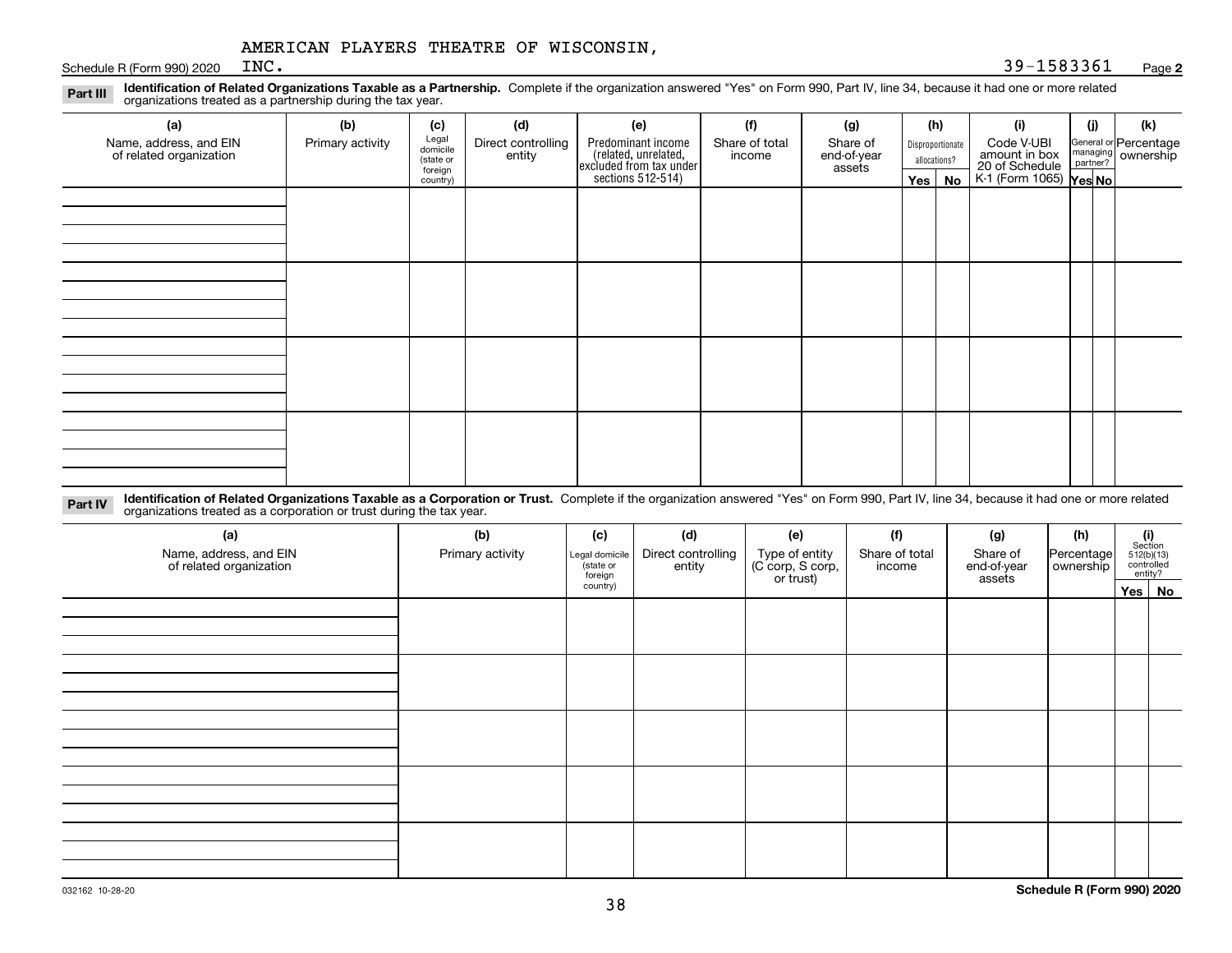AMERICAN PLAYERS THEATRE OF WISCONSIN, INC.

Schedule R (Form 990) 2020 39-1583361 Page **2**

**Part III** **Identification of Related Organizations Taxable as a Partnership.** Complete if the organization answered "Yes" on Form 990, Part IV, line 34, because it had one or more related organizations treated as a partnership during the tax year.

| (a) Name, address, and EIN of related organization | (b) Primary activity | (c) Legal domicile (state or foreign country) | (d) Direct controlling entity | (e) Predominant income (related, unrelated, excluded from tax under sections 512-514) | (f) Share of total income | (g) Share of end-of-year assets | (h) Disproportionate allocations? Yes | No | (i) Code V-UBI amount in box 20 of Schedule K-1 (Form 1065) | (j) General or managing partner? Yes | No | (k) Percentage ownership |
|---|---|---|---|---|---|---|---|---|---|---|---|---|
| | | | | | | | | | | | | |
| | | | | | | | | | | | | |
| | | | | | | | | | | | | |
| | | | | | | | | | | | | |

**Part IV** **Identification of Related Organizations Taxable as a Corporation or Trust.** Complete if the organization answered "Yes" on Form 990, Part IV, line 34, because it had one or more related organizations treated as a corporation or trust during the tax year.

| (a) Name, address, and EIN of related organization | (b) Primary activity | (c) Legal domicile (state or foreign country) | (d) Direct controlling entity | (e) Type of entity (C corp, S corp, or trust) | (f) Share of total income | (g) Share of end-of-year assets | (h) Percentage ownership | (i) Section 512(b)(13) controlled entity? Yes | No |
|---|---|---|---|---|---|---|---|---|---|
| | | | | | | | | | |
| | | | | | | | | | |
| | | | | | | | | | |
| | | | | | | | | | |
| | | | | | | | | | |

032162 10-28-20

**Schedule R (Form 990) 2020**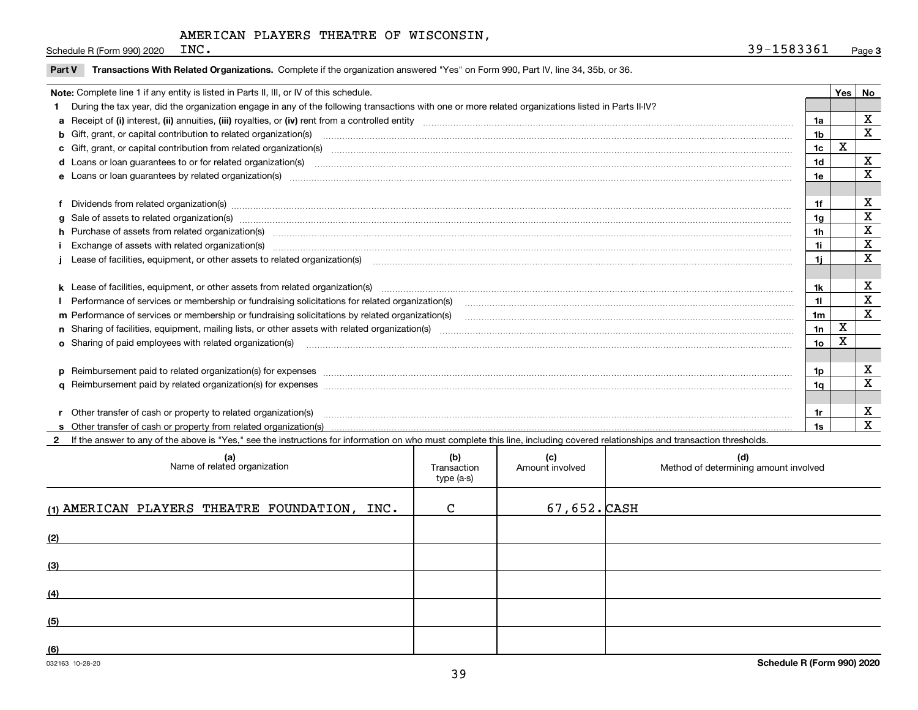AMERICAN PLAYERS THEATRE OF WISCONSIN, INC. 39-1583361

## Part V Transactions With Related Organizations. Complete if the organization answered "Yes" on Form 990, Part IV, line 34, 35b, or 36.

**Note:** Complete line 1 if any entity is listed in Parts II, III, or IV of this schedule.

| | | | Yes | No |
|---|---|---|---|---|
| **1** | During the tax year, did the organization engage in any of the following transactions with one or more related organizations listed in Parts II-IV? | | | |
| **a** | Receipt of (i) interest, (ii) annuities, (iii) royalties, or (iv) rent from a controlled entity | 1a | | X |
| **b** | Gift, grant, or capital contribution to related organization(s) | 1b | | X |
| **c** | Gift, grant, or capital contribution from related organization(s) | 1c | X | |
| **d** | Loans or loan guarantees to or for related organization(s) | 1d | | X |
| **e** | Loans or loan guarantees by related organization(s) | 1e | | X |
| **f** | Dividends from related organization(s) | 1f | | X |
| **g** | Sale of assets to related organization(s) | 1g | | X |
| **h** | Purchase of assets from related organization(s) | 1h | | X |
| **i** | Exchange of assets with related organization(s) | 1i | | X |
| **j** | Lease of facilities, equipment, or other assets to related organization(s) | 1j | | X |
| **k** | Lease of facilities, equipment, or other assets from related organization(s) | 1k | | X |
| **l** | Performance of services or membership or fundraising solicitations for related organization(s) | 1l | | X |
| **m** | Performance of services or membership or fundraising solicitations by related organization(s) | 1m | | X |
| **n** | Sharing of facilities, equipment, mailing lists, or other assets with related organization(s) | 1n | X | |
| **o** | Sharing of paid employees with related organization(s) | 1o | X | |
| **p** | Reimbursement paid to related organization(s) for expenses | 1p | | X |
| **q** | Reimbursement paid by related organization(s) for expenses | 1q | | X |
| **r** | Other transfer of cash or property to related organization(s) | 1r | | X |
| **s** | Other transfer of cash or property from related organization(s) | 1s | | X |

**2** If the answer to any of the above is "Yes," see the instructions for information on who must complete this line, including covered relationships and transaction thresholds.

| | (a) Name of related organization | (b) Transaction type (a-s) | (c) Amount involved | (d) Method of determining amount involved |
|---|---|---|---|---|
| (1) | AMERICAN PLAYERS THEATRE FOUNDATION, INC. | C | 67,652. | CASH |
| (2) | | | | |
| (3) | | | | |
| (4) | | | | |
| (5) | | | | |
| (6) | | | | |

032163 10-28-20 **Schedule R (Form 990) 2020**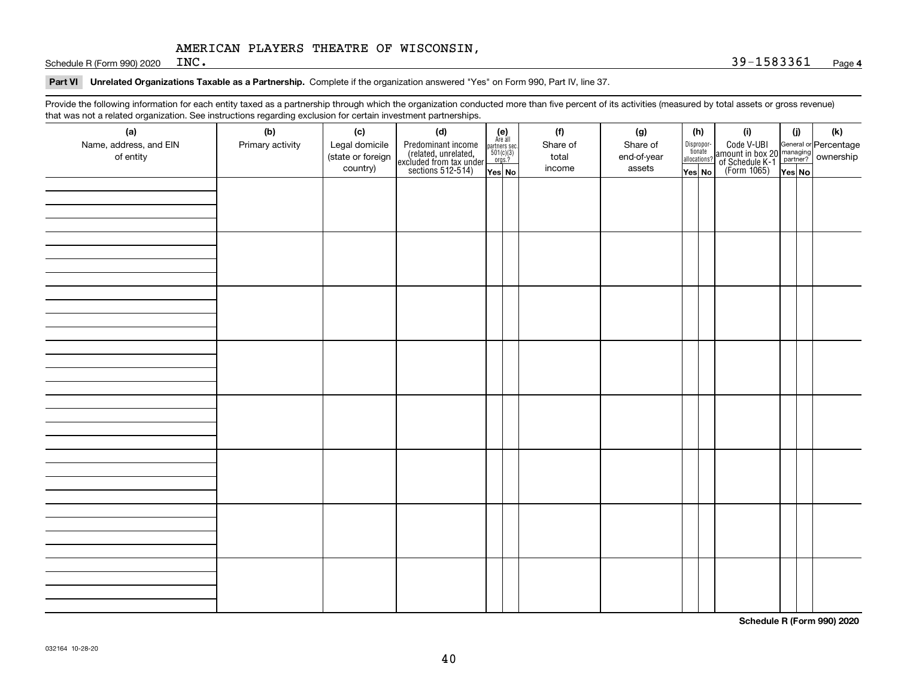AMERICAN PLAYERS THEATRE OF WISCONSIN,

Schedule R (Form 990) 2020 INC. 39-1583361 Page **4**

**Part VI** **Unrelated Organizations Taxable as a Partnership.** Complete if the organization answered "Yes" on Form 990, Part IV, line 37.

Provide the following information for each entity taxed as a partnership through which the organization conducted more than five percent of its activities (measured by total assets or gross revenue) that was not a related organization. See instructions regarding exclusion for certain investment partnerships.

| (a) Name, address, and EIN of entity | (b) Primary activity | (c) Legal domicile (state or foreign country) | (d) Predominant income (related, unrelated, excluded from tax under sections 512-514) | (e) Are all partners sec. 501(c)(3) orgs.? | | (f) Share of total income | (g) Share of end-of-year assets | (h) Disproportionate allocations? | | (i) Code V-UBI amount in box 20 of Schedule K-1 (Form 1065) | (j) General or managing partner? | | (k) Percentage ownership |
|---|---|---|---|---|---|---|---|---|---|---|---|---|---|
| | | | | Yes | No | | | Yes | No | | Yes | No | |
| | | | | | | | | | | | | | |
| | | | | | | | | | | | | | |
| | | | | | | | | | | | | | |
| | | | | | | | | | | | | | |
| | | | | | | | | | | | | | |
| | | | | | | | | | | | | | |
| | | | | | | | | | | | | | |
| | | | | | | | | | | | | | |

**Schedule R (Form 990) 2020**

032164 10-28-20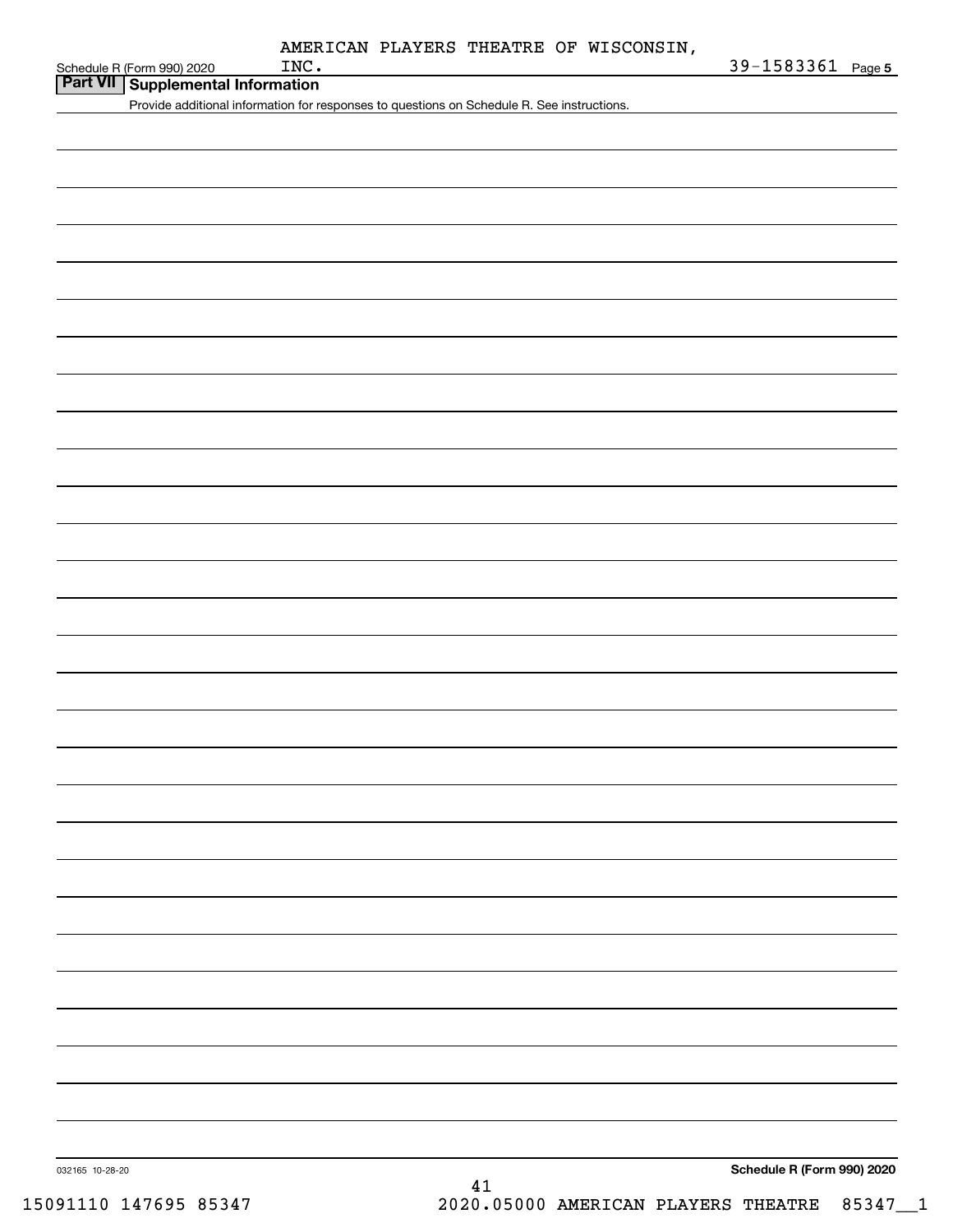AMERICAN PLAYERS THEATRE OF WISCONSIN, INC.

39-1583361

## Part VII Supplemental Information

Provide additional information for responses to questions on Schedule R. See instructions.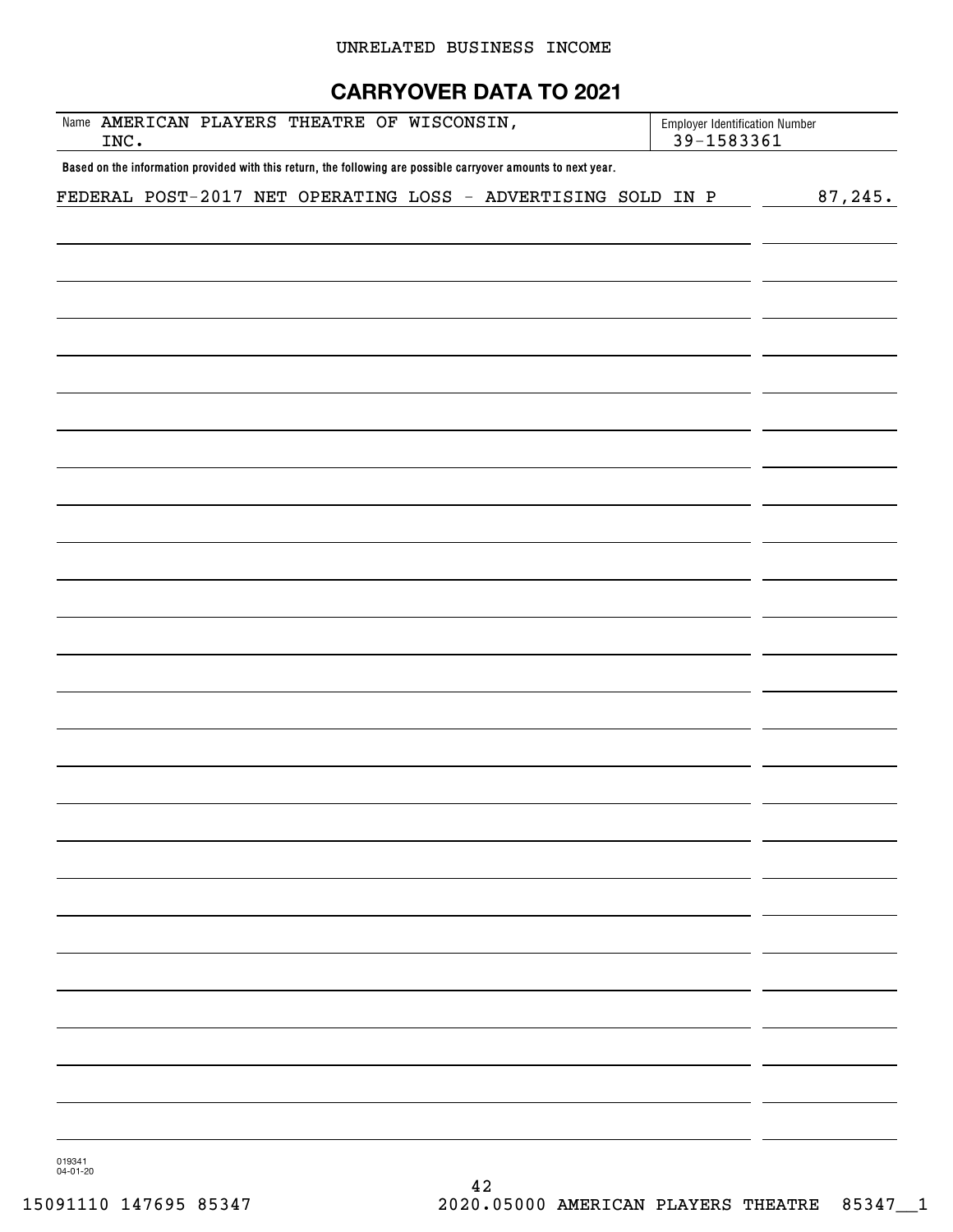UNRELATED BUSINESS INCOME

# CARRYOVER DATA TO 2021

| Name AMERICAN PLAYERS THEATRE OF WISCONSIN, INC. | Employer Identification Number 39-1583361 |
|---|---|

**Based on the information provided with this return, the following are possible carryover amounts to next year.**

| | |
|---|---|
| FEDERAL POST-2017 NET OPERATING LOSS - ADVERTISING SOLD IN P | 87,245. |

019341
04-01-20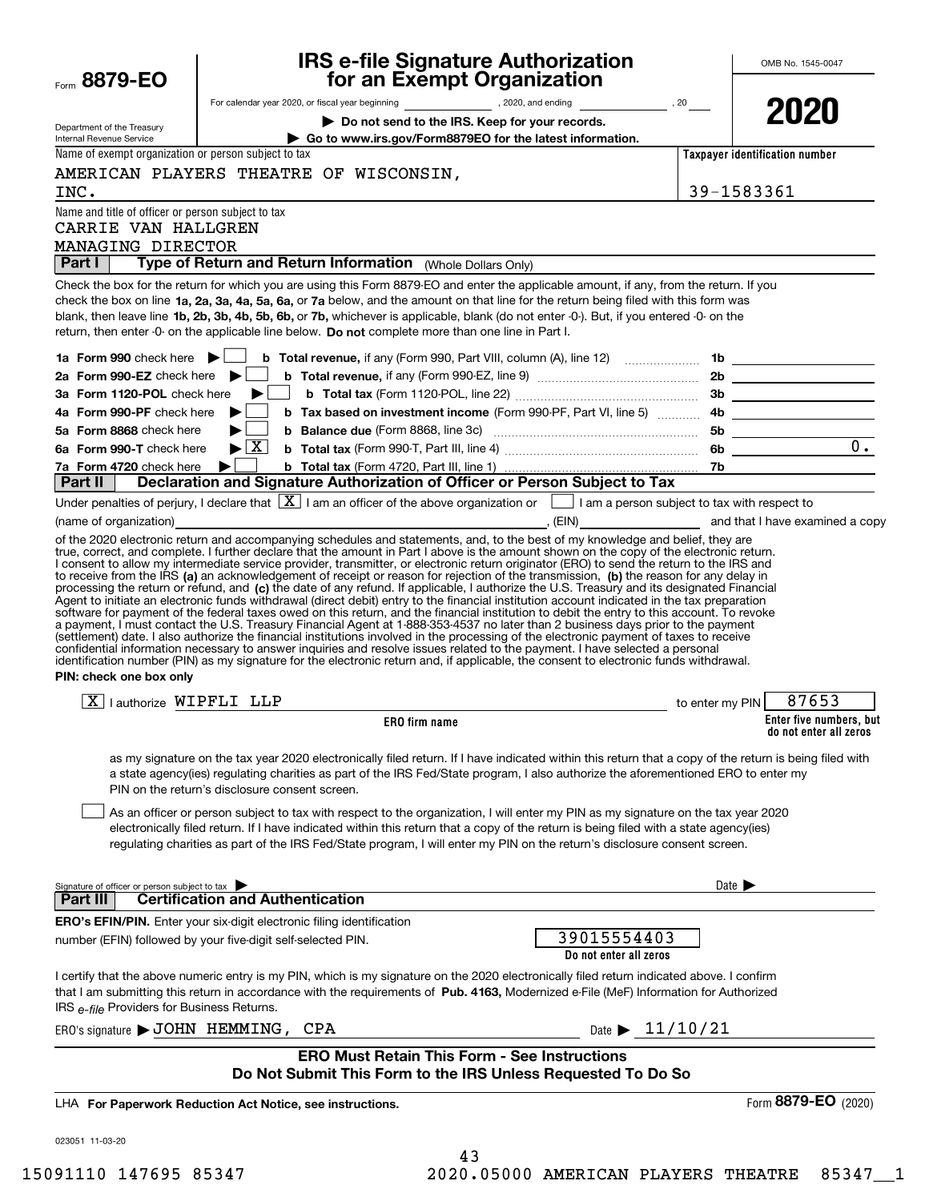Form **8879-EO**

Department of the Treasury
Internal Revenue Service

# IRS e-file Signature Authorization for an Exempt Organization

For calendar year 2020, or fiscal year beginning ____________, 2020, and ending ____________, 20___

▶ **Do not send to the IRS. Keep for your records.**

▶ **Go to www.irs.gov/Form8879EO for the latest information.**

OMB No. 1545-0047

**2020**

Name of exempt organization or person subject to tax: AMERICAN PLAYERS THEATRE OF WISCONSIN, INC.

**Taxpayer identification number:** 39-1583361

Name and title of officer or person subject to tax:
CARRIE VAN HALLGREN
MANAGING DIRECTOR

## Part I — Type of Return and Return Information (Whole Dollars Only)

Check the box for the return for which you are using this Form 8879-EO and enter the applicable amount, if any, from the return. If you check the box on line **1a, 2a, 3a, 4a, 5a, 6a,** or **7a** below, and the amount on that line for the return being filed with this form was blank, then leave line **1b, 2b, 3b, 4b, 5b, 6b,** or **7b,** whichever is applicable, blank (do not enter -0-). But, if you entered -0- on the return, then enter -0- on the applicable line below. **Do not** complete more than one line in Part I.

| | | | |
|---|---|---|---|
| **1a Form 990** check here ▶ ☐ | **b Total revenue,** if any (Form 990, Part VIII, column (A), line 12) | 1b | |
| **2a Form 990-EZ** check here ▶ ☐ | **b Total revenue,** if any (Form 990-EZ, line 9) | 2b | |
| **3a Form 1120-POL** check here ▶ ☐ | **b Total tax** (Form 1120-POL, line 22) | 3b | |
| **4a Form 990-PF** check here ▶ ☐ | **b Tax based on investment income** (Form 990-PF, Part VI, line 5) | 4b | |
| **5a Form 8868** check here ▶ ☐ | **b Balance due** (Form 8868, line 3c) | 5b | |
| **6a Form 990-T** check here ▶ ☒ | **b Total tax** (Form 990-T, Part III, line 4) | 6b | 0. |
| **7a Form 4720** check here ▶ ☐ | **b Total tax** (Form 4720, Part III, line 1) | 7b | |

## Part II — Declaration and Signature Authorization of Officer or Person Subject to Tax

Under penalties of perjury, I declare that ☒ I am an officer of the above organization or ☐ I am a person subject to tax with respect to (name of organization) ____________, (EIN) ____________ and that I have examined a copy of the 2020 electronic return and accompanying schedules and statements, and, to the best of my knowledge and belief, they are true, correct, and complete. I further declare that the amount in Part I above is the amount shown on the copy of the electronic return. I consent to allow my intermediate service provider, transmitter, or electronic return originator (ERO) to send the return to the IRS and to receive from the IRS **(a)** an acknowledgement of receipt or reason for rejection of the transmission, **(b)** the reason for any delay in processing the return or refund, and **(c)** the date of any refund. If applicable, I authorize the U.S. Treasury and its designated Financial Agent to initiate an electronic funds withdrawal (direct debit) entry to the financial institution account indicated in the tax preparation software for payment of the federal taxes owed on this return, and the financial institution to debit the entry to this account. To revoke a payment, I must contact the U.S. Treasury Financial Agent at 1-888-353-4537 no later than 2 business days prior to the payment (settlement) date. I also authorize the financial institutions involved in the processing of the electronic payment of taxes to receive confidential information necessary to answer inquiries and resolve issues related to the payment. I have selected a personal identification number (PIN) as my signature for the electronic return and, if applicable, the consent to electronic funds withdrawal.

**PIN: check one box only**

☒ I authorize WIPFLI LLP (**ERO firm name**) to enter my PIN 87653 (**Enter five numbers, but do not enter all zeros**) as my signature on the tax year 2020 electronically filed return. If I have indicated within this return that a copy of the return is being filed with a state agency(ies) regulating charities as part of the IRS Fed/State program, I also authorize the aforementioned ERO to enter my PIN on the return's disclosure consent screen.

☐ As an officer or person subject to tax with respect to the organization, I will enter my PIN as my signature on the tax year 2020 electronically filed return. If I have indicated within this return that a copy of the return is being filed with a state agency(ies) regulating charities as part of the IRS Fed/State program, I will enter my PIN on the return's disclosure consent screen.

Signature of officer or person subject to tax ▶ ____________ Date ▶ ____________

## Part III — Certification and Authentication

**ERO's EFIN/PIN.** Enter your six-digit electronic filing identification number (EFIN) followed by your five-digit self-selected PIN. 39015554403 (**Do not enter all zeros**)

I certify that the above numeric entry is my PIN, which is my signature on the 2020 electronically filed return indicated above. I confirm that I am submitting this return in accordance with the requirements of **Pub. 4163,** Modernized e-File (MeF) Information for Authorized IRS *e-file* Providers for Business Returns.

ERO's signature ▶ JOHN HEMMING, CPA Date ▶ 11/10/21

**ERO Must Retain This Form - See Instructions**
**Do Not Submit This Form to the IRS Unless Requested To Do So**

LHA **For Paperwork Reduction Act Notice, see instructions.** Form **8879-EO** (2020)

023051 11-03-20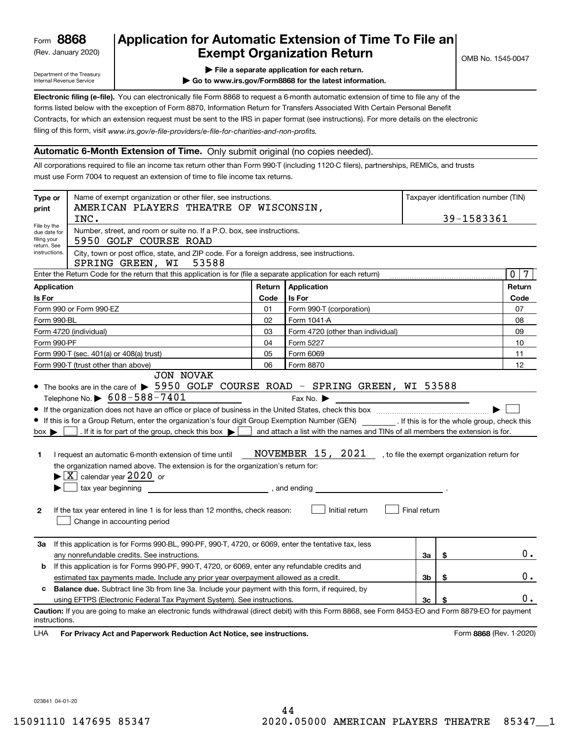Form **8868**
(Rev. January 2020)
Department of the Treasury
Internal Revenue Service

# Application for Automatic Extension of Time To File an Exempt Organization Return

OMB No. 1545-0047

▶ File a separate application for each return.
▶ Go to www.irs.gov/Form8868 for the latest information.

**Electronic filing (e-file).** You can electronically file Form 8868 to request a 6-month automatic extension of time to file any of the forms listed below with the exception of Form 8870, Information Return for Transfers Associated With Certain Personal Benefit Contracts, for which an extension request must be sent to the IRS in paper format (see instructions). For more details on the electronic filing of this form, visit *www.irs.gov/e-file-providers/e-file-for-charities-and-non-profits.*

## Automatic 6-Month Extension of Time. Only submit original (no copies needed).

All corporations required to file an income tax return other than Form 990-T (including 1120-C filers), partnerships, REMICs, and trusts must use Form 7004 to request an extension of time to file income tax returns.

**Type or print** — File by the due date for filing your return. See instructions.

Name of exempt organization or other filer, see instructions.
AMERICAN PLAYERS THEATRE OF WISCONSIN, INC.

Taxpayer identification number (TIN): 39-1583361

Number, street, and room or suite no. If a P.O. box, see instructions.
5950 GOLF COURSE ROAD

City, town or post office, state, and ZIP code. For a foreign address, see instructions.
SPRING GREEN, WI 53588

Enter the Return Code for the return that this application is for (file a separate application for each return): 07

| Application Is For | Return Code | Application Is For | Return Code |
|---|---|---|---|
| Form 990 or Form 990-EZ | 01 | Form 990-T (corporation) | 07 |
| Form 990-BL | 02 | Form 1041-A | 08 |
| Form 4720 (individual) | 03 | Form 4720 (other than individual) | 09 |
| Form 990-PF | 04 | Form 5227 | 10 |
| Form 990-T (sec. 401(a) or 408(a) trust) | 05 | Form 6069 | 11 |
| Form 990-T (trust other than above) | 06 | Form 8870 | 12 |

- The books are in the care of ▶ JON NOVAK
  5950 GOLF COURSE ROAD - SPRING GREEN, WI 53588
  Telephone No. ▶ 608-588-7401 Fax No. ▶
- If the organization does not have an office or place of business in the United States, check this box ▶ ☐
- If this is for a Group Return, enter the organization's four digit Group Exemption Number (GEN) ________ . If this is for the whole group, check this box ▶ ☐ . If it is for part of the group, check this box ▶ ☐ and attach a list with the names and TINs of all members the extension is for.

**1** I request an automatic 6-month extension of time until NOVEMBER 15, 2021, to file the exempt organization return for the organization named above. The extension is for the organization's return for:
▶ ☒ calendar year 2020 or
▶ ☐ tax year beginning ________________, and ending ________________.

**2** If the tax year entered in line 1 is for less than 12 months, check reason: ☐ Initial return ☐ Final return
☐ Change in accounting period

| | | | |
|---|---|---|---|
| **3a** | If this application is for Forms 990-BL, 990-PF, 990-T, 4720, or 6069, enter the tentative tax, less any nonrefundable credits. See instructions. | 3a | $ 0. |
| **b** | If this application is for Forms 990-PF, 990-T, 4720, or 6069, enter any refundable credits and estimated tax payments made. Include any prior year overpayment allowed as a credit. | 3b | $ 0. |
| **c** | **Balance due.** Subtract line 3b from line 3a. Include your payment with this form, if required, by using EFTPS (Electronic Federal Tax Payment System). See instructions. | 3c | $ 0. |

**Caution:** If you are going to make an electronic funds withdrawal (direct debit) with this Form 8868, see Form 8453-EO and Form 8879-EO for payment instructions.

LHA **For Privacy Act and Paperwork Reduction Act Notice, see instructions.** Form **8868** (Rev. 1-2020)

023841 04-01-20

15091110 147695 85347 2020.05000 AMERICAN PLAYERS THEATRE 85347__1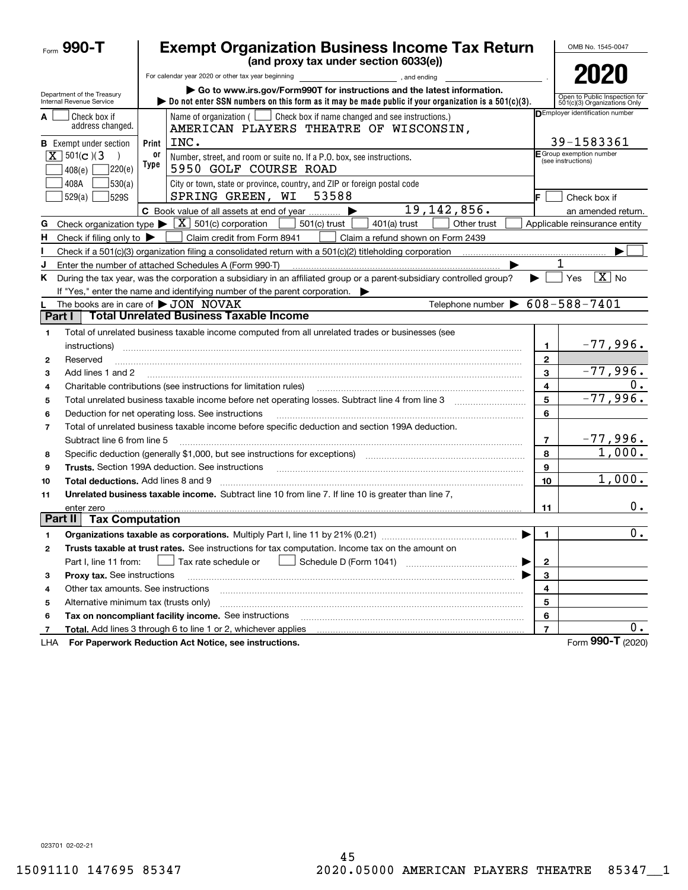Form **990-T**

# Exempt Organization Business Income Tax Return

**(and proxy tax under section 6033(e))**

For calendar year 2020 or other tax year beginning , and ending .

▶ Go to www.irs.gov/Form990T for instructions and the latest information.

▶ Do not enter SSN numbers on this form as it may be made public if your organization is a 501(c)(3).

Department of the Treasury
Internal Revenue Service

OMB No. 1545-0047

**2020**

Open to Public Inspection for 501(c)(3) Organizations Only

**A** ☐ Check box if address changed.

**B** Exempt under section
[X] 501(C)(3 )
☐ 408(e) ☐ 220(e)
☐ 408A ☐ 530(a)
☐ 529(a) ☐ 529S

Print or Type

Name of organization ( ☐ Check box if name changed and see instructions.)
AMERICAN PLAYERS THEATRE OF WISCONSIN, INC.

Number, street, and room or suite no. If a P.O. box, see instructions.
5950 GOLF COURSE ROAD

City or town, state or province, country, and ZIP or foreign postal code
SPRING GREEN, WI 53588

**C** Book value of all assets at end of year ▶ 19,142,856.

**D** Employer identification number
39-1583361

**E** Group exemption number (see instructions)

**F** ☐ Check box if an amended return.

**G** Check organization type ▶ [X] 501(c) corporation ☐ 501(c) trust ☐ 401(a) trust ☐ Other trust ☐ Applicable reinsurance entity

**H** Check if filing only to ▶ ☐ Claim credit from Form 8941 ☐ Claim a refund shown on Form 2439

**I** Check if a 501(c)(3) organization filing a consolidated return with a 501(c)(2) titleholding corporation ▶ ☐

**J** Enter the number of attached Schedules A (Form 990-T) ▶ 1

**K** During the tax year, was the corporation a subsidiary in an affiliated group or a parent-subsidiary controlled group? ▶ ☐ Yes [X] No
If "Yes," enter the name and identifying number of the parent corporation. ▶

**L** The books are in care of ▶ JON NOVAK Telephone number ▶ 608-588-7401

## Part I Total Unrelated Business Taxable Income

| | | | |
|---|---|---|---|
| 1 | Total of unrelated business taxable income computed from all unrelated trades or businesses (see instructions) | 1 | -77,996. |
| 2 | Reserved | 2 | |
| 3 | Add lines 1 and 2 | 3 | -77,996. |
| 4 | Charitable contributions (see instructions for limitation rules) | 4 | 0. |
| 5 | Total unrelated business taxable income before net operating losses. Subtract line 4 from line 3 | 5 | -77,996. |
| 6 | Deduction for net operating loss. See instructions | 6 | |
| 7 | Total of unrelated business taxable income before specific deduction and section 199A deduction. Subtract line 6 from line 5 | 7 | -77,996. |
| 8 | Specific deduction (generally $1,000, but see instructions for exceptions) | 8 | 1,000. |
| 9 | **Trusts.** Section 199A deduction. See instructions | 9 | |
| 10 | **Total deductions.** Add lines 8 and 9 | 10 | 1,000. |
| 11 | **Unrelated business taxable income.** Subtract line 10 from line 7. If line 10 is greater than line 7, enter zero | 11 | 0. |

## Part II Tax Computation

| | | | |
|---|---|---|---|
| 1 | **Organizations taxable as corporations.** Multiply Part I, line 11 by 21% (0.21) ▶ | 1 | 0. |
| 2 | **Trusts taxable at trust rates.** See instructions for tax computation. Income tax on the amount on Part I, line 11 from: ☐ Tax rate schedule or ☐ Schedule D (Form 1041) ▶ | 2 | |
| 3 | **Proxy tax.** See instructions ▶ | 3 | |
| 4 | Other tax amounts. See instructions | 4 | |
| 5 | Alternative minimum tax (trusts only) | 5 | |
| 6 | **Tax on noncompliant facility income.** See instructions | 6 | |
| 7 | **Total.** Add lines 3 through 6 to line 1 or 2, whichever applies | 7 | 0. |

LHA **For Paperwork Reduction Act Notice, see instructions.** Form **990-T** (2020)

023701 02-02-21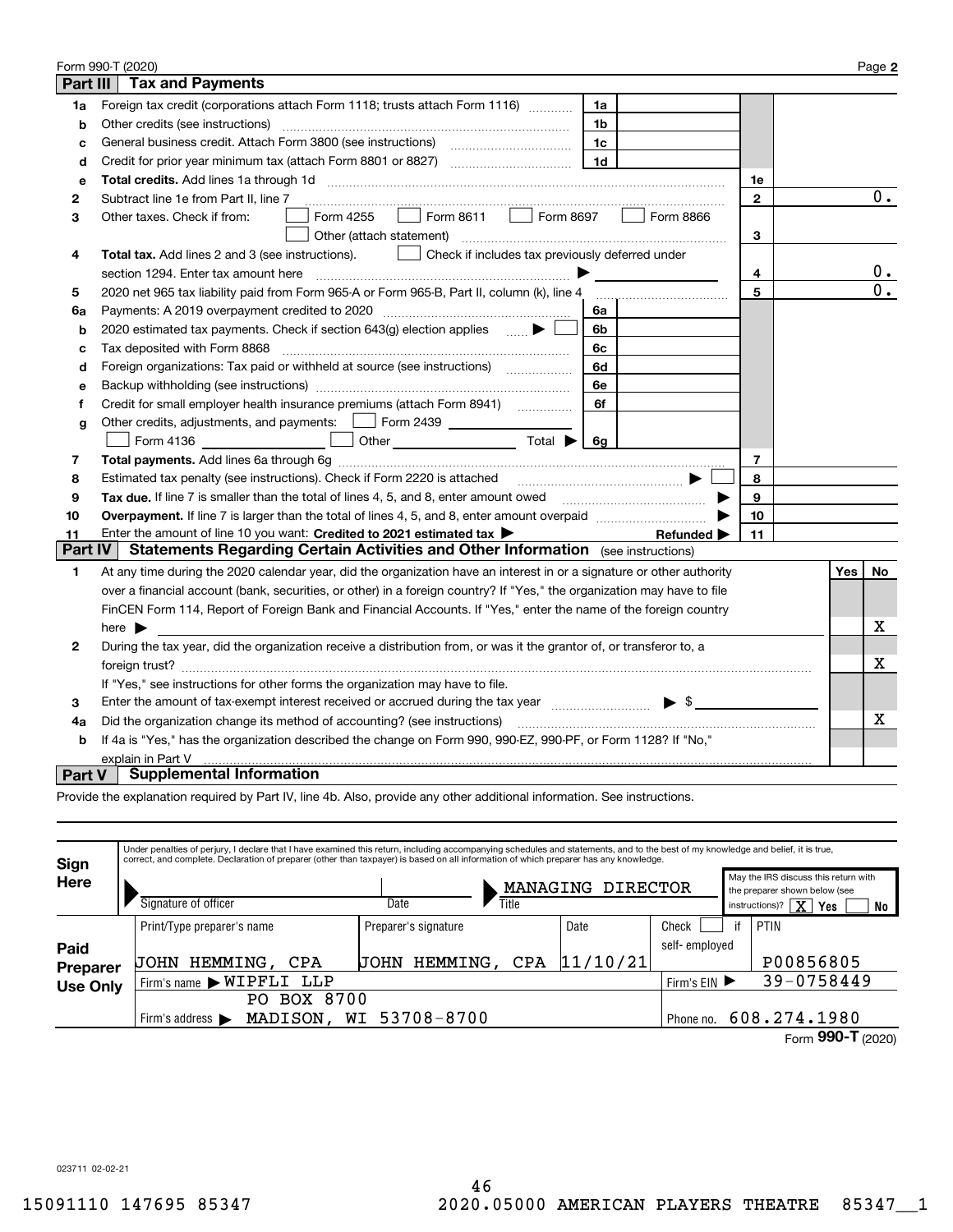Form 990-T (2020) Page **2**

## Part III Tax and Payments

| | | | | | |
|---|---|---|---|---|---|
| **1a** | Foreign tax credit (corporations attach Form 1118; trusts attach Form 1116) | 1a | | | |
| **b** | Other credits (see instructions) | 1b | | | |
| **c** | General business credit. Attach Form 3800 (see instructions) | 1c | | | |
| **d** | Credit for prior year minimum tax (attach Form 8801 or 8827) | 1d | | | |
| **e** | **Total credits.** Add lines 1a through 1d | | | 1e | |
| **2** | Subtract line 1e from Part II, line 7 | | | 2 | 0. |
| **3** | Other taxes. Check if from: ☐ Form 4255 ☐ Form 8611 ☐ Form 8697 ☐ Form 8866 ☐ Other (attach statement) | | | 3 | |
| **4** | **Total tax.** Add lines 2 and 3 (see instructions). ☐ Check if includes tax previously deferred under section 1294. Enter tax amount here ▶ | | | 4 | 0. |
| **5** | 2020 net 965 tax liability paid from Form 965-A or Form 965-B, Part II, column (k), line 4 | | | 5 | 0. |
| **6a** | Payments: A 2019 overpayment credited to 2020 | 6a | | | |
| **b** | 2020 estimated tax payments. Check if section 643(g) election applies ▶ ☐ | 6b | | | |
| **c** | Tax deposited with Form 8868 | 6c | | | |
| **d** | Foreign organizations: Tax paid or withheld at source (see instructions) | 6d | | | |
| **e** | Backup withholding (see instructions) | 6e | | | |
| **f** | Credit for small employer health insurance premiums (attach Form 8941) | 6f | | | |
| **g** | Other credits, adjustments, and payments: ☐ Form 2439 ☐ Form 4136 ☐ Other Total ▶ | 6g | | | |
| **7** | **Total payments.** Add lines 6a through 6g | | | 7 | |
| **8** | Estimated tax penalty (see instructions). Check if Form 2220 is attached ▶ ☐ | | | 8 | |
| **9** | **Tax due.** If line 7 is smaller than the total of lines 4, 5, and 8, enter amount owed ▶ | | | 9 | |
| **10** | **Overpayment.** If line 7 is larger than the total of lines 4, 5, and 8, enter amount overpaid ▶ | | | 10 | |
| **11** | Enter the amount of line 10 you want: **Credited to 2021 estimated tax** ▶ **Refunded** ▶ | | | 11 | |

## Part IV Statements Regarding Certain Activities and Other Information (see instructions)

| | | Yes | No |
|---|---|---|---|
| **1** | At any time during the 2020 calendar year, did the organization have an interest in or a signature or other authority over a financial account (bank, securities, or other) in a foreign country? If "Yes," the organization may have to file FinCEN Form 114, Report of Foreign Bank and Financial Accounts. If "Yes," enter the name of the foreign country here ▶ | | X |
| **2** | During the tax year, did the organization receive a distribution from, or was it the grantor of, or transferor to, a foreign trust? If "Yes," see instructions for other forms the organization may have to file. | | X |
| **3** | Enter the amount of tax-exempt interest received or accrued during the tax year ▶ $ | | |
| **4a** | Did the organization change its method of accounting? (see instructions) | | X |
| **b** | If 4a is "Yes," has the organization described the change on Form 990, 990-EZ, 990-PF, or Form 1128? If "No," explain in Part V | | |

## Part V Supplemental Information

Provide the explanation required by Part IV, line 4b. Also, provide any other additional information. See instructions.

**Sign Here**

Under penalties of perjury, I declare that I have examined this return, including accompanying schedules and statements, and to the best of my knowledge and belief, it is true, correct, and complete. Declaration of preparer (other than taxpayer) is based on all information of which preparer has any knowledge.

| Signature of officer | Date | Title |
|---|---|---|
| | | MANAGING DIRECTOR |

May the IRS discuss this return with the preparer shown below (see instructions)? [X] Yes [ ] No

**Paid Preparer Use Only**

| Print/Type preparer's name | Preparer's signature | Date | Check ☐ if self-employed | PTIN |
|---|---|---|---|---|
| JOHN HEMMING, CPA | JOHN HEMMING, CPA | 11/10/21 | | P00856805 |
| Firm's name ▶ WIPFLI LLP | | | Firm's EIN ▶ | 39-0758449 |
| Firm's address ▶ PO BOX 8700 MADISON, WI 53708-8700 | | | Phone no. | 608.274.1980 |

Form **990-T** (2020)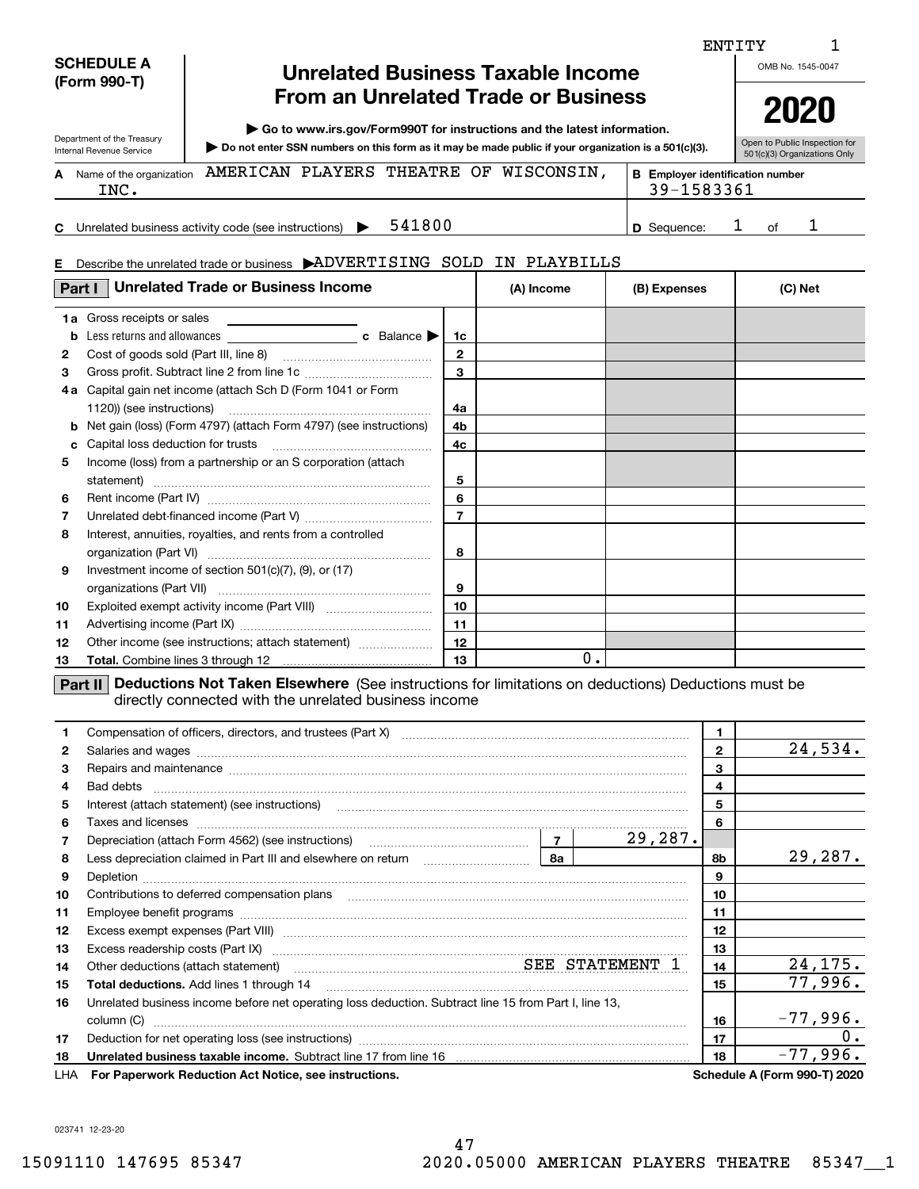ENTITY 1

**SCHEDULE A (Form 990-T)**

Department of the Treasury
Internal Revenue Service

# Unrelated Business Taxable Income From an Unrelated Trade or Business

▶ Go to www.irs.gov/Form990T for instructions and the latest information.

▶ Do not enter SSN numbers on this form as it may be made public if your organization is a 501(c)(3).

OMB No. 1545-0047

**2020**

Open to Public Inspection for 501(c)(3) Organizations Only

**A** Name of the organization AMERICAN PLAYERS THEATRE OF WISCONSIN, INC.

**B** Employer identification number 39-1583361

**C** Unrelated business activity code (see instructions) ▶ 541800

**D** Sequence: 1 of 1

**E** Describe the unrelated trade or business ▶ADVERTISING SOLD IN PLAYBILLS

## Part I Unrelated Trade or Business Income

| | | | (A) Income | (B) Expenses | (C) Net |
|---|---|---|---|---|---|
| 1a | Gross receipts or sales | | | | |
| b | Less returns and allowances c Balance ▶ | 1c | | | |
| 2 | Cost of goods sold (Part III, line 8) | 2 | | | |
| 3 | Gross profit. Subtract line 2 from line 1c | 3 | | | |
| 4a | Capital gain net income (attach Sch D (Form 1041 or Form 1120)) (see instructions) | 4a | | | |
| b | Net gain (loss) (Form 4797) (attach Form 4797) (see instructions) | 4b | | | |
| c | Capital loss deduction for trusts | 4c | | | |
| 5 | Income (loss) from a partnership or an S corporation (attach statement) | 5 | | | |
| 6 | Rent income (Part IV) | 6 | | | |
| 7 | Unrelated debt-financed income (Part V) | 7 | | | |
| 8 | Interest, annuities, royalties, and rents from a controlled organization (Part VI) | 8 | | | |
| 9 | Investment income of section 501(c)(7), (9), or (17) organizations (Part VII) | 9 | | | |
| 10 | Exploited exempt activity income (Part VIII) | 10 | | | |
| 11 | Advertising income (Part IX) | 11 | | | |
| 12 | Other income (see instructions; attach statement) | 12 | | | |
| 13 | **Total.** Combine lines 3 through 12 | 13 | 0. | | |

## Part II Deductions Not Taken Elsewhere (See instructions for limitations on deductions) Deductions must be directly connected with the unrelated business income

| | | | | | |
|---|---|---|---|---|---|
| 1 | Compensation of officers, directors, and trustees (Part X) | | | 1 | |
| 2 | Salaries and wages | | | 2 | 24,534. |
| 3 | Repairs and maintenance | | | 3 | |
| 4 | Bad debts | | | 4 | |
| 5 | Interest (attach statement) (see instructions) | | | 5 | |
| 6 | Taxes and licenses | | | 6 | |
| 7 | Depreciation (attach Form 4562) (see instructions) | 7 | 29,287. | | |
| 8 | Less depreciation claimed in Part III and elsewhere on return | 8a | | 8b | 29,287. |
| 9 | Depletion | | | 9 | |
| 10 | Contributions to deferred compensation plans | | | 10 | |
| 11 | Employee benefit programs | | | 11 | |
| 12 | Excess exempt expenses (Part VIII) | | | 12 | |
| 13 | Excess readership costs (Part IX) | | | 13 | |
| 14 | Other deductions (attach statement) SEE STATEMENT 1 | | | 14 | 24,175. |
| 15 | **Total deductions.** Add lines 1 through 14 | | | 15 | 77,996. |
| 16 | Unrelated business income before net operating loss deduction. Subtract line 15 from Part I, line 13, column (C) | | | 16 | -77,996. |
| 17 | Deduction for net operating loss (see instructions) | | | 17 | 0. |
| 18 | **Unrelated business taxable income.** Subtract line 17 from line 16 | | | 18 | -77,996. |

LHA **For Paperwork Reduction Act Notice, see instructions.** **Schedule A (Form 990-T) 2020**

023741 12-23-20

15091110 147695 85347 2020.05000 AMERICAN PLAYERS THEATRE 85347__1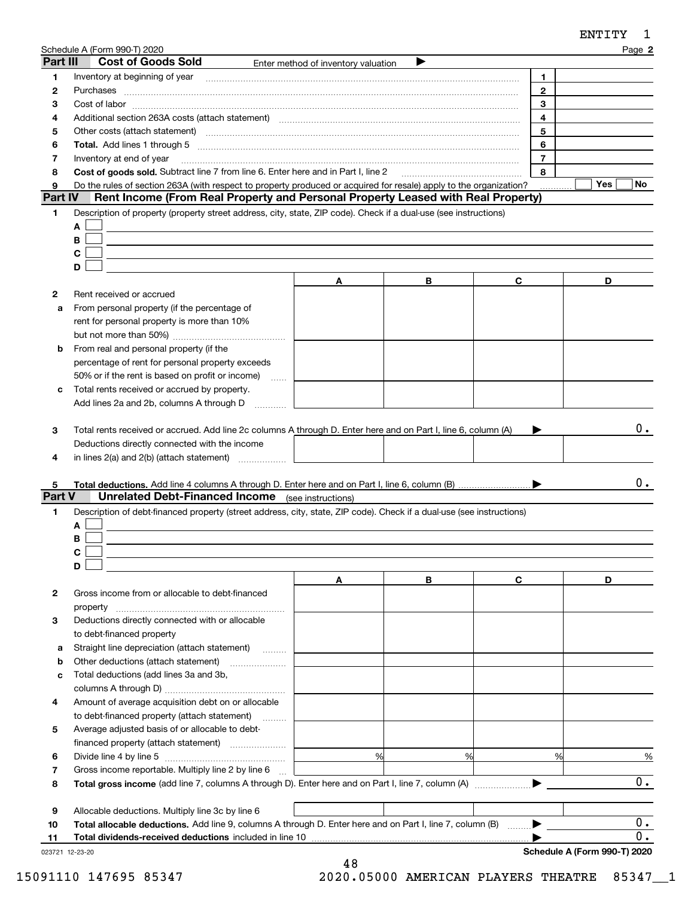Schedule A (Form 990-T) 2020

## Part III Cost of Goods Sold

Enter method of inventory valuation ▶

| | | | |
|---|---|---|---|
| 1 | Inventory at beginning of year | 1 | |
| 2 | Purchases | 2 | |
| 3 | Cost of labor | 3 | |
| 4 | Additional section 263A costs (attach statement) | 4 | |
| 5 | Other costs (attach statement) | 5 | |
| 6 | **Total.** Add lines 1 through 5 | 6 | |
| 7 | Inventory at end of year | 7 | |
| 8 | **Cost of goods sold.** Subtract line 7 from line 6. Enter here and in Part I, line 2 | 8 | |
| 9 | Do the rules of section 263A (with respect to property produced or acquired for resale) apply to the organization? | | Yes ☐ No ☐ |

## Part IV Rent Income (From Real Property and Personal Property Leased with Real Property)

1 Description of property (property street address, city, state, ZIP code). Check if a dual-use (see instructions)

A ☐

B ☐

C ☐

D ☐

| | | A | B | C | D |
|---|---|---|---|---|---|
| 2 | Rent received or accrued | | | | |
| a | From personal property (if the percentage of rent for personal property is more than 10% but not more than 50%) | | | | |
| b | From real and personal property (if the percentage of rent for personal property exceeds 50% or if the rent is based on profit or income) | | | | |
| c | Total rents received or accrued by property. Add lines 2a and 2b, columns A through D | | | | |

3 Total rents received or accrued. Add line 2c columns A through D. Enter here and on Part I, line 6, column (A) ▶ 0.

| | | A | B | C | D |
|---|---|---|---|---|---|
| 4 | Deductions directly connected with the income in lines 2(a) and 2(b) (attach statement) | | | | |

5 **Total deductions.** Add line 4 columns A through D. Enter here and on Part I, line 6, column (B) ▶ 0.

## Part V Unrelated Debt-Financed Income (see instructions)

1 Description of debt-financed property (street address, city, state, ZIP code). Check if a dual-use (see instructions)

A ☐

B ☐

C ☐

D ☐

| | | A | B | C | D |
|---|---|---|---|---|---|
| 2 | Gross income from or allocable to debt-financed property | | | | |
| 3 | Deductions directly connected with or allocable to debt-financed property | | | | |
| a | Straight line depreciation (attach statement) | | | | |
| b | Other deductions (attach statement) | | | | |
| c | Total deductions (add lines 3a and 3b, columns A through D) | | | | |
| 4 | Amount of average acquisition debt on or allocable to debt-financed property (attach statement) | | | | |
| 5 | Average adjusted basis of or allocable to debt-financed property (attach statement) | | | | |
| 6 | Divide line 4 by line 5 | % | % | % | % |
| 7 | Gross income reportable. Multiply line 2 by line 6 | | | | |

8 **Total gross income** (add line 7, columns A through D). Enter here and on Part I, line 7, column (A) ▶ 0.

| | | A | B | C | D |
|---|---|---|---|---|---|
| 9 | Allocable deductions. Multiply line 3c by line 6 | | | | |

10 **Total allocable deductions.** Add line 9, columns A through D. Enter here and on Part I, line 7, column (B) ▶ 0.

11 **Total dividends-received deductions** included in line 10 ▶ 0.

**Schedule A (Form 990-T) 2020**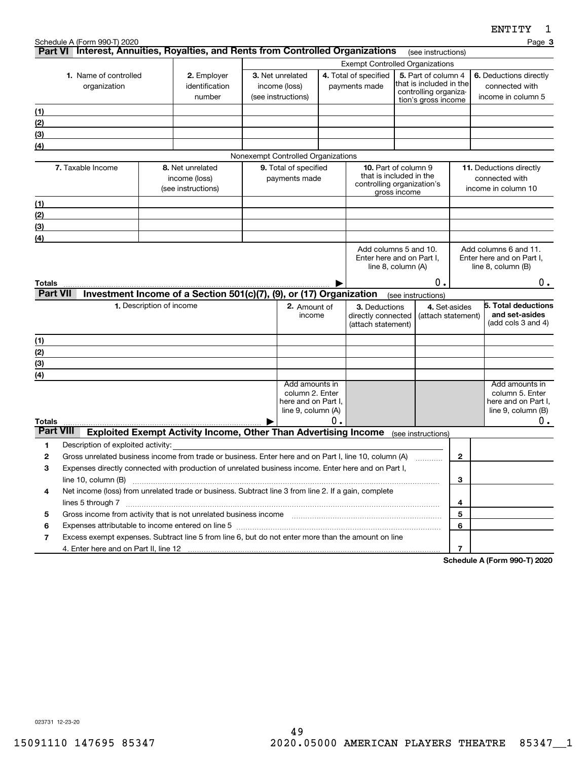ENTITY 1

Schedule A (Form 990-T) 2020 Page **3**

## Part VI Interest, Annuities, Royalties, and Rents from Controlled Organizations (see instructions)

| 1. Name of controlled organization | 2. Employer identification number | Exempt Controlled Organizations | | | |
|---|---|---|---|---|---|
| | | 3. Net unrelated income (loss) (see instructions) | 4. Total of specified payments made | 5. Part of column 4 that is included in the controlling organization's gross income | 6. Deductions directly connected with income in column 5 |
| (1) | | | | | |
| (2) | | | | | |
| (3) | | | | | |
| (4) | | | | | |

Nonexempt Controlled Organizations

| 7. Taxable Income | 8. Net unrelated income (loss) (see instructions) | 9. Total of specified payments made | 10. Part of column 9 that is included in the controlling organization's gross income | 11. Deductions directly connected with income in column 10 |
|---|---|---|---|---|
| (1) | | | | |
| (2) | | | | |
| (3) | | | | |
| (4) | | | | |
| **Totals** ▶ | | | Add columns 5 and 10. Enter here and on Part I, line 8, column (A) 0. | Add columns 6 and 11. Enter here and on Part I, line 8, column (B) 0. |

## Part VII Investment Income of a Section 501(c)(7), (9), or (17) Organization (see instructions)

| 1. Description of income | 2. Amount of income | 3. Deductions directly connected (attach statement) | 4. Set-asides (attach statement) | 5. Total deductions and set-asides (add cols 3 and 4) |
|---|---|---|---|---|
| (1) | | | | |
| (2) | | | | |
| (3) | | | | |
| (4) | | | | |
| **Totals** ▶ | Add amounts in column 2. Enter here and on Part I, line 9, column (A) 0. | | | Add amounts in column 5. Enter here and on Part I, line 9, column (B) 0. |

## Part VIII Exploited Exempt Activity Income, Other Than Advertising Income (see instructions)

| | | Line | Amount |
|---|---|---|---|
| 1 | Description of exploited activity: | | |
| 2 | Gross unrelated business income from trade or business. Enter here and on Part I, line 10, column (A) | 2 | |
| 3 | Expenses directly connected with production of unrelated business income. Enter here and on Part I, line 10, column (B) | 3 | |
| 4 | Net income (loss) from unrelated trade or business. Subtract line 3 from line 2. If a gain, complete lines 5 through 7 | 4 | |
| 5 | Gross income from activity that is not unrelated business income | 5 | |
| 6 | Expenses attributable to income entered on line 5 | 6 | |
| 7 | Excess exempt expenses. Subtract line 5 from line 6, but do not enter more than the amount on line 4. Enter here and on Part II, line 12 | 7 | |

**Schedule A (Form 990-T) 2020**

023731 12-23-20

15091110 147695 85347 2020.05000 AMERICAN PLAYERS THEATRE 85347__1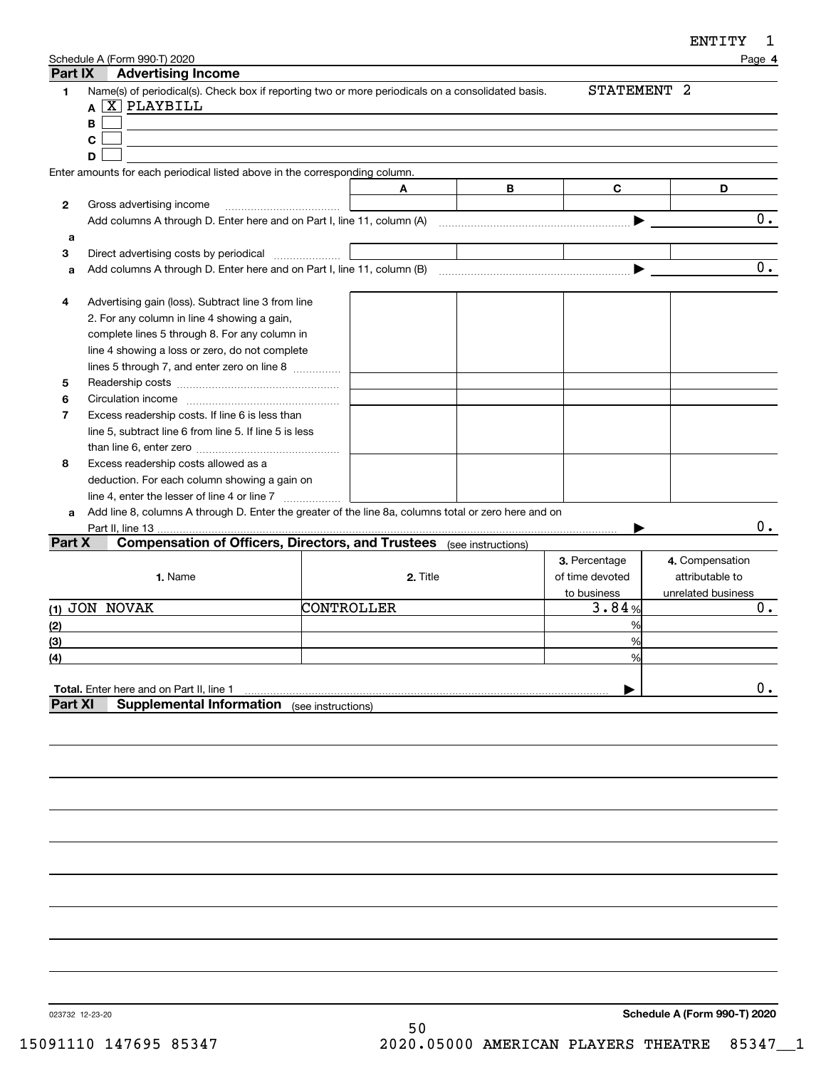ENTITY 1

Schedule A (Form 990-T) 2020 Page **4**

## Part IX Advertising Income

**1** Name(s) of periodical(s). Check box if reporting two or more periodicals on a consolidated basis. STATEMENT 2

**A** [X] PLAYBILL

**B** [ ]

**C** [ ]

**D** [ ]

Enter amounts for each periodical listed above in the corresponding column.

| | | A | B | C | D |
|---|---|---|---|---|---|
| **2** | Gross advertising income | | | | |
| | Add columns A through D. Enter here and on Part I, line 11, column (A) | | | | 0. |
| **a** | | | | | |
| **3** | Direct advertising costs by periodical | | | | |
| **a** | Add columns A through D. Enter here and on Part I, line 11, column (B) | | | | 0. |
| **4** | Advertising gain (loss). Subtract line 3 from line 2. For any column in line 4 showing a gain, complete lines 5 through 8. For any column in line 4 showing a loss or zero, do not complete lines 5 through 7, and enter zero on line 8 | | | | |
| **5** | Readership costs | | | | |
| **6** | Circulation income | | | | |
| **7** | Excess readership costs. If line 6 is less than line 5, subtract line 6 from line 5. If line 5 is less than line 6, enter zero | | | | |
| **8** | Excess readership costs allowed as a deduction. For each column showing a gain on line 4, enter the lesser of line 4 or line 7 | | | | |
| **a** | Add line 8, columns A through D. Enter the greater of the line 8a, columns total or zero here and on Part II, line 13 | | | | 0. |

## Part X Compensation of Officers, Directors, and Trustees (see instructions)

| | 1. Name | 2. Title | 3. Percentage of time devoted to business | 4. Compensation attributable to unrelated business |
|---|---|---|---|---|
| (1) | JON NOVAK | CONTROLLER | 3.84 % | 0. |
| (2) | | | % | |
| (3) | | | % | |
| (4) | | | % | |
| **Total.** Enter here and on Part II, line 1 | | | | 0. |

## Part XI Supplemental Information (see instructions)

023732 12-23-20 **Schedule A (Form 990-T) 2020**

15091110 147695 85347 2020.05000 AMERICAN PLAYERS THEATRE 85347__1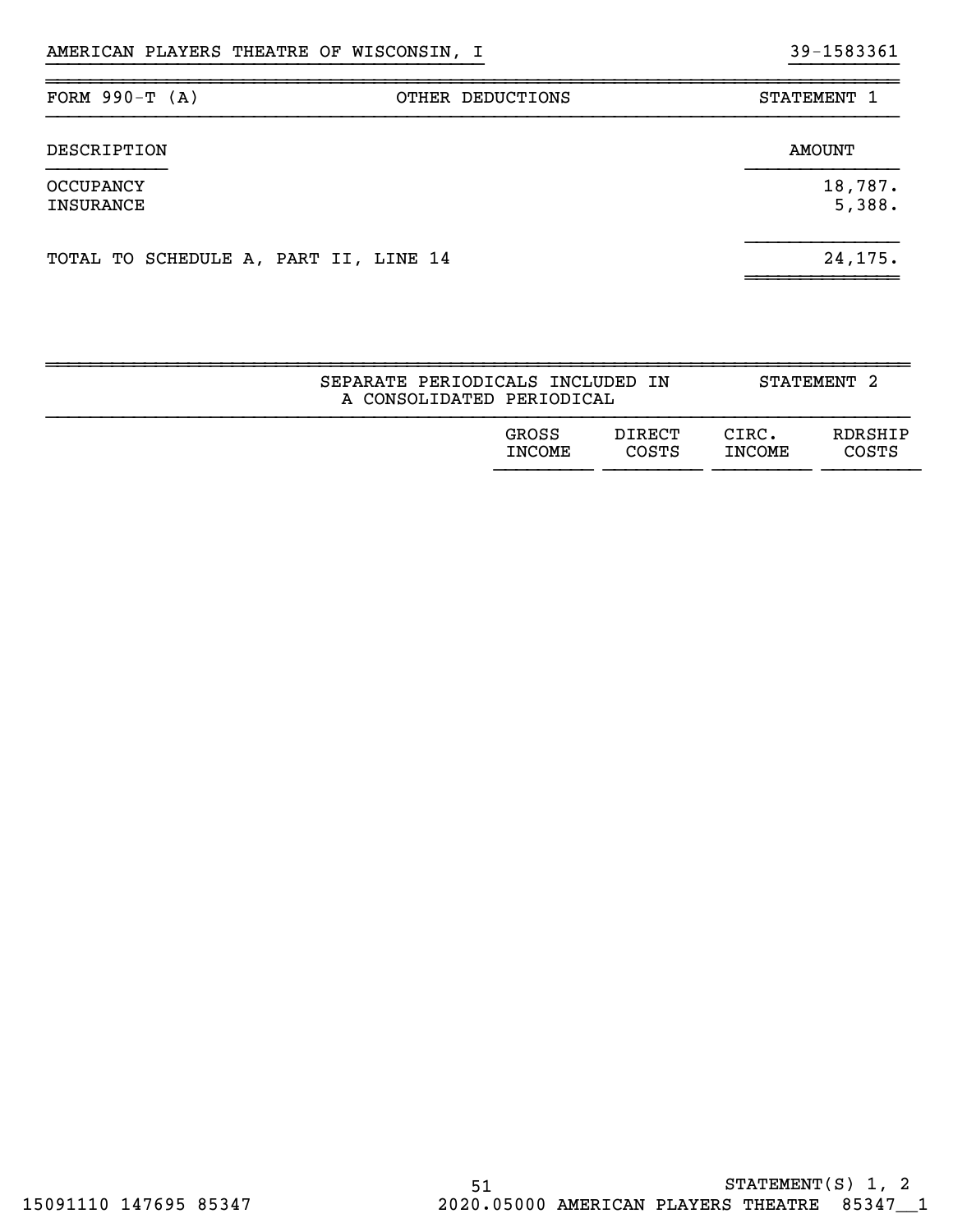AMERICAN PLAYERS THEATRE OF WISCONSIN, I 39-1583361

| FORM 990-T (A) | OTHER DEDUCTIONS | STATEMENT 1 |
|---|---|---|

| DESCRIPTION | AMOUNT |
|---|---|
| OCCUPANCY | 18,787. |
| INSURANCE | 5,388. |
| TOTAL TO SCHEDULE A, PART II, LINE 14 | 24,175. |

| SEPARATE PERIODICALS INCLUDED IN A CONSOLIDATED PERIODICAL | | | | STATEMENT 2 |
|---|---|---|---|---|
| | GROSS INCOME | DIRECT COSTS | CIRC. INCOME | RDRSHIP COSTS |

STATEMENT(S) 1, 2

15091110 147695 85347 2020.05000 AMERICAN PLAYERS THEATRE 85347__1